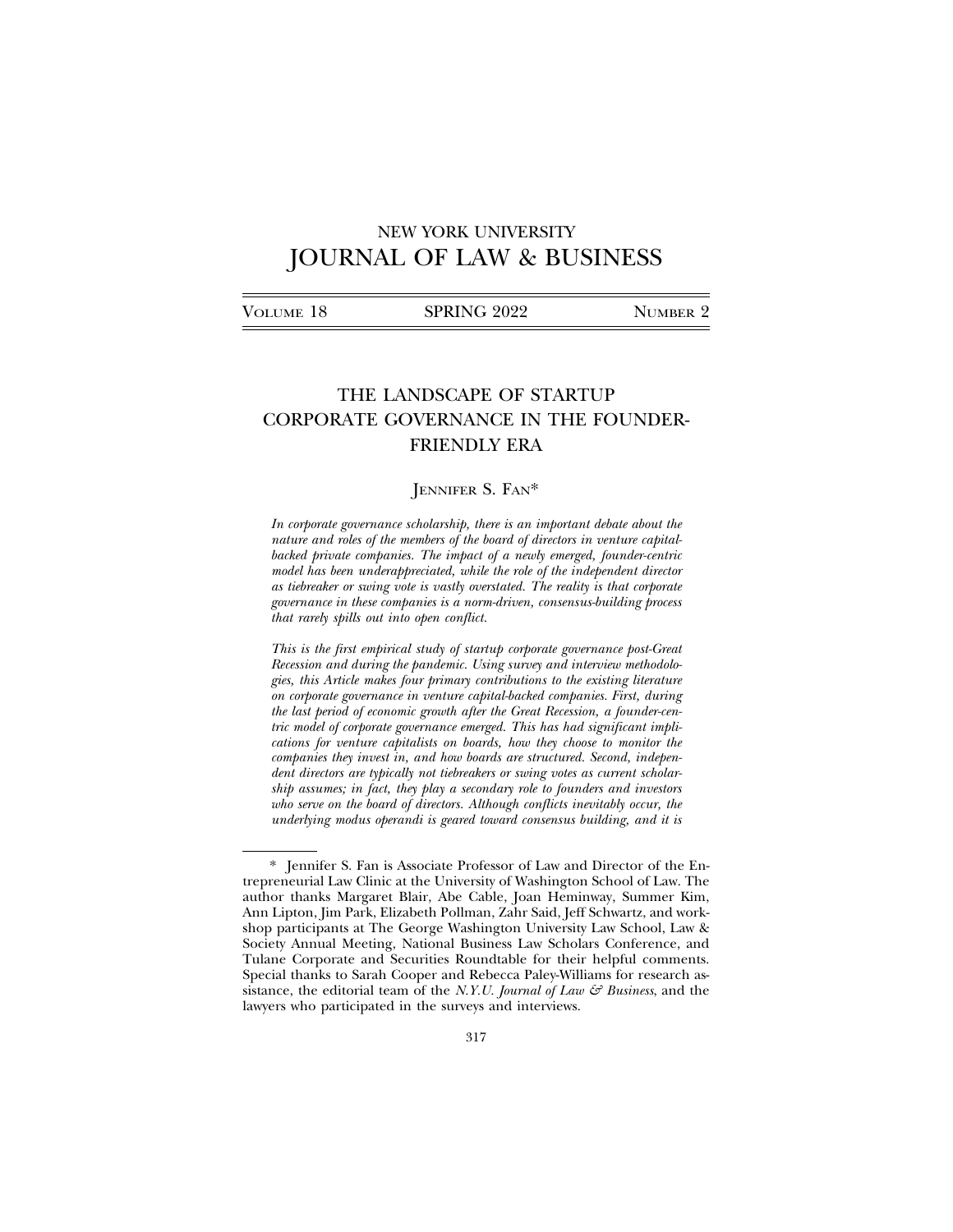NEW YORK UNIVERSITY
# JOURNAL OF LAW & BUSINESS

VOLUME 18 SPRING 2022 NUMBER 2

## THE LANDSCAPE OF STARTUP CORPORATE GOVERNANCE IN THE FOUNDER-FRIENDLY ERA

JENNIFER S. FAN*

*In corporate governance scholarship, there is an important debate about the nature and roles of the members of the board of directors in venture capital-backed private companies. The impact of a newly emerged, founder-centric model has been underappreciated, while the role of the independent director as tiebreaker or swing vote is vastly overstated. The reality is that corporate governance in these companies is a norm-driven, consensus-building process that rarely spills out into open conflict.*

*This is the first empirical study of startup corporate governance post-Great Recession and during the pandemic. Using survey and interview methodologies, this Article makes four primary contributions to the existing literature on corporate governance in venture capital-backed companies. First, during the last period of economic growth after the Great Recession, a founder-centric model of corporate governance emerged. This has had significant implications for venture capitalists on boards, how they choose to monitor the companies they invest in, and how boards are structured. Second, independent directors are typically not tiebreakers or swing votes as current scholarship assumes; in fact, they play a secondary role to founders and investors who serve on the board of directors. Although conflicts inevitably occur, the underlying modus operandi is geared toward consensus building, and it is*

---

\* Jennifer S. Fan is Associate Professor of Law and Director of the Entrepreneurial Law Clinic at the University of Washington School of Law. The author thanks Margaret Blair, Abe Cable, Joan Heminway, Summer Kim, Ann Lipton, Jim Park, Elizabeth Pollman, Zahr Said, Jeff Schwartz, and workshop participants at The George Washington University Law School, Law & Society Annual Meeting, National Business Law Scholars Conference, and Tulane Corporate and Securities Roundtable for their helpful comments. Special thanks to Sarah Cooper and Rebecca Paley-Williams for research assistance, the editorial team of the *N.Y.U. Journal of Law & Business*, and the lawyers who participated in the surveys and interviews.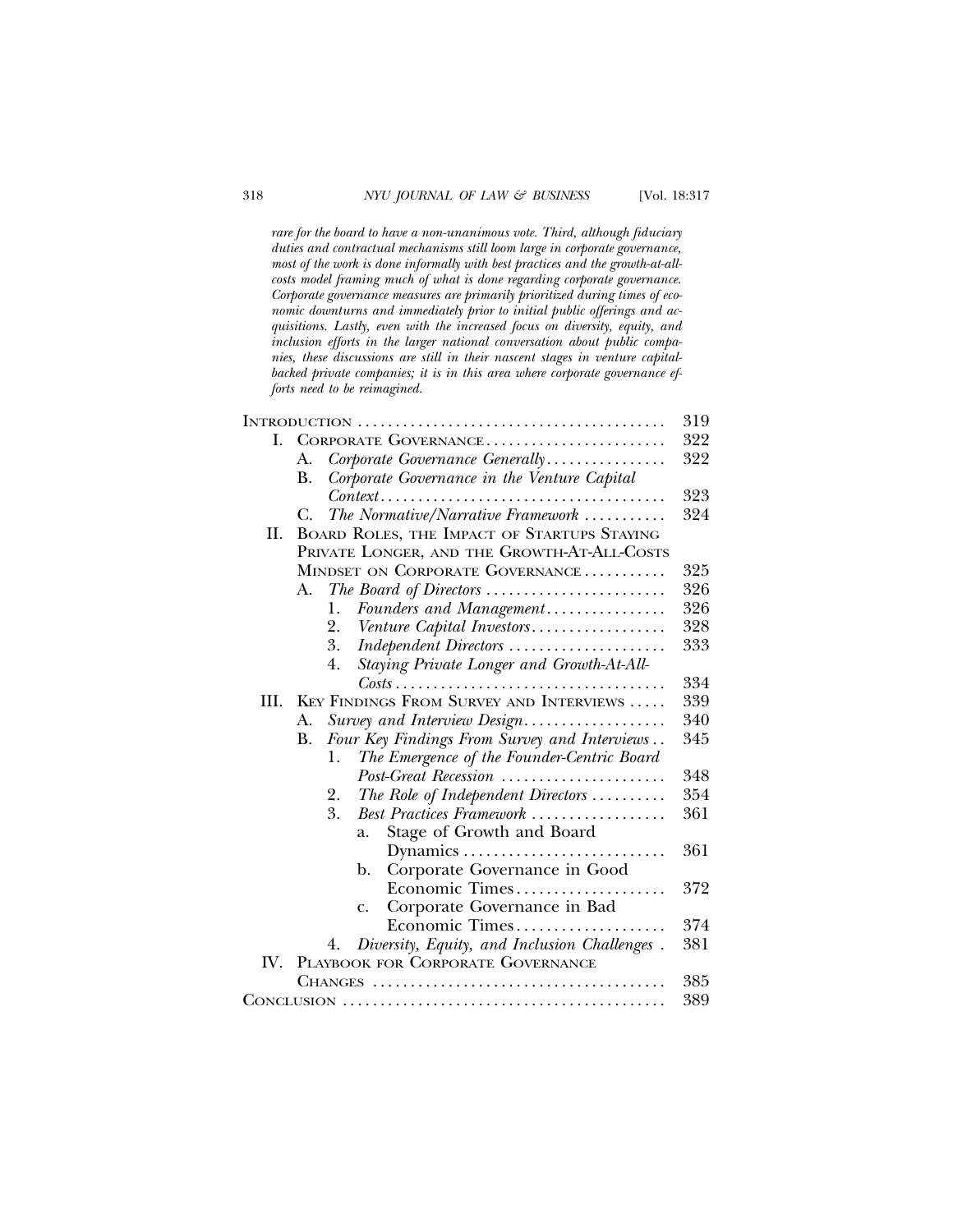*rare for the board to have a non-unanimous vote. Third, although fiduciary duties and contractual mechanisms still loom large in corporate governance, most of the work is done informally with best practices and the growth-at-all-costs model framing much of what is done regarding corporate governance. Corporate governance measures are primarily prioritized during times of economic downturns and immediately prior to initial public offerings and acquisitions. Lastly, even with the increased focus on diversity, equity, and inclusion efforts in the larger national conversation about public companies, these discussions are still in their nascent stages in venture capital-backed private companies; it is in this area where corporate governance efforts need to be reimagined.*

| | |
|---|---|
| INTRODUCTION | 319 |
| I. CORPORATE GOVERNANCE | 322 |
| A. *Corporate Governance Generally* | 322 |
| B. *Corporate Governance in the Venture Capital Context* | 323 |
| C. *The Normative/Narrative Framework* | 324 |
| II. BOARD ROLES, THE IMPACT OF STARTUPS STAYING PRIVATE LONGER, AND THE GROWTH-AT-ALL-COSTS MINDSET ON CORPORATE GOVERNANCE | 325 |
| A. *The Board of Directors* | 326 |
| 1. *Founders and Management* | 326 |
| 2. *Venture Capital Investors* | 328 |
| 3. *Independent Directors* | 333 |
| 4. *Staying Private Longer and Growth-At-All-Costs* | 334 |
| III. KEY FINDINGS FROM SURVEY AND INTERVIEWS | 339 |
| A. *Survey and Interview Design* | 340 |
| B. *Four Key Findings From Survey and Interviews* | 345 |
| 1. *The Emergence of the Founder-Centric Board Post-Great Recession* | 348 |
| 2. *The Role of Independent Directors* | 354 |
| 3. *Best Practices Framework* | 361 |
| a. Stage of Growth and Board Dynamics | 361 |
| b. Corporate Governance in Good Economic Times | 372 |
| c. Corporate Governance in Bad Economic Times | 374 |
| 4. *Diversity, Equity, and Inclusion Challenges* | 381 |
| IV. PLAYBOOK FOR CORPORATE GOVERNANCE CHANGES | 385 |
| CONCLUSION | 389 |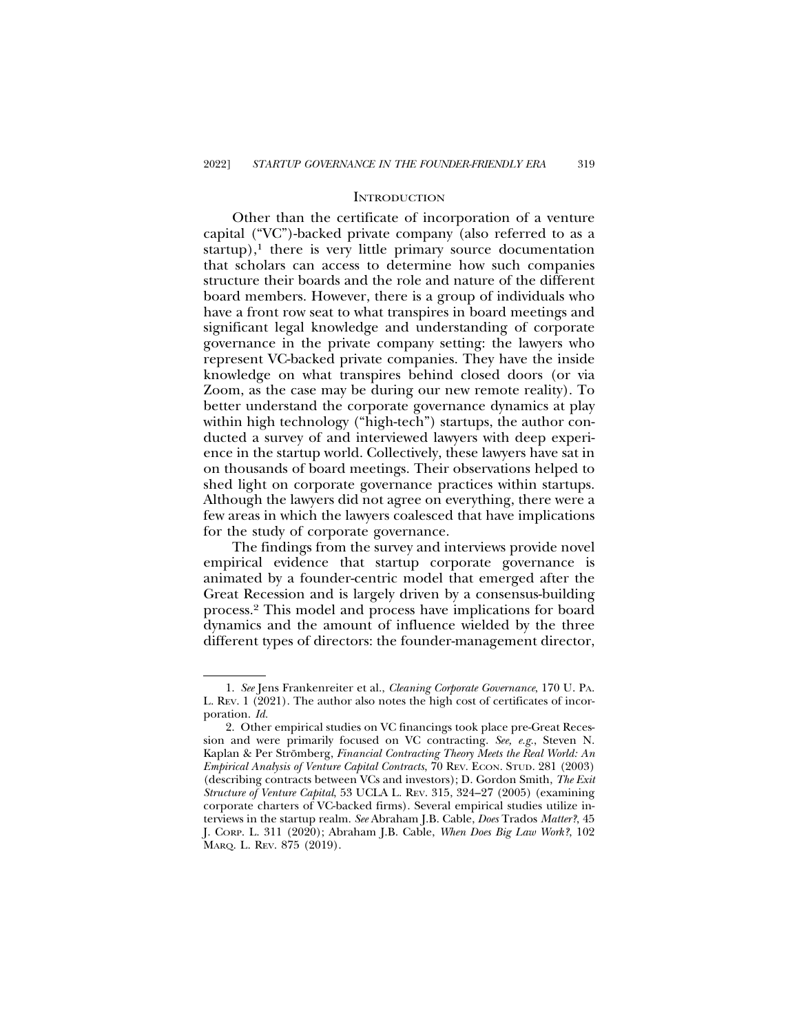## INTRODUCTION

Other than the certificate of incorporation of a venture capital ("VC")-backed private company (also referred to as a startup),[1] there is very little primary source documentation that scholars can access to determine how such companies structure their boards and the role and nature of the different board members. However, there is a group of individuals who have a front row seat to what transpires in board meetings and significant legal knowledge and understanding of corporate governance in the private company setting: the lawyers who represent VC-backed private companies. They have the inside knowledge on what transpires behind closed doors (or via Zoom, as the case may be during our new remote reality). To better understand the corporate governance dynamics at play within high technology ("high-tech") startups, the author conducted a survey of and interviewed lawyers with deep experience in the startup world. Collectively, these lawyers have sat in on thousands of board meetings. Their observations helped to shed light on corporate governance practices within startups. Although the lawyers did not agree on everything, there were a few areas in which the lawyers coalesced that have implications for the study of corporate governance.

The findings from the survey and interviews provide novel empirical evidence that startup corporate governance is animated by a founder-centric model that emerged after the Great Recession and is largely driven by a consensus-building process.[2] This model and process have implications for board dynamics and the amount of influence wielded by the three different types of directors: the founder-management director,

---

1. *See* Jens Frankenreiter et al., *Cleaning Corporate Governance*, 170 U. PA. L. REV. 1 (2021). The author also notes the high cost of certificates of incorporation. *Id.*

2. Other empirical studies on VC financings took place pre-Great Recession and were primarily focused on VC contracting. *See, e.g.*, Steven N. Kaplan & Per Strömberg, *Financial Contracting Theory Meets the Real World: An Empirical Analysis of Venture Capital Contracts*, 70 REV. ECON. STUD. 281 (2003) (describing contracts between VCs and investors); D. Gordon Smith, *The Exit Structure of Venture Capital*, 53 UCLA L. REV. 315, 324–27 (2005) (examining corporate charters of VC-backed firms). Several empirical studies utilize interviews in the startup realm. *See* Abraham J.B. Cable, *Does* Trados *Matter?*, 45 J. CORP. L. 311 (2020); Abraham J.B. Cable, *When Does Big Law Work?*, 102 MARQ. L. REV. 875 (2019).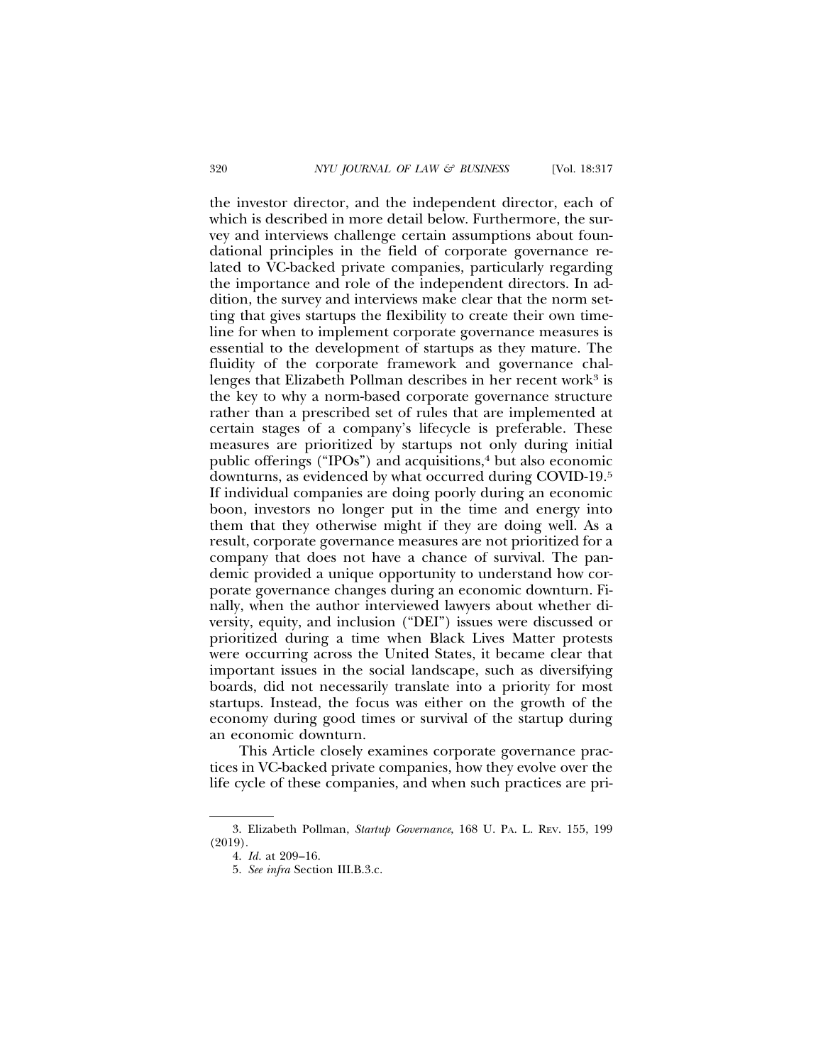the investor director, and the independent director, each of which is described in more detail below. Furthermore, the survey and interviews challenge certain assumptions about foundational principles in the field of corporate governance related to VC-backed private companies, particularly regarding the importance and role of the independent directors. In addition, the survey and interviews make clear that the norm setting that gives startups the flexibility to create their own timeline for when to implement corporate governance measures is essential to the development of startups as they mature. The fluidity of the corporate framework and governance challenges that Elizabeth Pollman describes in her recent work[3] is the key to why a norm-based corporate governance structure rather than a prescribed set of rules that are implemented at certain stages of a company's lifecycle is preferable. These measures are prioritized by startups not only during initial public offerings ("IPOs") and acquisitions,[4] but also economic downturns, as evidenced by what occurred during COVID-19.[5] If individual companies are doing poorly during an economic boon, investors no longer put in the time and energy into them that they otherwise might if they are doing well. As a result, corporate governance measures are not prioritized for a company that does not have a chance of survival. The pandemic provided a unique opportunity to understand how corporate governance changes during an economic downturn. Finally, when the author interviewed lawyers about whether diversity, equity, and inclusion ("DEI") issues were discussed or prioritized during a time when Black Lives Matter protests were occurring across the United States, it became clear that important issues in the social landscape, such as diversifying boards, did not necessarily translate into a priority for most startups. Instead, the focus was either on the growth of the economy during good times or survival of the startup during an economic downturn.

This Article closely examines corporate governance practices in VC-backed private companies, how they evolve over the life cycle of these companies, and when such practices are pri-

---

3. Elizabeth Pollman, *Startup Governance*, 168 U. PA. L. REV. 155, 199 (2019).

4. *Id.* at 209–16.

5. *See infra* Section III.B.3.c.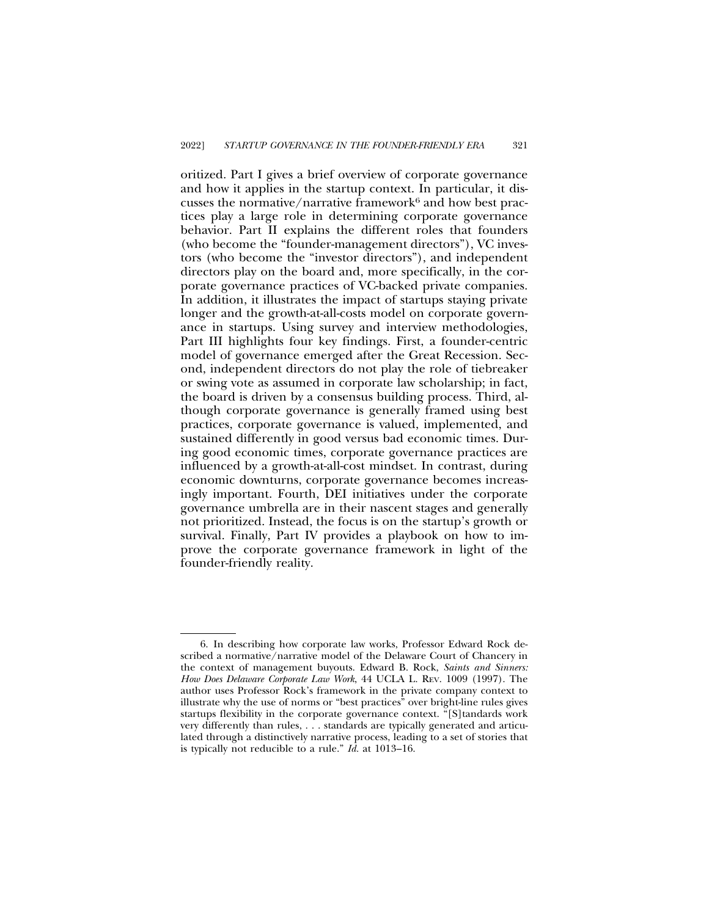oritized. Part I gives a brief overview of corporate governance and how it applies in the startup context. In particular, it discusses the normative/narrative framework[6] and how best practices play a large role in determining corporate governance behavior. Part II explains the different roles that founders (who become the "founder-management directors"), VC investors (who become the "investor directors"), and independent directors play on the board and, more specifically, in the corporate governance practices of VC-backed private companies. In addition, it illustrates the impact of startups staying private longer and the growth-at-all-costs model on corporate governance in startups. Using survey and interview methodologies, Part III highlights four key findings. First, a founder-centric model of governance emerged after the Great Recession. Second, independent directors do not play the role of tiebreaker or swing vote as assumed in corporate law scholarship; in fact, the board is driven by a consensus building process. Third, although corporate governance is generally framed using best practices, corporate governance is valued, implemented, and sustained differently in good versus bad economic times. During good economic times, corporate governance practices are influenced by a growth-at-all-cost mindset. In contrast, during economic downturns, corporate governance becomes increasingly important. Fourth, DEI initiatives under the corporate governance umbrella are in their nascent stages and generally not prioritized. Instead, the focus is on the startup's growth or survival. Finally, Part IV provides a playbook on how to improve the corporate governance framework in light of the founder-friendly reality.

---

6. In describing how corporate law works, Professor Edward Rock described a normative/narrative model of the Delaware Court of Chancery in the context of management buyouts. Edward B. Rock, *Saints and Sinners: How Does Delaware Corporate Law Work*, 44 UCLA L. REV. 1009 (1997). The author uses Professor Rock's framework in the private company context to illustrate why the use of norms or "best practices" over bright-line rules gives startups flexibility in the corporate governance context. "[S]tandards work very differently than rules, . . . standards are typically generated and articulated through a distinctively narrative process, leading to a set of stories that is typically not reducible to a rule." *Id.* at 1013–16.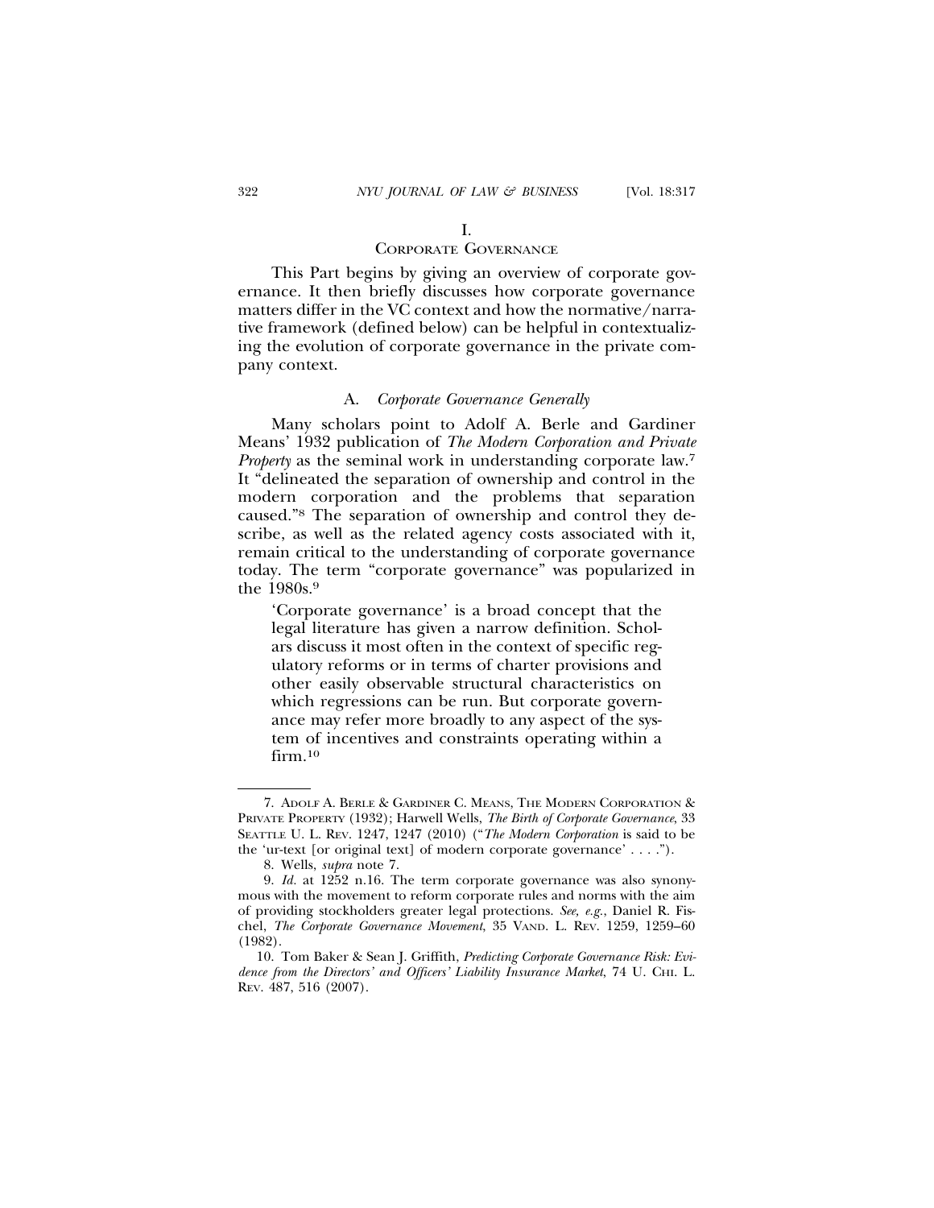# I. CORPORATE GOVERNANCE

This Part begins by giving an overview of corporate governance. It then briefly discusses how corporate governance matters differ in the VC context and how the normative/narrative framework (defined below) can be helpful in contextualizing the evolution of corporate governance in the private company context.

## A. *Corporate Governance Generally*

Many scholars point to Adolf A. Berle and Gardiner Means' 1932 publication of *The Modern Corporation and Private Property* as the seminal work in understanding corporate law.[7] It "delineated the separation of ownership and control in the modern corporation and the problems that separation caused."[8] The separation of ownership and control they describe, as well as the related agency costs associated with it, remain critical to the understanding of corporate governance today. The term "corporate governance" was popularized in the 1980s.[9]

> 'Corporate governance' is a broad concept that the legal literature has given a narrow definition. Scholars discuss it most often in the context of specific regulatory reforms or in terms of charter provisions and other easily observable structural characteristics on which regressions can be run. But corporate governance may refer more broadly to any aspect of the system of incentives and constraints operating within a firm.[10]

---

7. ADOLF A. BERLE & GARDINER C. MEANS, THE MODERN CORPORATION & PRIVATE PROPERTY (1932); Harwell Wells, *The Birth of Corporate Governance*, 33 SEATTLE U. L. REV. 1247, 1247 (2010) ("*The Modern Corporation* is said to be the 'ur-text [or original text] of modern corporate governance' . . . .").

8. Wells, *supra* note 7.

9. *Id.* at 1252 n.16. The term corporate governance was also synonymous with the movement to reform corporate rules and norms with the aim of providing stockholders greater legal protections. *See, e.g.*, Daniel R. Fischel, *The Corporate Governance Movement,* 35 VAND. L. REV. 1259, 1259–60 (1982).

10. Tom Baker & Sean J. Griffith, *Predicting Corporate Governance Risk: Evidence from the Directors' and Officers' Liability Insurance Market*, 74 U. CHI. L. REV. 487, 516 (2007).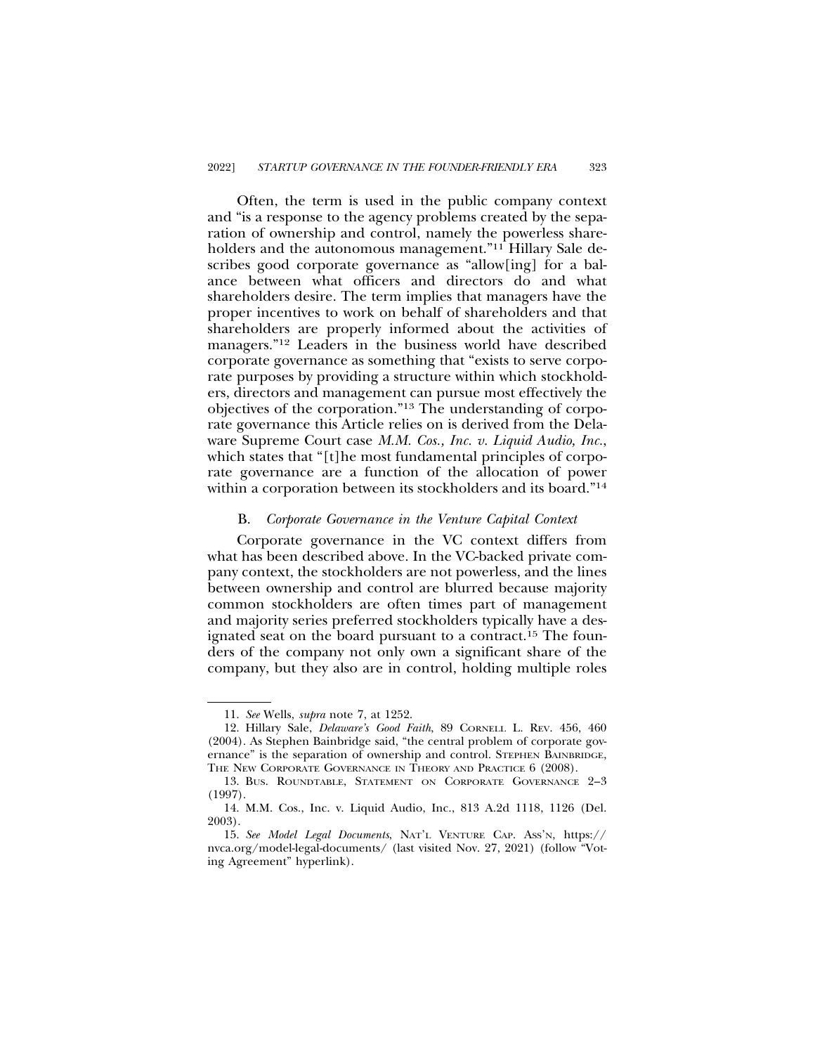Often, the term is used in the public company context and "is a response to the agency problems created by the separation of ownership and control, namely the powerless shareholders and the autonomous management."[11] Hillary Sale describes good corporate governance as "allow[ing] for a balance between what officers and directors do and what shareholders desire. The term implies that managers have the proper incentives to work on behalf of shareholders and that shareholders are properly informed about the activities of managers."[12] Leaders in the business world have described corporate governance as something that "exists to serve corporate purposes by providing a structure within which stockholders, directors and management can pursue most effectively the objectives of the corporation."[13] The understanding of corporate governance this Article relies on is derived from the Delaware Supreme Court case *M.M. Cos., Inc. v. Liquid Audio, Inc.*, which states that "[t]he most fundamental principles of corporate governance are a function of the allocation of power within a corporation between its stockholders and its board."[14]

### B. *Corporate Governance in the Venture Capital Context*

Corporate governance in the VC context differs from what has been described above. In the VC-backed private company context, the stockholders are not powerless, and the lines between ownership and control are blurred because majority common stockholders are often times part of management and majority series preferred stockholders typically have a designated seat on the board pursuant to a contract.[15] The founders of the company not only own a significant share of the company, but they also are in control, holding multiple roles

---

11. *See* Wells, *supra* note 7, at 1252.

12. Hillary Sale, *Delaware's Good Faith*, 89 CORNELL L. REV. 456, 460 (2004). As Stephen Bainbridge said, "the central problem of corporate governance" is the separation of ownership and control. STEPHEN BAINBRIDGE, THE NEW CORPORATE GOVERNANCE IN THEORY AND PRACTICE 6 (2008).

13. BUS. ROUNDTABLE, STATEMENT ON CORPORATE GOVERNANCE 2–3 (1997).

14. M.M. Cos., Inc. v. Liquid Audio, Inc., 813 A.2d 1118, 1126 (Del. 2003).

15. *See Model Legal Documents*, NAT'L VENTURE CAP. ASS'N, https://nvca.org/model-legal-documents/ (last visited Nov. 27, 2021) (follow "Voting Agreement" hyperlink).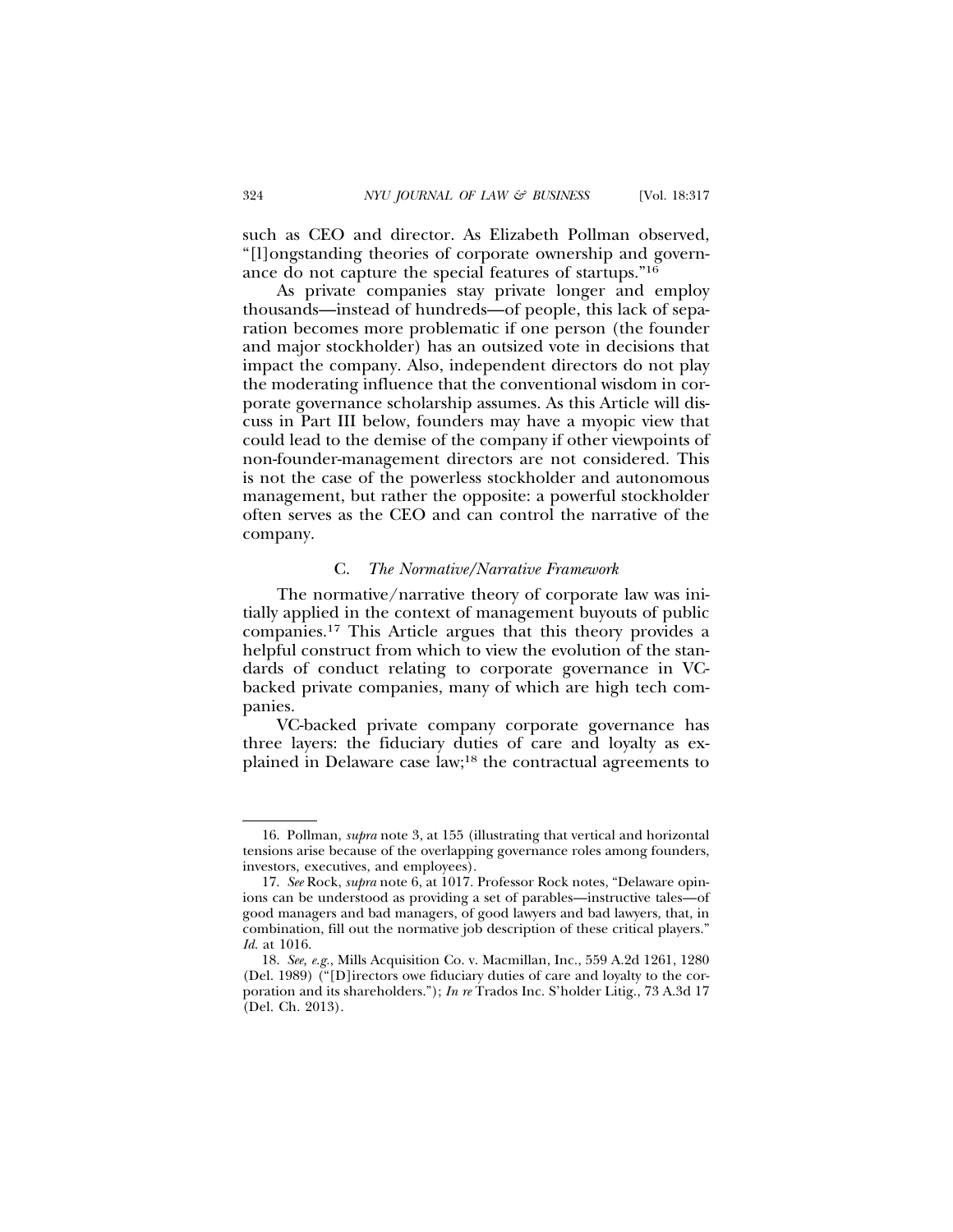such as CEO and director. As Elizabeth Pollman observed, "[l]ongstanding theories of corporate ownership and governance do not capture the special features of startups."[16]

As private companies stay private longer and employ thousands—instead of hundreds—of people, this lack of separation becomes more problematic if one person (the founder and major stockholder) has an outsized vote in decisions that impact the company. Also, independent directors do not play the moderating influence that the conventional wisdom in corporate governance scholarship assumes. As this Article will discuss in Part III below, founders may have a myopic view that could lead to the demise of the company if other viewpoints of non-founder-management directors are not considered. This is not the case of the powerless stockholder and autonomous management, but rather the opposite: a powerful stockholder often serves as the CEO and can control the narrative of the company.

### C. *The Normative/Narrative Framework*

The normative/narrative theory of corporate law was initially applied in the context of management buyouts of public companies.[17] This Article argues that this theory provides a helpful construct from which to view the evolution of the standards of conduct relating to corporate governance in VC-backed private companies, many of which are high tech companies.

VC-backed private company corporate governance has three layers: the fiduciary duties of care and loyalty as explained in Delaware case law;[18] the contractual agreements to

---

16. Pollman, *supra* note 3, at 155 (illustrating that vertical and horizontal tensions arise because of the overlapping governance roles among founders, investors, executives, and employees).

17. *See* Rock, *supra* note 6, at 1017. Professor Rock notes, "Delaware opinions can be understood as providing a set of parables—instructive tales—of good managers and bad managers, of good lawyers and bad lawyers, that, in combination, fill out the normative job description of these critical players." *Id.* at 1016.

18. *See, e.g.*, Mills Acquisition Co. v. Macmillan, Inc., 559 A.2d 1261, 1280 (Del. 1989) ("[D]irectors owe fiduciary duties of care and loyalty to the corporation and its shareholders."); *In re* Trados Inc. S'holder Litig., 73 A.3d 17 (Del. Ch. 2013).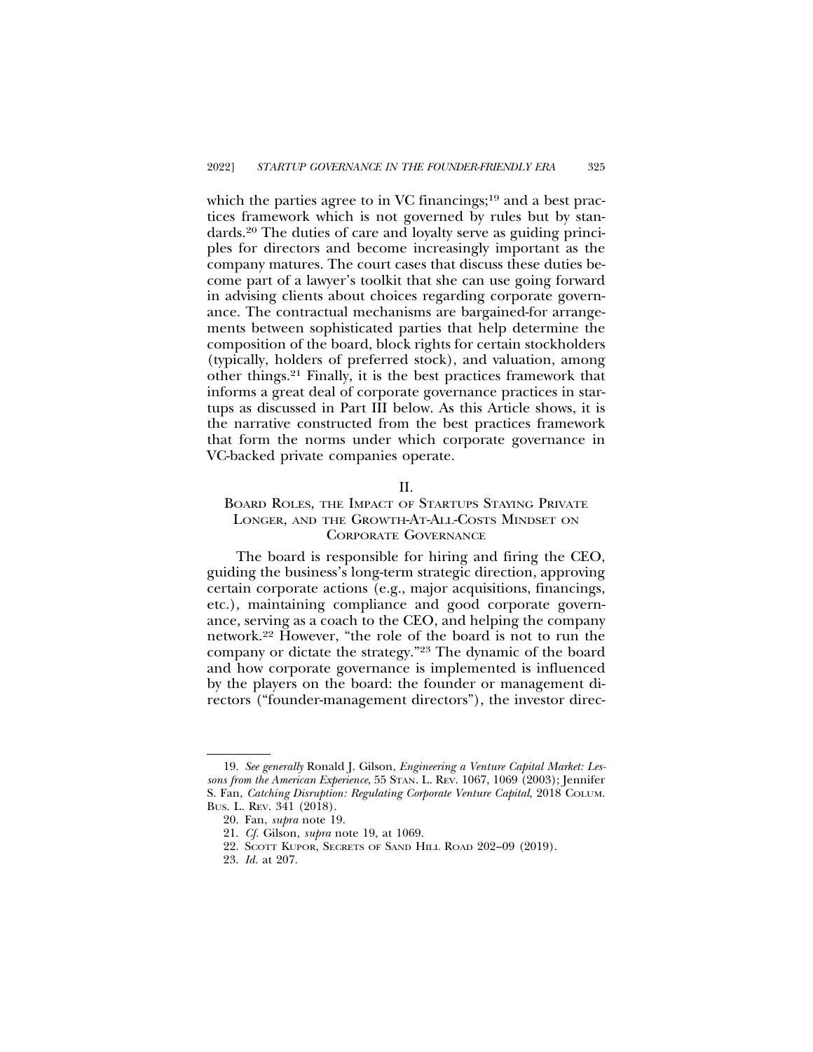which the parties agree to in VC financings;[19] and a best practices framework which is not governed by rules but by standards.[20] The duties of care and loyalty serve as guiding principles for directors and become increasingly important as the company matures. The court cases that discuss these duties become part of a lawyer's toolkit that she can use going forward in advising clients about choices regarding corporate governance. The contractual mechanisms are bargained-for arrangements between sophisticated parties that help determine the composition of the board, block rights for certain stockholders (typically, holders of preferred stock), and valuation, among other things.[21] Finally, it is the best practices framework that informs a great deal of corporate governance practices in startups as discussed in Part III below. As this Article shows, it is the narrative constructed from the best practices framework that form the norms under which corporate governance in VC-backed private companies operate.

## II.
## BOARD ROLES, THE IMPACT OF STARTUPS STAYING PRIVATE LONGER, AND THE GROWTH-AT-ALL-COSTS MINDSET ON CORPORATE GOVERNANCE

The board is responsible for hiring and firing the CEO, guiding the business's long-term strategic direction, approving certain corporate actions (e.g., major acquisitions, financings, etc.), maintaining compliance and good corporate governance, serving as a coach to the CEO, and helping the company network.[22] However, "the role of the board is not to run the company or dictate the strategy."[23] The dynamic of the board and how corporate governance is implemented is influenced by the players on the board: the founder or management directors ("founder-management directors"), the investor direc-

---

19. *See generally* Ronald J. Gilson, *Engineering a Venture Capital Market: Lessons from the American Experience*, 55 STAN. L. REV. 1067, 1069 (2003); Jennifer S. Fan, *Catching Disruption: Regulating Corporate Venture Capital*, 2018 COLUM. BUS. L. REV. 341 (2018).

20. Fan, *supra* note 19.

21. *Cf.* Gilson, *supra* note 19, at 1069.

22. SCOTT KUPOR, SECRETS OF SAND HILL ROAD 202–09 (2019).

23. *Id.* at 207.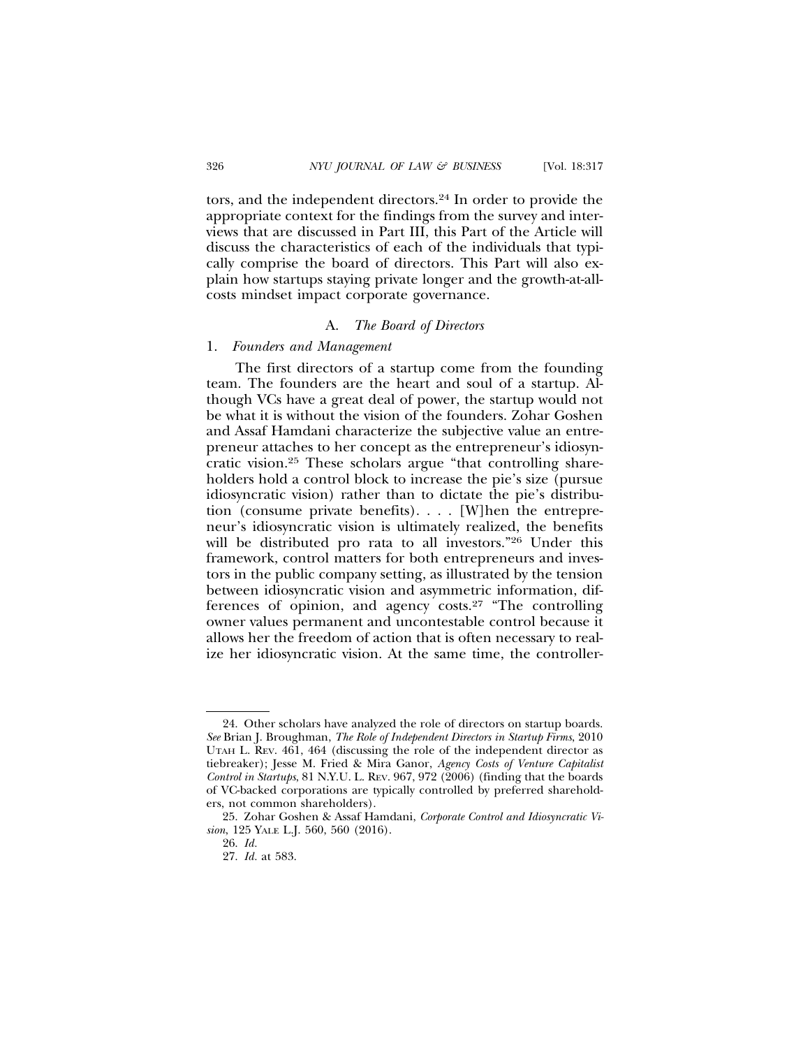tors, and the independent directors.[24] In order to provide the appropriate context for the findings from the survey and interviews that are discussed in Part III, this Part of the Article will discuss the characteristics of each of the individuals that typically comprise the board of directors. This Part will also explain how startups staying private longer and the growth-at-all-costs mindset impact corporate governance.

### A. *The Board of Directors*

#### 1. *Founders and Management*

The first directors of a startup come from the founding team. The founders are the heart and soul of a startup. Although VCs have a great deal of power, the startup would not be what it is without the vision of the founders. Zohar Goshen and Assaf Hamdani characterize the subjective value an entrepreneur attaches to her concept as the entrepreneur's idiosyncratic vision.[25] These scholars argue "that controlling shareholders hold a control block to increase the pie's size (pursue idiosyncratic vision) rather than to dictate the pie's distribution (consume private benefits). . . . [W]hen the entrepreneur's idiosyncratic vision is ultimately realized, the benefits will be distributed pro rata to all investors."[26] Under this framework, control matters for both entrepreneurs and investors in the public company setting, as illustrated by the tension between idiosyncratic vision and asymmetric information, differences of opinion, and agency costs.[27] "The controlling owner values permanent and uncontestable control because it allows her the freedom of action that is often necessary to realize her idiosyncratic vision. At the same time, the controller-

---

24. Other scholars have analyzed the role of directors on startup boards. *See* Brian J. Broughman, *The Role of Independent Directors in Startup Firms*, 2010 UTAH L. REV. 461, 464 (discussing the role of the independent director as tiebreaker); Jesse M. Fried & Mira Ganor, *Agency Costs of Venture Capitalist Control in Startups*, 81 N.Y.U. L. REV. 967, 972 (2006) (finding that the boards of VC-backed corporations are typically controlled by preferred shareholders, not common shareholders).

25. Zohar Goshen & Assaf Hamdani, *Corporate Control and Idiosyncratic Vision*, 125 YALE L.J. 560, 560 (2016).

26. *Id.*

27. *Id.* at 583.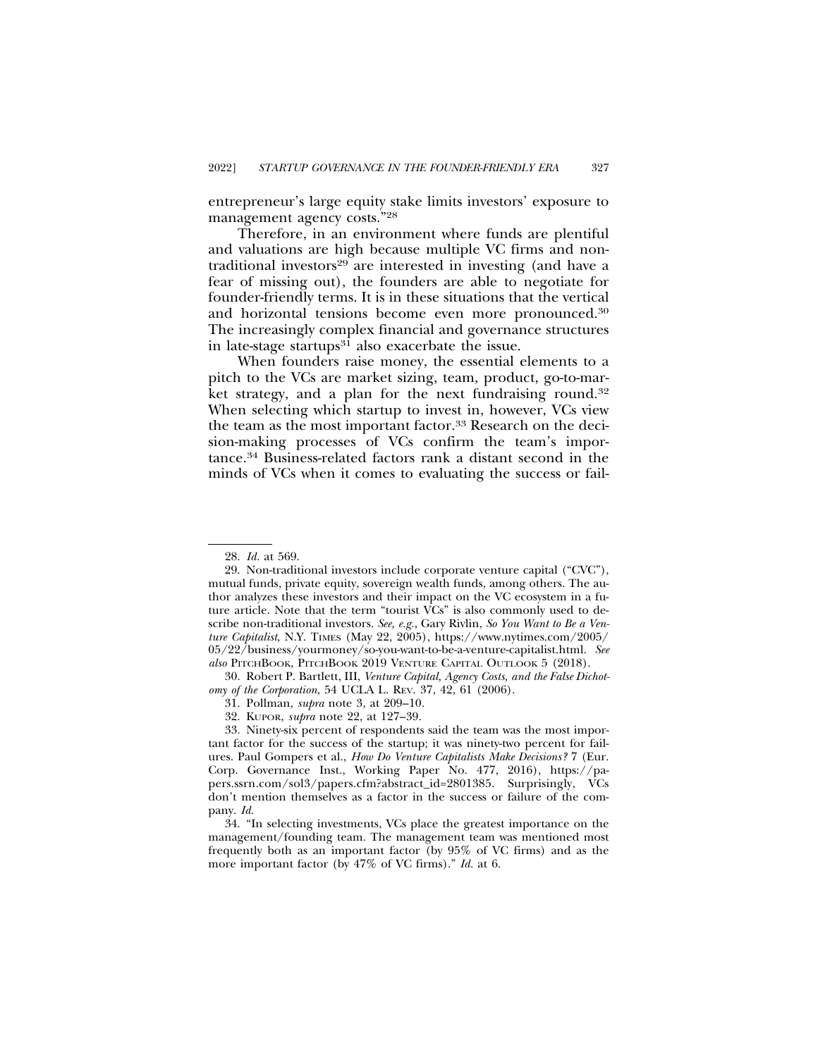entrepreneur's large equity stake limits investors' exposure to management agency costs."[28]

Therefore, in an environment where funds are plentiful and valuations are high because multiple VC firms and non-traditional investors[29] are interested in investing (and have a fear of missing out), the founders are able to negotiate for founder-friendly terms. It is in these situations that the vertical and horizontal tensions become even more pronounced.[30] The increasingly complex financial and governance structures in late-stage startups[31] also exacerbate the issue.

When founders raise money, the essential elements to a pitch to the VCs are market sizing, team, product, go-to-market strategy, and a plan for the next fundraising round.[32] When selecting which startup to invest in, however, VCs view the team as the most important factor.[33] Research on the decision-making processes of VCs confirm the team's importance.[34] Business-related factors rank a distant second in the minds of VCs when it comes to evaluating the success or fail-

---

28. *Id.* at 569.

29. Non-traditional investors include corporate venture capital ("CVC"), mutual funds, private equity, sovereign wealth funds, among others. The author analyzes these investors and their impact on the VC ecosystem in a future article. Note that the term "tourist VCs" is also commonly used to describe non-traditional investors. *See, e.g.*, Gary Rivlin, *So You Want to Be a Venture Capitalist*, N.Y. TIMES (May 22, 2005), https://www.nytimes.com/2005/05/22/business/yourmoney/so-you-want-to-be-a-venture-capitalist.html. *See also* PITCHBOOK, PITCHBOOK 2019 VENTURE CAPITAL OUTLOOK 5 (2018).

30. Robert P. Bartlett, III, *Venture Capital, Agency Costs, and the False Dichotomy of the Corporation*, 54 UCLA L. REV. 37, 42, 61 (2006).

31. Pollman, *supra* note 3, at 209–10.

32. KUPOR, *supra* note 22, at 127–39.

33. Ninety-six percent of respondents said the team was the most important factor for the success of the startup; it was ninety-two percent for failures. Paul Gompers et al., *How Do Venture Capitalists Make Decisions?* 7 (Eur. Corp. Governance Inst., Working Paper No. 477, 2016), https://papers.ssrn.com/sol3/papers.cfm?abstract_id=2801385. Surprisingly, VCs don't mention themselves as a factor in the success or failure of the company. *Id.*

34. "In selecting investments, VCs place the greatest importance on the management/founding team. The management team was mentioned most frequently both as an important factor (by 95% of VC firms) and as the more important factor (by 47% of VC firms)." *Id.* at 6.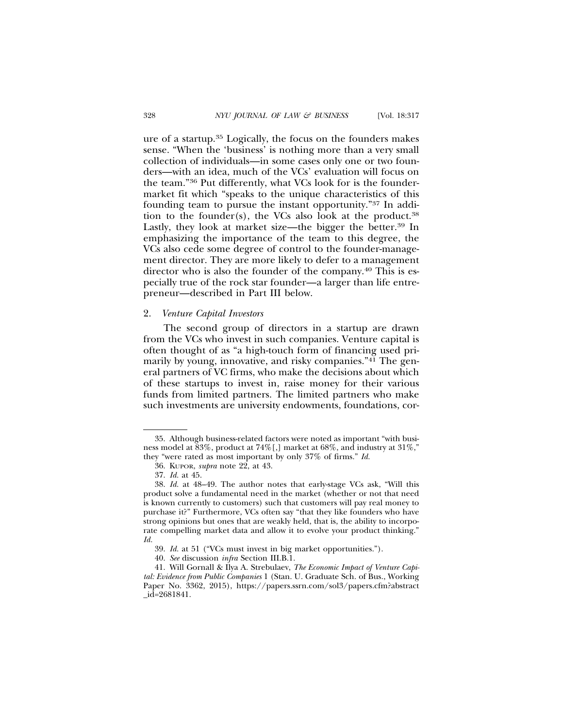ure of a startup.[35] Logically, the focus on the founders makes sense. "When the 'business' is nothing more than a very small collection of individuals—in some cases only one or two founders—with an idea, much of the VCs' evaluation will focus on the team."[36] Put differently, what VCs look for is the founder-market fit which "speaks to the unique characteristics of this founding team to pursue the instant opportunity."[37] In addition to the founder(s), the VCs also look at the product.[38] Lastly, they look at market size—the bigger the better.[39] In emphasizing the importance of the team to this degree, the VCs also cede some degree of control to the founder-management director. They are more likely to defer to a management director who is also the founder of the company.[40] This is especially true of the rock star founder—a larger than life entrepreneur—described in Part III below.

### 2. *Venture Capital Investors*

The second group of directors in a startup are drawn from the VCs who invest in such companies. Venture capital is often thought of as "a high-touch form of financing used primarily by young, innovative, and risky companies."[41] The general partners of VC firms, who make the decisions about which of these startups to invest in, raise money for their various funds from limited partners. The limited partners who make such investments are university endowments, foundations, cor-

---

35. Although business-related factors were noted as important "with business model at 83%, product at 74%[,] market at 68%, and industry at 31%," they "were rated as most important by only 37% of firms." *Id.*

36. KUPOR, *supra* note 22, at 43.

37. *Id.* at 45.

38. *Id.* at 48–49. The author notes that early-stage VCs ask, "Will this product solve a fundamental need in the market (whether or not that need is known currently to customers) such that customers will pay real money to purchase it?" Furthermore, VCs often say "that they like founders who have strong opinions but ones that are weakly held, that is, the ability to incorporate compelling market data and allow it to evolve your product thinking." *Id.*

39. *Id.* at 51 ("VCs must invest in big market opportunities.").

40. *See* discussion *infra* Section III.B.1.

41. Will Gornall & Ilya A. Strebulaev, *The Economic Impact of Venture Capital: Evidence from Public Companies* 1 (Stan. U. Graduate Sch. of Bus., Working Paper No. 3362, 2015), https://papers.ssrn.com/sol3/papers.cfm?abstract_id=2681841.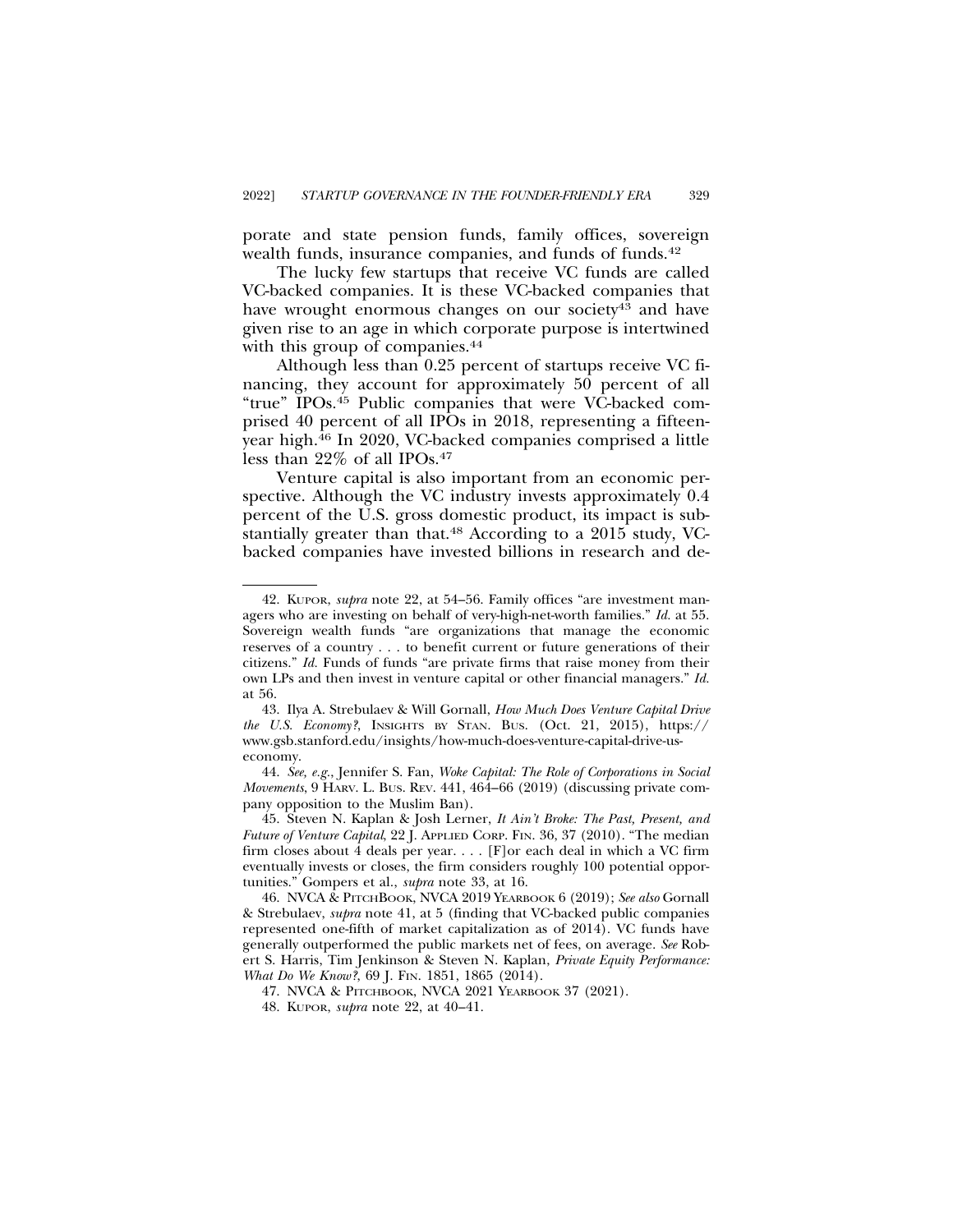porate and state pension funds, family offices, sovereign wealth funds, insurance companies, and funds of funds.[42]

The lucky few startups that receive VC funds are called VC-backed companies. It is these VC-backed companies that have wrought enormous changes on our society[43] and have given rise to an age in which corporate purpose is intertwined with this group of companies.[44]

Although less than 0.25 percent of startups receive VC financing, they account for approximately 50 percent of all "true" IPOs.[45] Public companies that were VC-backed comprised 40 percent of all IPOs in 2018, representing a fifteen-year high.[46] In 2020, VC-backed companies comprised a little less than 22% of all IPOs.[47]

Venture capital is also important from an economic perspective. Although the VC industry invests approximately 0.4 percent of the U.S. gross domestic product, its impact is substantially greater than that.[48] According to a 2015 study, VC-backed companies have invested billions in research and de-

---

42. KUPOR, *supra* note 22, at 54–56. Family offices "are investment managers who are investing on behalf of very-high-net-worth families." *Id.* at 55. Sovereign wealth funds "are organizations that manage the economic reserves of a country . . . to benefit current or future generations of their citizens." *Id.* Funds of funds "are private firms that raise money from their own LPs and then invest in venture capital or other financial managers." *Id.* at 56.

43. Ilya A. Strebulaev & Will Gornall, *How Much Does Venture Capital Drive the U.S. Economy?*, INSIGHTS BY STAN. BUS. (Oct. 21, 2015), https://www.gsb.stanford.edu/insights/how-much-does-venture-capital-drive-us-economy.

44. *See, e.g.*, Jennifer S. Fan, *Woke Capital: The Role of Corporations in Social Movements*, 9 HARV. L. BUS. REV. 441, 464–66 (2019) (discussing private company opposition to the Muslim Ban).

45. Steven N. Kaplan & Josh Lerner, *It Ain't Broke: The Past, Present, and Future of Venture Capital*, 22 J. APPLIED CORP. FIN. 36, 37 (2010). "The median firm closes about 4 deals per year. . . . [F]or each deal in which a VC firm eventually invests or closes, the firm considers roughly 100 potential opportunities." Gompers et al., *supra* note 33, at 16.

46. NVCA & PITCHBOOK, NVCA 2019 YEARBOOK 6 (2019); *See also* Gornall & Strebulaev, *supra* note 41, at 5 (finding that VC-backed public companies represented one-fifth of market capitalization as of 2014). VC funds have generally outperformed the public markets net of fees, on average. *See* Robert S. Harris, Tim Jenkinson & Steven N. Kaplan, *Private Equity Performance: What Do We Know?*, 69 J. FIN. 1851, 1865 (2014).

47. NVCA & PITCHBOOK, NVCA 2021 YEARBOOK 37 (2021).

48. KUPOR, *supra* note 22, at 40–41.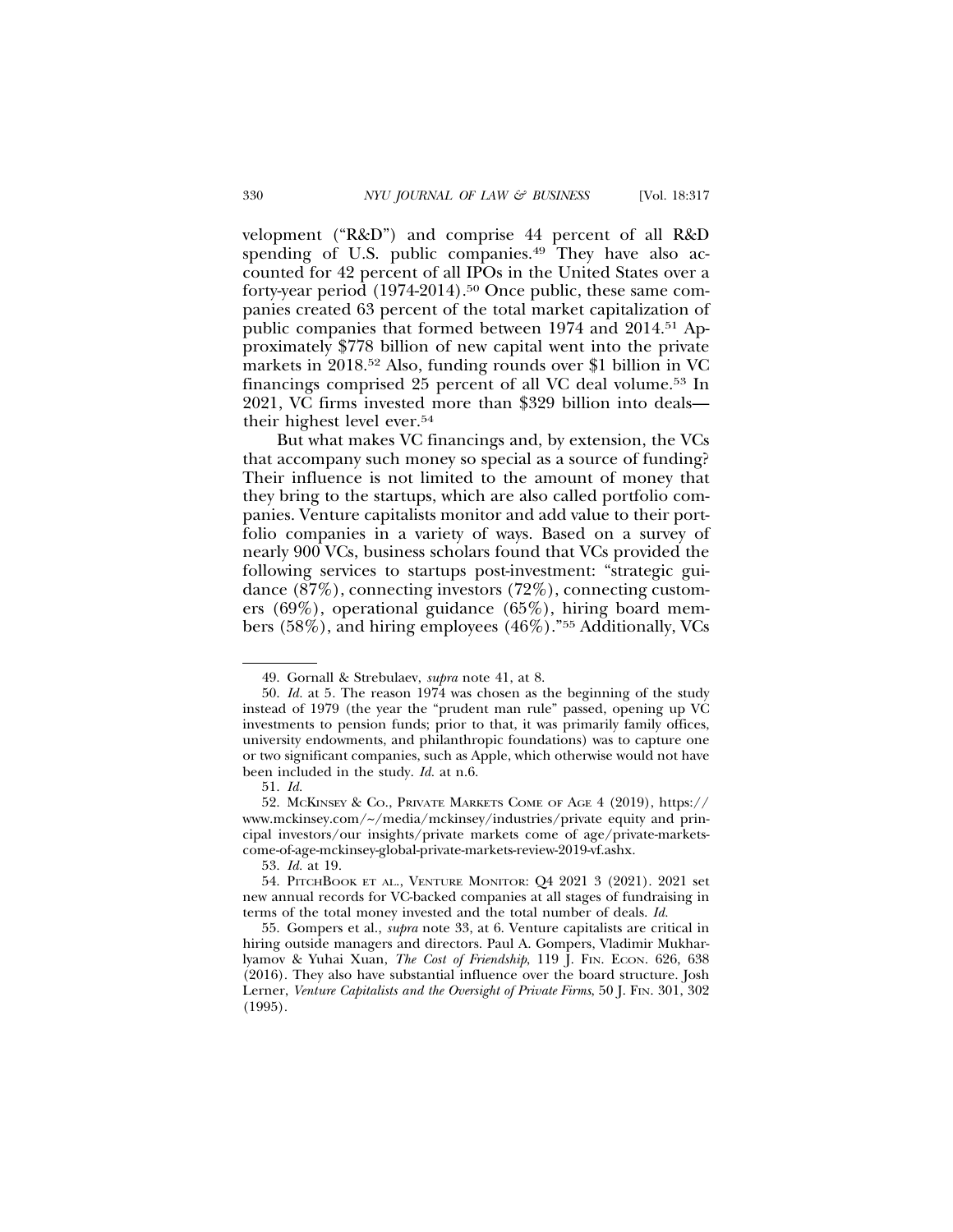velopment ("R&D") and comprise 44 percent of all R&D spending of U.S. public companies.[49] They have also accounted for 42 percent of all IPOs in the United States over a forty-year period (1974-2014).[50] Once public, these same companies created 63 percent of the total market capitalization of public companies that formed between 1974 and 2014.[51] Approximately $778 billion of new capital went into the private markets in 2018.[52] Also, funding rounds over $1 billion in VC financings comprised 25 percent of all VC deal volume.[53] In 2021, VC firms invested more than $329 billion into deals—their highest level ever.[54]

But what makes VC financings and, by extension, the VCs that accompany such money so special as a source of funding? Their influence is not limited to the amount of money that they bring to the startups, which are also called portfolio companies. Venture capitalists monitor and add value to their portfolio companies in a variety of ways. Based on a survey of nearly 900 VCs, business scholars found that VCs provided the following services to startups post-investment: "strategic guidance (87%), connecting investors (72%), connecting customers (69%), operational guidance (65%), hiring board members (58%), and hiring employees (46%)."[55] Additionally, VCs

---

49. Gornall & Strebulaev, *supra* note 41, at 8.

50. *Id.* at 5. The reason 1974 was chosen as the beginning of the study instead of 1979 (the year the "prudent man rule" passed, opening up VC investments to pension funds; prior to that, it was primarily family offices, university endowments, and philanthropic foundations) was to capture one or two significant companies, such as Apple, which otherwise would not have been included in the study. *Id.* at n.6.

51. *Id.*

52. McKinsey & Co., Private Markets Come of Age 4 (2019), https://www.mckinsey.com/~/media/mckinsey/industries/private equity and principal investors/our insights/private markets come of age/private-markets-come-of-age-mckinsey-global-private-markets-review-2019-vf.ashx.

53. *Id.* at 19.

54. PitchBook et al., Venture Monitor: Q4 2021 3 (2021). 2021 set new annual records for VC-backed companies at all stages of fundraising in terms of the total money invested and the total number of deals. *Id.*

55. Gompers et al., *supra* note 33, at 6. Venture capitalists are critical in hiring outside managers and directors. Paul A. Gompers, Vladimir Mukharlyamov & Yuhai Xuan, *The Cost of Friendship*, 119 J. Fin. Econ. 626, 638 (2016). They also have substantial influence over the board structure. Josh Lerner, *Venture Capitalists and the Oversight of Private Firms*, 50 J. Fin. 301, 302 (1995).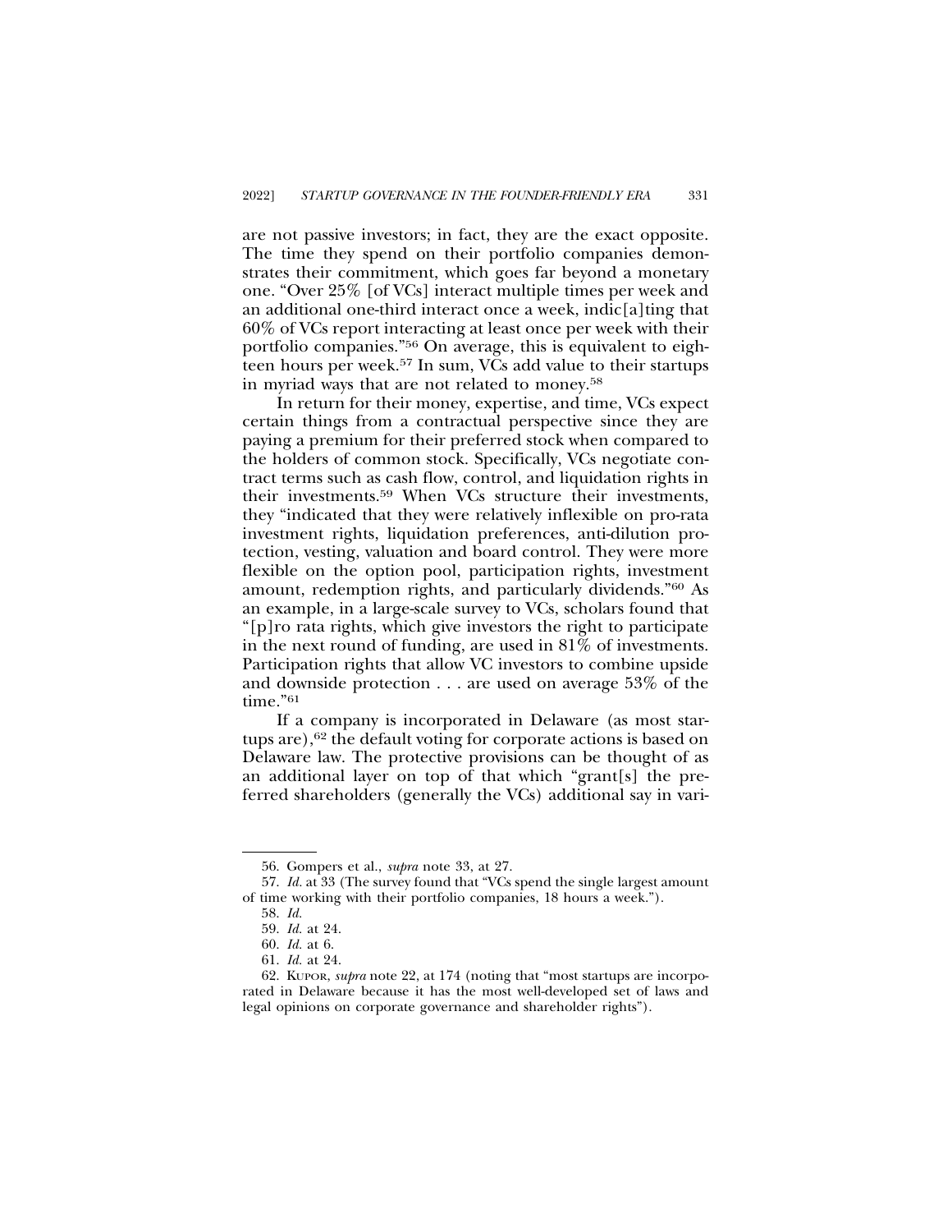are not passive investors; in fact, they are the exact opposite. The time they spend on their portfolio companies demonstrates their commitment, which goes far beyond a monetary one. "Over 25% [of VCs] interact multiple times per week and an additional one-third interact once a week, indic[a]ting that 60% of VCs report interacting at least once per week with their portfolio companies."[56] On average, this is equivalent to eighteen hours per week.[57] In sum, VCs add value to their startups in myriad ways that are not related to money.[58]

In return for their money, expertise, and time, VCs expect certain things from a contractual perspective since they are paying a premium for their preferred stock when compared to the holders of common stock. Specifically, VCs negotiate contract terms such as cash flow, control, and liquidation rights in their investments.[59] When VCs structure their investments, they "indicated that they were relatively inflexible on pro-rata investment rights, liquidation preferences, anti-dilution protection, vesting, valuation and board control. They were more flexible on the option pool, participation rights, investment amount, redemption rights, and particularly dividends."[60] As an example, in a large-scale survey to VCs, scholars found that "[p]ro rata rights, which give investors the right to participate in the next round of funding, are used in 81% of investments. Participation rights that allow VC investors to combine upside and downside protection . . . are used on average 53% of the time."[61]

If a company is incorporated in Delaware (as most startups are),[62] the default voting for corporate actions is based on Delaware law. The protective provisions can be thought of as an additional layer on top of that which "grant[s] the preferred shareholders (generally the VCs) additional say in vari-

---

56. Gompers et al., *supra* note 33, at 27.

57. *Id.* at 33 (The survey found that "VCs spend the single largest amount of time working with their portfolio companies, 18 hours a week.").

58. *Id.*

59. *Id.* at 24.

60. *Id.* at 6.

61. *Id.* at 24.

62. Kupor, *supra* note 22, at 174 (noting that "most startups are incorporated in Delaware because it has the most well-developed set of laws and legal opinions on corporate governance and shareholder rights").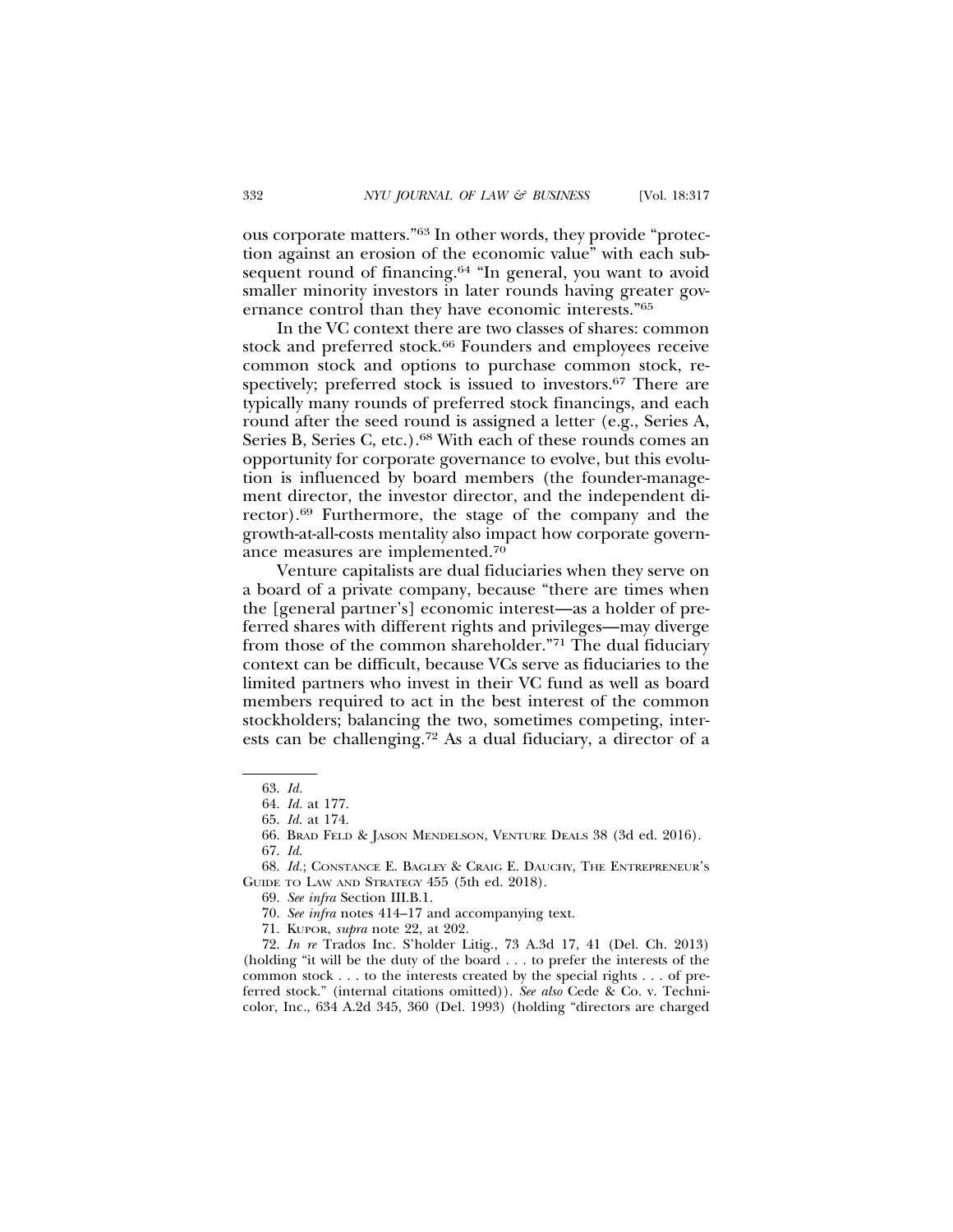ous corporate matters."[63] In other words, they provide "protection against an erosion of the economic value" with each subsequent round of financing.[64] "In general, you want to avoid smaller minority investors in later rounds having greater governance control than they have economic interests."[65]

In the VC context there are two classes of shares: common stock and preferred stock.[66] Founders and employees receive common stock and options to purchase common stock, respectively; preferred stock is issued to investors.[67] There are typically many rounds of preferred stock financings, and each round after the seed round is assigned a letter (e.g., Series A, Series B, Series C, etc.).[68] With each of these rounds comes an opportunity for corporate governance to evolve, but this evolution is influenced by board members (the founder-management director, the investor director, and the independent director).[69] Furthermore, the stage of the company and the growth-at-all-costs mentality also impact how corporate governance measures are implemented.[70]

Venture capitalists are dual fiduciaries when they serve on a board of a private company, because "there are times when the [general partner's] economic interest—as a holder of preferred shares with different rights and privileges—may diverge from those of the common shareholder."[71] The dual fiduciary context can be difficult, because VCs serve as fiduciaries to the limited partners who invest in their VC fund as well as board members required to act in the best interest of the common stockholders; balancing the two, sometimes competing, interests can be challenging.[72] As a dual fiduciary, a director of a

---

63. *Id.*

64. *Id.* at 177.

65. *Id.* at 174.

66. Brad Feld & Jason Mendelson, Venture Deals 38 (3d ed. 2016).

67. *Id.*

68. *Id.*; Constance E. Bagley & Craig E. Dauchy, The Entrepreneur's Guide to Law and Strategy 455 (5th ed. 2018).

69. *See infra* Section III.B.1.

70. *See infra* notes 414–17 and accompanying text.

71. Kupor, *supra* note 22, at 202.

72. *In re* Trados Inc. S'holder Litig., 73 A.3d 17, 41 (Del. Ch. 2013) (holding "it will be the duty of the board . . . to prefer the interests of the common stock . . . to the interests created by the special rights . . . of preferred stock." (internal citations omitted)). *See also* Cede & Co. v. Technicolor, Inc., 634 A.2d 345, 360 (Del. 1993) (holding "directors are charged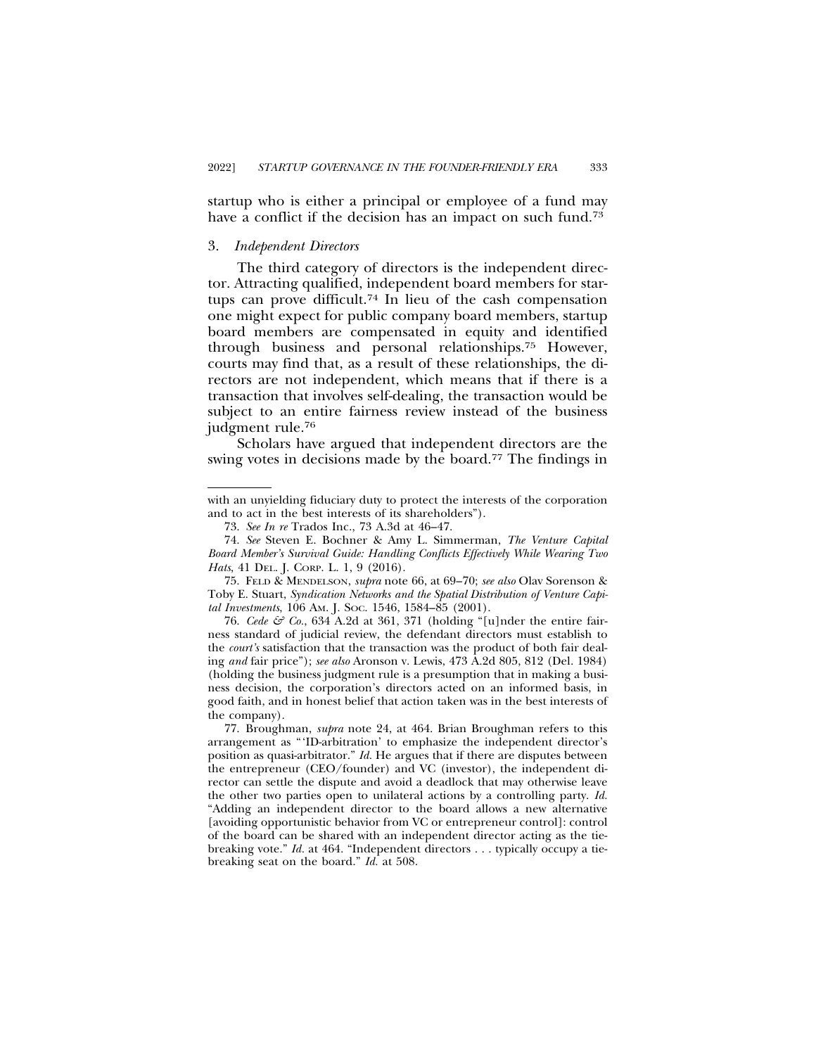startup who is either a principal or employee of a fund may have a conflict if the decision has an impact on such fund.[73]

### 3. *Independent Directors*

The third category of directors is the independent director. Attracting qualified, independent board members for startups can prove difficult.[74] In lieu of the cash compensation one might expect for public company board members, startup board members are compensated in equity and identified through business and personal relationships.[75] However, courts may find that, as a result of these relationships, the directors are not independent, which means that if there is a transaction that involves self-dealing, the transaction would be subject to an entire fairness review instead of the business judgment rule.[76]

Scholars have argued that independent directors are the swing votes in decisions made by the board.[77] The findings in

---

with an unyielding fiduciary duty to protect the interests of the corporation and to act in the best interests of its shareholders").

73. *See In re* Trados Inc., 73 A.3d at 46–47.

74. *See* Steven E. Bochner & Amy L. Simmerman, *The Venture Capital Board Member's Survival Guide: Handling Conflicts Effectively While Wearing Two Hats*, 41 DEL. J. CORP. L. 1, 9 (2016).

75. FELD & MENDELSON, *supra* note 66, at 69–70; *see also* Olav Sorenson & Toby E. Stuart, *Syndication Networks and the Spatial Distribution of Venture Capital Investments*, 106 AM. J. SOC. 1546, 1584–85 (2001).

76. *Cede & Co.*, 634 A.2d at 361, 371 (holding "[u]nder the entire fairness standard of judicial review, the defendant directors must establish to the *court's* satisfaction that the transaction was the product of both fair dealing *and* fair price"); *see also* Aronson v. Lewis, 473 A.2d 805, 812 (Del. 1984) (holding the business judgment rule is a presumption that in making a business decision, the corporation's directors acted on an informed basis, in good faith, and in honest belief that action taken was in the best interests of the company).

77. Broughman, *supra* note 24, at 464. Brian Broughman refers to this arrangement as "'ID-arbitration' to emphasize the independent director's position as quasi-arbitrator." *Id.* He argues that if there are disputes between the entrepreneur (CEO/founder) and VC (investor), the independent director can settle the dispute and avoid a deadlock that may otherwise leave the other two parties open to unilateral actions by a controlling party. *Id.* "Adding an independent director to the board allows a new alternative [avoiding opportunistic behavior from VC or entrepreneur control]: control of the board can be shared with an independent director acting as the tie-breaking vote." *Id.* at 464. "Independent directors . . . typically occupy a tie-breaking seat on the board." *Id.* at 508.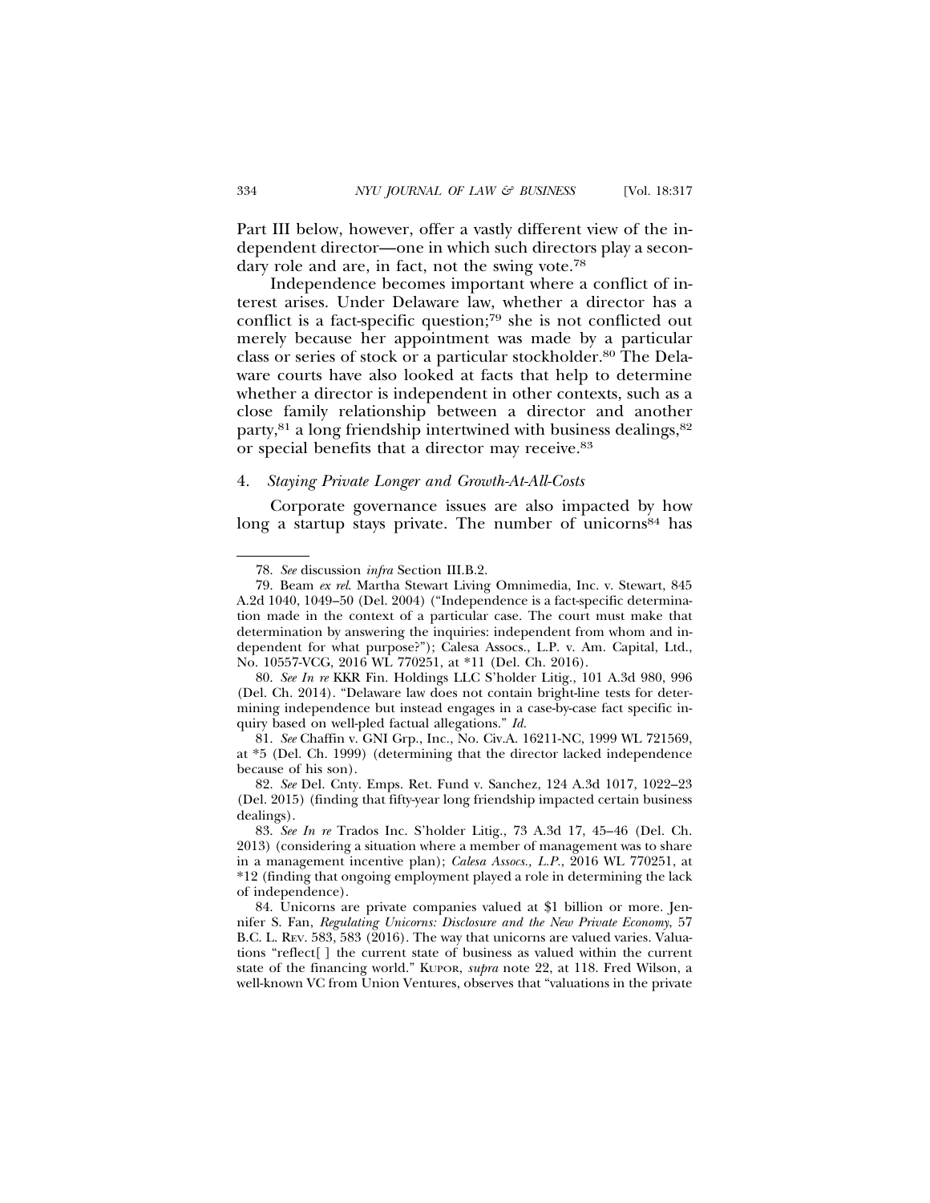Part III below, however, offer a vastly different view of the independent director—one in which such directors play a secondary role and are, in fact, not the swing vote.[78]

Independence becomes important where a conflict of interest arises. Under Delaware law, whether a director has a conflict is a fact-specific question;[79] she is not conflicted out merely because her appointment was made by a particular class or series of stock or a particular stockholder.[80] The Delaware courts have also looked at facts that help to determine whether a director is independent in other contexts, such as a close family relationship between a director and another party,[81] a long friendship intertwined with business dealings,[82] or special benefits that a director may receive.[83]

#### 4. *Staying Private Longer and Growth-At-All-Costs*

Corporate governance issues are also impacted by how long a startup stays private. The number of unicorns[84] has

---

78. *See* discussion *infra* Section III.B.2.

79. Beam *ex rel.* Martha Stewart Living Omnimedia, Inc. v. Stewart, 845 A.2d 1040, 1049–50 (Del. 2004) ("Independence is a fact-specific determination made in the context of a particular case. The court must make that determination by answering the inquiries: independent from whom and independent for what purpose?"); Calesa Assocs., L.P. v. Am. Capital, Ltd., No. 10557-VCG, 2016 WL 770251, at *11 (Del. Ch. 2016).

80. *See In re* KKR Fin. Holdings LLC S'holder Litig., 101 A.3d 980, 996 (Del. Ch. 2014). "Delaware law does not contain bright-line tests for determining independence but instead engages in a case-by-case fact specific inquiry based on well-pled factual allegations." *Id.*

81. *See* Chaffin v. GNI Grp., Inc., No. Civ.A. 16211-NC, 1999 WL 721569, at *5 (Del. Ch. 1999) (determining that the director lacked independence because of his son).

82. *See* Del. Cnty. Emps. Ret. Fund v. Sanchez, 124 A.3d 1017, 1022–23 (Del. 2015) (finding that fifty-year long friendship impacted certain business dealings).

83. *See In re* Trados Inc. S'holder Litig., 73 A.3d 17, 45–46 (Del. Ch. 2013) (considering a situation where a member of management was to share in a management incentive plan); *Calesa Assocs., L.P.*, 2016 WL 770251, at *12 (finding that ongoing employment played a role in determining the lack of independence).

84. Unicorns are private companies valued at $1 billion or more. Jennifer S. Fan, *Regulating Unicorns: Disclosure and the New Private Economy*, 57 B.C. L. REV. 583, 583 (2016). The way that unicorns are valued varies. Valuations "reflect[ ] the current state of business as valued within the current state of the financing world." KUPOR, *supra* note 22, at 118. Fred Wilson, a well-known VC from Union Ventures, observes that "valuations in the private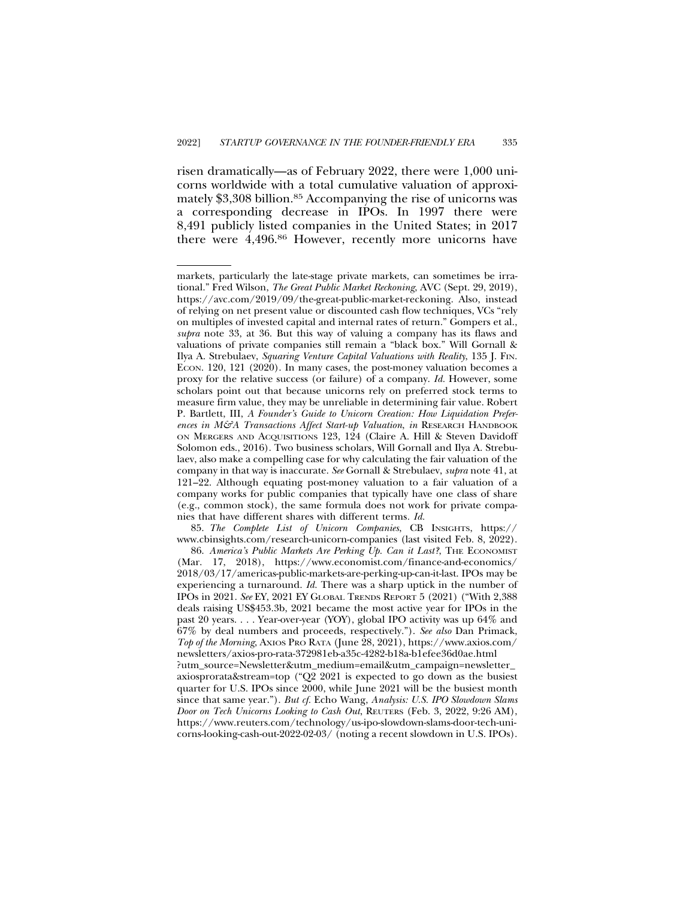risen dramatically—as of February 2022, there were 1,000 unicorns worldwide with a total cumulative valuation of approximately $3,308 billion.[85] Accompanying the rise of unicorns was a corresponding decrease in IPOs. In 1997 there were 8,491 publicly listed companies in the United States; in 2017 there were 4,496.[86] However, recently more unicorns have

---

markets, particularly the late-stage private markets, can sometimes be irrational." Fred Wilson, *The Great Public Market Reckoning*, AVC (Sept. 29, 2019), https://avc.com/2019/09/the-great-public-market-reckoning. Also, instead of relying on net present value or discounted cash flow techniques, VCs "rely on multiples of invested capital and internal rates of return." Gompers et al., *supra* note 33, at 36. But this way of valuing a company has its flaws and valuations of private companies still remain a "black box." Will Gornall & Ilya A. Strebulaev, *Squaring Venture Capital Valuations with Reality*, 135 J. FIN. ECON. 120, 121 (2020). In many cases, the post-money valuation becomes a proxy for the relative success (or failure) of a company. *Id.* However, some scholars point out that because unicorns rely on preferred stock terms to measure firm value, they may be unreliable in determining fair value. Robert P. Bartlett, III, *A Founder's Guide to Unicorn Creation: How Liquidation Preferences in M&A Transactions Affect Start-up Valuation*, *in* RESEARCH HANDBOOK ON MERGERS AND ACQUISITIONS 123, 124 (Claire A. Hill & Steven Davidoff Solomon eds., 2016). Two business scholars, Will Gornall and Ilya A. Strebulaev, also make a compelling case for why calculating the fair valuation of the company in that way is inaccurate. *See* Gornall & Strebulaev, *supra* note 41, at 121–22. Although equating post-money valuation to a fair valuation of a company works for public companies that typically have one class of share (e.g., common stock), the same formula does not work for private companies that have different shares with different terms. *Id.*

85. *The Complete List of Unicorn Companies*, CB INSIGHTS, https://www.cbinsights.com/research-unicorn-companies (last visited Feb. 8, 2022).

86. *America's Public Markets Are Perking Up. Can it Last?*, THE ECONOMIST (Mar. 17, 2018), https://www.economist.com/finance-and-economics/2018/03/17/americas-public-markets-are-perking-up-can-it-last. IPOs may be experiencing a turnaround. *Id.* There was a sharp uptick in the number of IPOs in 2021. *See* EY, 2021 EY GLOBAL TRENDS REPORT 5 (2021) ("With 2,388 deals raising US$453.3b, 2021 became the most active year for IPOs in the past 20 years. . . . Year-over-year (YOY), global IPO activity was up 64% and 67% by deal numbers and proceeds, respectively."). *See also* Dan Primack, *Top of the Morning*, AXIOS PRO RATA (June 28, 2021), https://www.axios.com/newsletters/axios-pro-rata-372981eb-a35c-4282-b18a-b1efee36d0ae.html?utm_source=Newsletter&utm_medium=email&utm_campaign=newsletter_axiosprorata&stream=top ("Q2 2021 is expected to go down as the busiest quarter for U.S. IPOs since 2000, while June 2021 will be the busiest month since that same year."). *But cf.* Echo Wang, *Analysis: U.S. IPO Slowdown Slams Door on Tech Unicorns Looking to Cash Out*, REUTERS (Feb. 3, 2022, 9:26 AM), https://www.reuters.com/technology/us-ipo-slowdown-slams-door-tech-unicorns-looking-cash-out-2022-02-03/ (noting a recent slowdown in U.S. IPOs).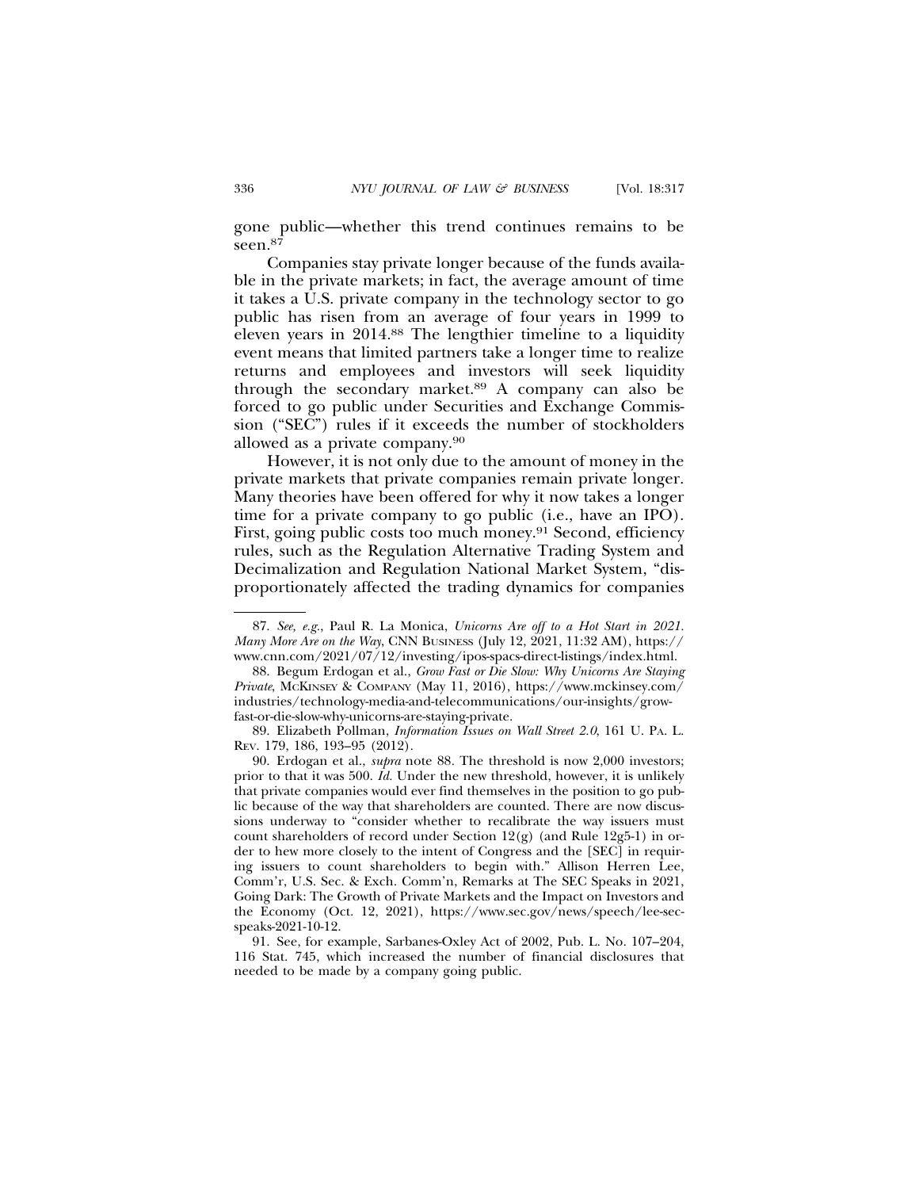gone public—whether this trend continues remains to be seen.[87]

Companies stay private longer because of the funds available in the private markets; in fact, the average amount of time it takes a U.S. private company in the technology sector to go public has risen from an average of four years in 1999 to eleven years in 2014.[88] The lengthier timeline to a liquidity event means that limited partners take a longer time to realize returns and employees and investors will seek liquidity through the secondary market.[89] A company can also be forced to go public under Securities and Exchange Commission ("SEC") rules if it exceeds the number of stockholders allowed as a private company.[90]

However, it is not only due to the amount of money in the private markets that private companies remain private longer. Many theories have been offered for why it now takes a longer time for a private company to go public (i.e., have an IPO). First, going public costs too much money.[91] Second, efficiency rules, such as the Regulation Alternative Trading System and Decimalization and Regulation National Market System, "disproportionately affected the trading dynamics for companies

---

87. *See, e.g.*, Paul R. La Monica, *Unicorns Are off to a Hot Start in 2021. Many More Are on the Way*, CNN BUSINESS (July 12, 2021, 11:32 AM), https://www.cnn.com/2021/07/12/investing/ipos-spacs-direct-listings/index.html.

88. Begum Erdogan et al., *Grow Fast or Die Slow: Why Unicorns Are Staying Private*, MCKINSEY & COMPANY (May 11, 2016), https://www.mckinsey.com/industries/technology-media-and-telecommunications/our-insights/grow-fast-or-die-slow-why-unicorns-are-staying-private.

89. Elizabeth Pollman, *Information Issues on Wall Street 2.0*, 161 U. PA. L. REV. 179, 186, 193–95 (2012).

90. Erdogan et al., *supra* note 88. The threshold is now 2,000 investors; prior to that it was 500. *Id.* Under the new threshold, however, it is unlikely that private companies would ever find themselves in the position to go public because of the way that shareholders are counted. There are now discussions underway to "consider whether to recalibrate the way issuers must count shareholders of record under Section 12(g) (and Rule 12g5-1) in order to hew more closely to the intent of Congress and the [SEC] in requiring issuers to count shareholders to begin with." Allison Herren Lee, Comm'r, U.S. Sec. & Exch. Comm'n, Remarks at The SEC Speaks in 2021, Going Dark: The Growth of Private Markets and the Impact on Investors and the Economy (Oct. 12, 2021), https://www.sec.gov/news/speech/lee-sec-speaks-2021-10-12.

91. See, for example, Sarbanes-Oxley Act of 2002, Pub. L. No. 107–204, 116 Stat. 745, which increased the number of financial disclosures that needed to be made by a company going public.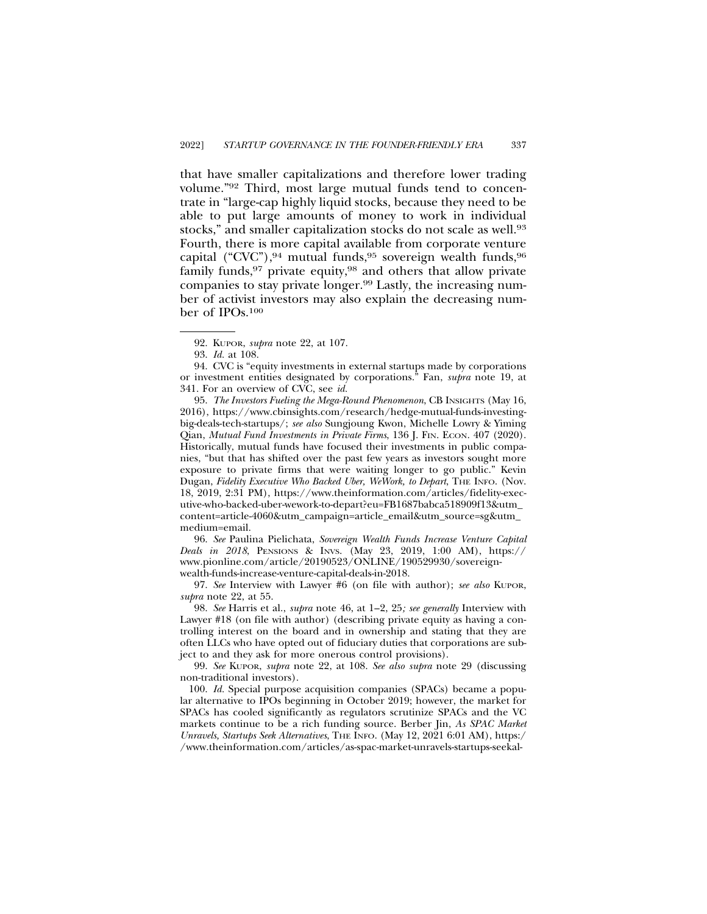that have smaller capitalizations and therefore lower trading volume."[92] Third, most large mutual funds tend to concentrate in "large-cap highly liquid stocks, because they need to be able to put large amounts of money to work in individual stocks," and smaller capitalization stocks do not scale as well.[93] Fourth, there is more capital available from corporate venture capital ("CVC"),[94] mutual funds,[95] sovereign wealth funds,[96] family funds,[97] private equity,[98] and others that allow private companies to stay private longer.[99] Lastly, the increasing number of activist investors may also explain the decreasing number of IPOs.[100]

---

92. KUPOR, *supra* note 22, at 107.

93. *Id.* at 108.

94. CVC is "equity investments in external startups made by corporations or investment entities designated by corporations." Fan, *supra* note 19, at 341. For an overview of CVC, see *id.*

95. *The Investors Fueling the Mega-Round Phenomenon*, CB INSIGHTS (May 16, 2016), https://www.cbinsights.com/research/hedge-mutual-funds-investing-big-deals-tech-startups/; *see also* Sungjoung Kwon, Michelle Lowry & Yiming Qian, *Mutual Fund Investments in Private Firms*, 136 J. FIN. ECON. 407 (2020). Historically, mutual funds have focused their investments in public companies, "but that has shifted over the past few years as investors sought more exposure to private firms that were waiting longer to go public." Kevin Dugan, *Fidelity Executive Who Backed Uber, WeWork, to Depart*, THE INFO. (Nov. 18, 2019, 2:31 PM), https://www.theinformation.com/articles/fidelity-executive-who-backed-uber-wework-to-depart?eu=FB1687babca518909f13&utm_content=article-4060&utm_campaign=article_email&utm_source=sg&utm_medium=email.

96. *See* Paulina Pielichata, *Sovereign Wealth Funds Increase Venture Capital Deals in 2018*, PENSIONS & INVS. (May 23, 2019, 1:00 AM), https://www.pionline.com/article/20190523/ONLINE/190529930/sovereign-wealth-funds-increase-venture-capital-deals-in-2018.

97. *See* Interview with Lawyer #6 (on file with author); *see also* KUPOR, *supra* note 22, at 55.

98. *See* Harris et al., *supra* note 46, at 1–2, 25*; see generally* Interview with Lawyer #18 (on file with author) (describing private equity as having a controlling interest on the board and in ownership and stating that they are often LLCs who have opted out of fiduciary duties that corporations are subject to and they ask for more onerous control provisions).

99. *See* KUPOR, *supra* note 22, at 108. *See also supra* note 29 (discussing non-traditional investors).

100. *Id.* Special purpose acquisition companies (SPACs) became a popular alternative to IPOs beginning in October 2019; however, the market for SPACs has cooled significantly as regulators scrutinize SPACs and the VC markets continue to be a rich funding source. Berber Jin, *As SPAC Market Unravels, Startups Seek Alternatives*, THE INFO. (May 12, 2021 6:01 AM), https://www.theinformation.com/articles/as-spac-market-unravels-startups-seekal-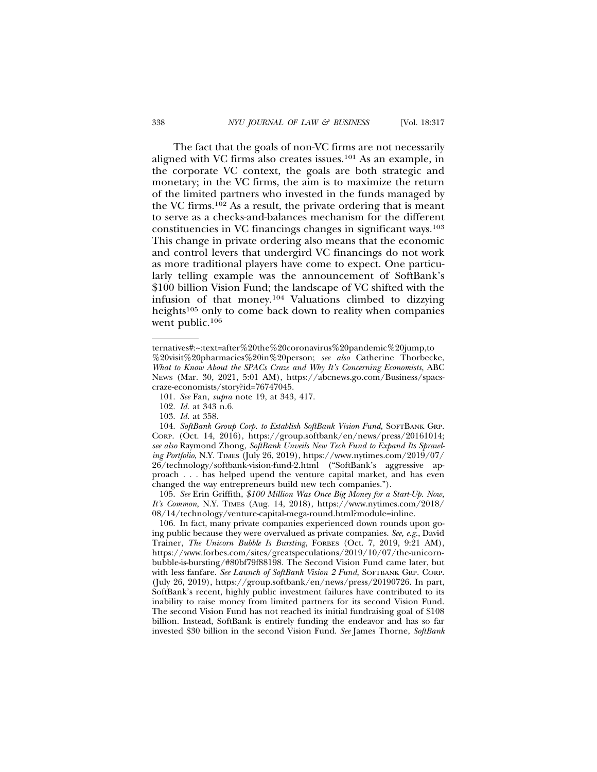The fact that the goals of non-VC firms are not necessarily aligned with VC firms also creates issues.[101] As an example, in the corporate VC context, the goals are both strategic and monetary; in the VC firms, the aim is to maximize the return of the limited partners who invested in the funds managed by the VC firms.[102] As a result, the private ordering that is meant to serve as a checks-and-balances mechanism for the different constituencies in VC financings changes in significant ways.[103] This change in private ordering also means that the economic and control levers that undergird VC financings do not work as more traditional players have come to expect. One particularly telling example was the announcement of SoftBank's $100 billion Vision Fund; the landscape of VC shifted with the infusion of that money.[104] Valuations climbed to dizzying heights[105] only to come back down to reality when companies went public.[106]

---

ternatives#:~:text=after%20the%20coronavirus%20pandemic%20jump,to%20visit%20pharmacies%20in%20person; *see also* Catherine Thorbecke, *What to Know About the SPACs Craze and Why It's Concerning Economists*, ABC NEWS (Mar. 30, 2021, 5:01 AM), https://abcnews.go.com/Business/spacs-craze-economists/story?id=76747045.

101. *See* Fan, *supra* note 19, at 343, 417.

102. *Id.* at 343 n.6.

103. *Id.* at 358.

104. *SoftBank Group Corp. to Establish SoftBank Vision Fund*, SOFTBANK GRP. CORP. (Oct. 14, 2016), https://group.softbank/en/news/press/20161014; *see also* Raymond Zhong, *SoftBank Unveils New Tech Fund to Expand Its Sprawling Portfolio*, N.Y. TIMES (July 26, 2019), https://www.nytimes.com/2019/07/26/technology/softbank-vision-fund-2.html ("SoftBank's aggressive approach . . . has helped upend the venture capital market, and has even changed the way entrepreneurs build new tech companies.").

105. *See* Erin Griffith, *$100 Million Was Once Big Money for a Start-Up. Now, It's Common*, N.Y. TIMES (Aug. 14, 2018), https://www.nytimes.com/2018/08/14/technology/venture-capital-mega-round.html?module=inline.

106. In fact, many private companies experienced down rounds upon going public because they were overvalued as private companies. *See, e.g.*, David Trainer, *The Unicorn Bubble Is Bursting*, FORBES (Oct. 7, 2019, 9:21 AM), https://www.forbes.com/sites/greatspeculations/2019/10/07/the-unicorn-bubble-is-bursting/#80bf79f88198. The Second Vision Fund came later, but with less fanfare. *See Launch of SoftBank Vision 2 Fund*, SOFTBANK GRP. CORP. (July 26, 2019), https://group.softbank/en/news/press/20190726. In part, SoftBank's recent, highly public investment failures have contributed to its inability to raise money from limited partners for its second Vision Fund. The second Vision Fund has not reached its initial fundraising goal of $108 billion. Instead, SoftBank is entirely funding the endeavor and has so far invested $30 billion in the second Vision Fund. *See* James Thorne, *SoftBank*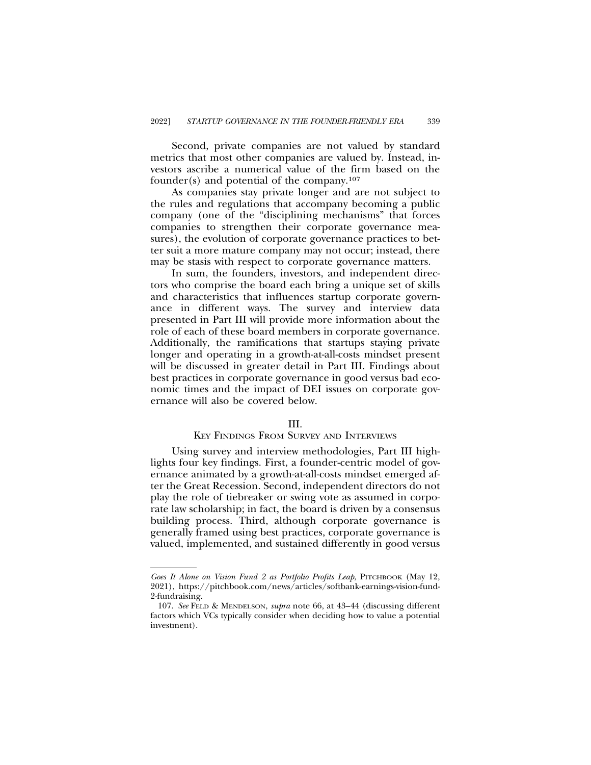Second, private companies are not valued by standard metrics that most other companies are valued by. Instead, investors ascribe a numerical value of the firm based on the founder(s) and potential of the company.[107]

As companies stay private longer and are not subject to the rules and regulations that accompany becoming a public company (one of the "disciplining mechanisms" that forces companies to strengthen their corporate governance measures), the evolution of corporate governance practices to better suit a more mature company may not occur; instead, there may be stasis with respect to corporate governance matters.

In sum, the founders, investors, and independent directors who comprise the board each bring a unique set of skills and characteristics that influences startup corporate governance in different ways. The survey and interview data presented in Part III will provide more information about the role of each of these board members in corporate governance. Additionally, the ramifications that startups staying private longer and operating in a growth-at-all-costs mindset present will be discussed in greater detail in Part III. Findings about best practices in corporate governance in good versus bad economic times and the impact of DEI issues on corporate governance will also be covered below.

## III.
## KEY FINDINGS FROM SURVEY AND INTERVIEWS

Using survey and interview methodologies, Part III highlights four key findings. First, a founder-centric model of governance animated by a growth-at-all-costs mindset emerged after the Great Recession. Second, independent directors do not play the role of tiebreaker or swing vote as assumed in corporate law scholarship; in fact, the board is driven by a consensus building process. Third, although corporate governance is generally framed using best practices, corporate governance is valued, implemented, and sustained differently in good versus

---

*Goes It Alone on Vision Fund 2 as Portfolio Profits Leap*, PITCHBOOK (May 12, 2021), https://pitchbook.com/news/articles/softbank-earnings-vision-fund-2-fundraising.

107. *See* FELD & MENDELSON, *supra* note 66, at 43–44 (discussing different factors which VCs typically consider when deciding how to value a potential investment).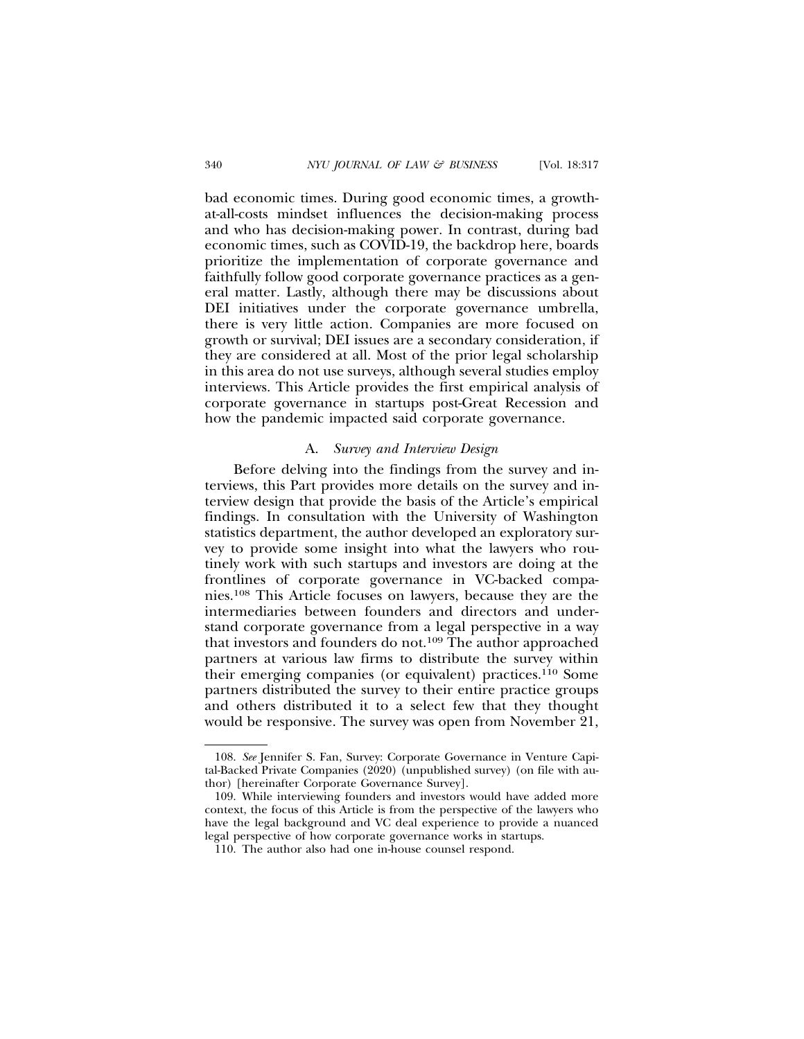bad economic times. During good economic times, a growth-at-all-costs mindset influences the decision-making process and who has decision-making power. In contrast, during bad economic times, such as COVID-19, the backdrop here, boards prioritize the implementation of corporate governance and faithfully follow good corporate governance practices as a general matter. Lastly, although there may be discussions about DEI initiatives under the corporate governance umbrella, there is very little action. Companies are more focused on growth or survival; DEI issues are a secondary consideration, if they are considered at all. Most of the prior legal scholarship in this area do not use surveys, although several studies employ interviews. This Article provides the first empirical analysis of corporate governance in startups post-Great Recession and how the pandemic impacted said corporate governance.

### A. *Survey and Interview Design*

Before delving into the findings from the survey and interviews, this Part provides more details on the survey and interview design that provide the basis of the Article's empirical findings. In consultation with the University of Washington statistics department, the author developed an exploratory survey to provide some insight into what the lawyers who routinely work with such startups and investors are doing at the frontlines of corporate governance in VC-backed companies.[108] This Article focuses on lawyers, because they are the intermediaries between founders and directors and understand corporate governance from a legal perspective in a way that investors and founders do not.[109] The author approached partners at various law firms to distribute the survey within their emerging companies (or equivalent) practices.[110] Some partners distributed the survey to their entire practice groups and others distributed it to a select few that they thought would be responsive. The survey was open from November 21,

---

108. *See* Jennifer S. Fan, Survey: Corporate Governance in Venture Capital-Backed Private Companies (2020) (unpublished survey) (on file with author) [hereinafter Corporate Governance Survey].

109. While interviewing founders and investors would have added more context, the focus of this Article is from the perspective of the lawyers who have the legal background and VC deal experience to provide a nuanced legal perspective of how corporate governance works in startups.

110. The author also had one in-house counsel respond.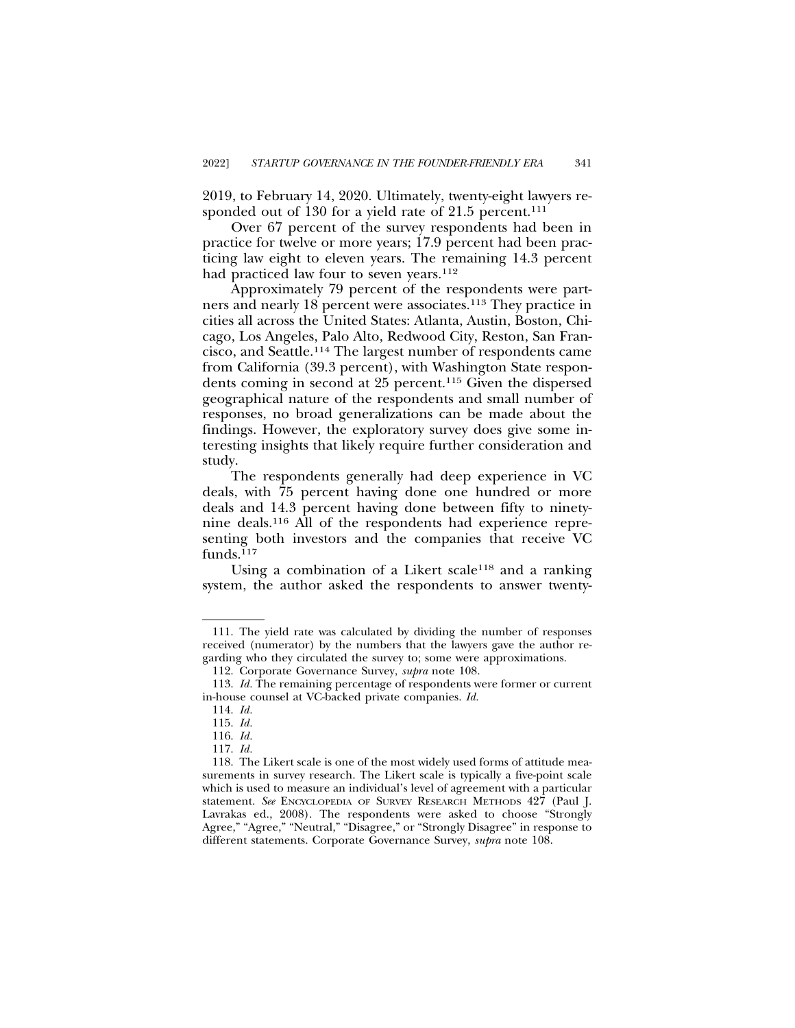2019, to February 14, 2020. Ultimately, twenty-eight lawyers responded out of 130 for a yield rate of 21.5 percent.[111]

Over 67 percent of the survey respondents had been in practice for twelve or more years; 17.9 percent had been practicing law eight to eleven years. The remaining 14.3 percent had practiced law four to seven years.[112]

Approximately 79 percent of the respondents were partners and nearly 18 percent were associates.[113] They practice in cities all across the United States: Atlanta, Austin, Boston, Chicago, Los Angeles, Palo Alto, Redwood City, Reston, San Francisco, and Seattle.[114] The largest number of respondents came from California (39.3 percent), with Washington State respondents coming in second at 25 percent.[115] Given the dispersed geographical nature of the respondents and small number of responses, no broad generalizations can be made about the findings. However, the exploratory survey does give some interesting insights that likely require further consideration and study.

The respondents generally had deep experience in VC deals, with 75 percent having done one hundred or more deals and 14.3 percent having done between fifty to ninety-nine deals.[116] All of the respondents had experience representing both investors and the companies that receive VC funds.[117]

Using a combination of a Likert scale[118] and a ranking system, the author asked the respondents to answer twenty-

---

111. The yield rate was calculated by dividing the number of responses received (numerator) by the numbers that the lawyers gave the author regarding who they circulated the survey to; some were approximations.

112. Corporate Governance Survey, *supra* note 108.

113. *Id.* The remaining percentage of respondents were former or current in-house counsel at VC-backed private companies. *Id.*

114. *Id.*

115. *Id.*

116. *Id.*

117. *Id.*

118. The Likert scale is one of the most widely used forms of attitude measurements in survey research. The Likert scale is typically a five-point scale which is used to measure an individual's level of agreement with a particular statement. *See* ENCYCLOPEDIA OF SURVEY RESEARCH METHODS 427 (Paul J. Lavrakas ed., 2008). The respondents were asked to choose "Strongly Agree," "Agree," "Neutral," "Disagree," or "Strongly Disagree" in response to different statements. Corporate Governance Survey, *supra* note 108.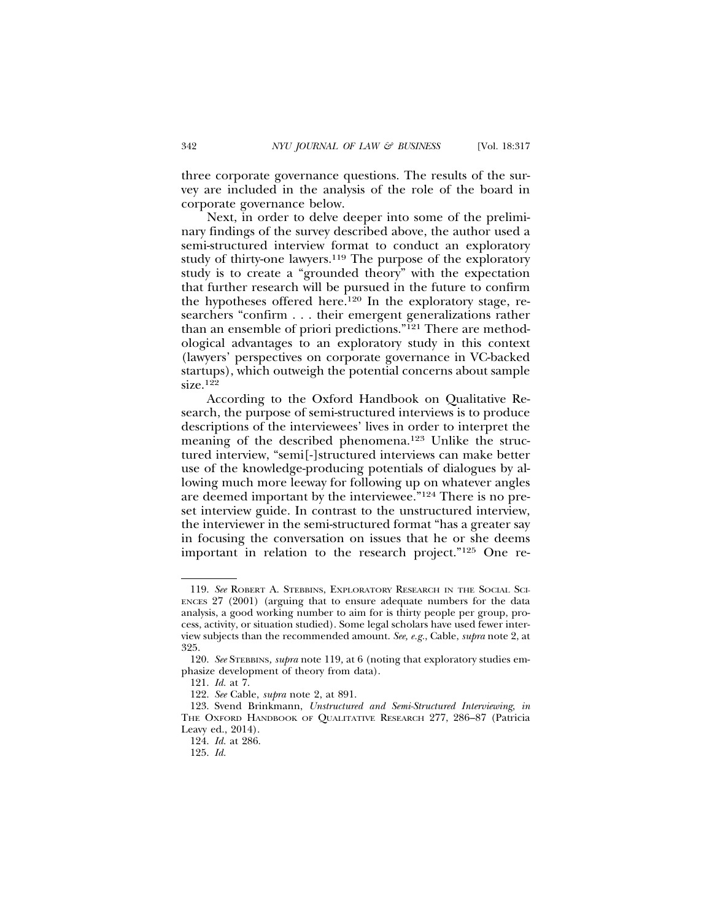three corporate governance questions. The results of the survey are included in the analysis of the role of the board in corporate governance below.

Next, in order to delve deeper into some of the preliminary findings of the survey described above, the author used a semi-structured interview format to conduct an exploratory study of thirty-one lawyers.[119] The purpose of the exploratory study is to create a "grounded theory" with the expectation that further research will be pursued in the future to confirm the hypotheses offered here.[120] In the exploratory stage, researchers "confirm . . . their emergent generalizations rather than an ensemble of priori predictions."[121] There are methodological advantages to an exploratory study in this context (lawyers' perspectives on corporate governance in VC-backed startups), which outweigh the potential concerns about sample size.[122]

According to the Oxford Handbook on Qualitative Research, the purpose of semi-structured interviews is to produce descriptions of the interviewees' lives in order to interpret the meaning of the described phenomena.[123] Unlike the structured interview, "semi[-]structured interviews can make better use of the knowledge-producing potentials of dialogues by allowing much more leeway for following up on whatever angles are deemed important by the interviewee."[124] There is no preset interview guide. In contrast to the unstructured interview, the interviewer in the semi-structured format "has a greater say in focusing the conversation on issues that he or she deems important in relation to the research project."[125] One re-

---

119. *See* ROBERT A. STEBBINS, EXPLORATORY RESEARCH IN THE SOCIAL SCIENCES 27 (2001) (arguing that to ensure adequate numbers for the data analysis, a good working number to aim for is thirty people per group, process, activity, or situation studied). Some legal scholars have used fewer interview subjects than the recommended amount. *See, e.g.*, Cable, *supra* note 2, at 325.

120. *See* STEBBINS, *supra* note 119, at 6 (noting that exploratory studies emphasize development of theory from data).

121. *Id.* at 7.

122. *See* Cable, *supra* note 2, at 891.

123. Svend Brinkmann, *Unstructured and Semi-Structured Interviewing*, *in* THE OXFORD HANDBOOK OF QUALITATIVE RESEARCH 277, 286–87 (Patricia Leavy ed., 2014).

124. *Id.* at 286.

125. *Id.*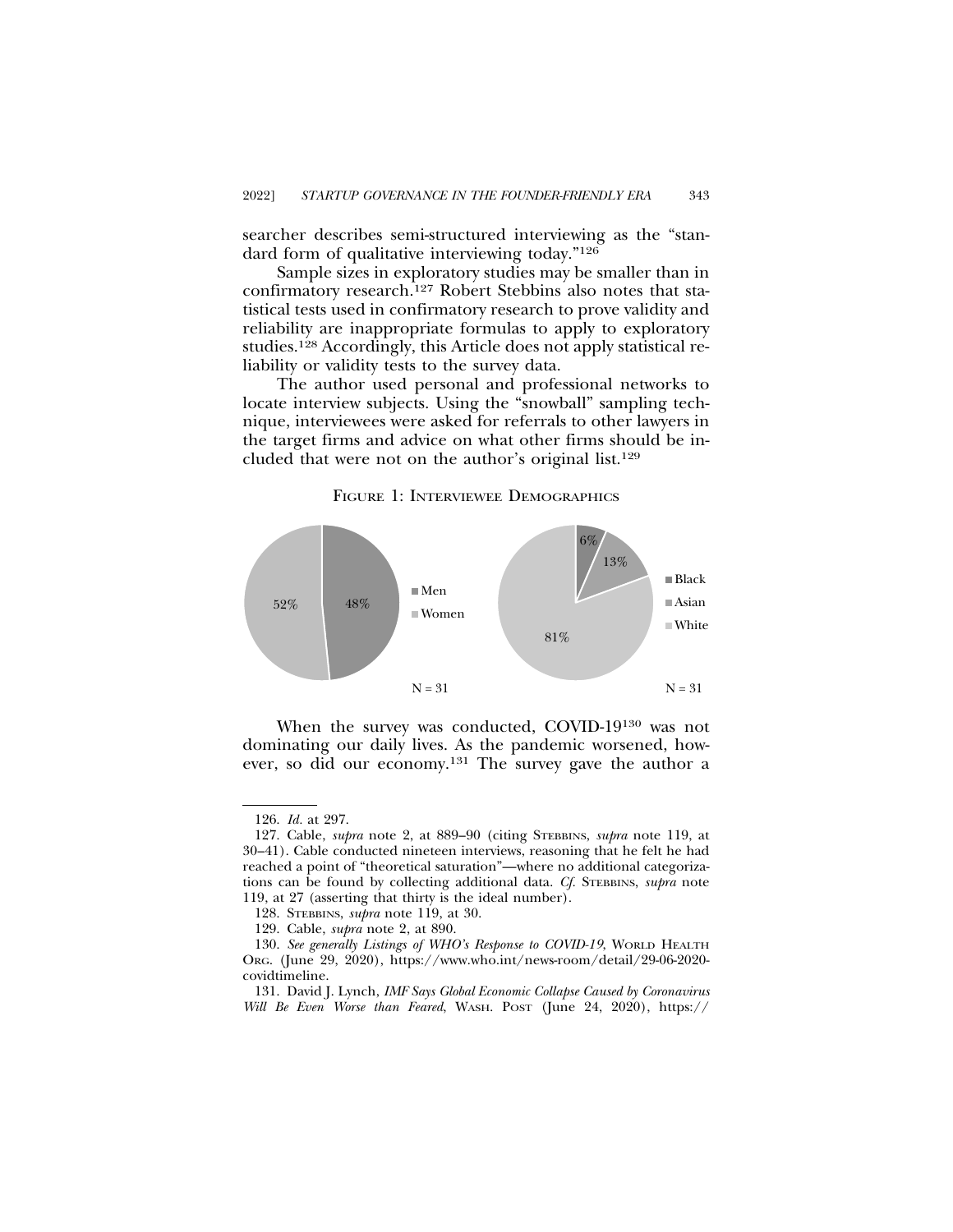searcher describes semi-structured interviewing as the "standard form of qualitative interviewing today."[126]

Sample sizes in exploratory studies may be smaller than in confirmatory research.[127] Robert Stebbins also notes that statistical tests used in confirmatory research to prove validity and reliability are inappropriate formulas to apply to exploratory studies.[128] Accordingly, this Article does not apply statistical reliability or validity tests to the survey data.

The author used personal and professional networks to locate interview subjects. Using the "snowball" sampling technique, interviewees were asked for referrals to other lawyers in the target firms and advice on what other firms should be included that were not on the author's original list.[129]

FIGURE 1: INTERVIEWEE DEMOGRAPHICS

| Gender | Percent |
|---|---|
| Men | 48% |
| Women | 52% |

N = 31

| Race | Percent |
|---|---|
| Black | 6% |
| Asian | 13% |
| White | 81% |

N = 31

When the survey was conducted, COVID-19[130] was not dominating our daily lives. As the pandemic worsened, however, so did our economy.[131] The survey gave the author a

---

126. *Id.* at 297.

127. Cable, *supra* note 2, at 889–90 (citing STEBBINS, *supra* note 119, at 30–41). Cable conducted nineteen interviews, reasoning that he felt he had reached a point of "theoretical saturation"—where no additional categorizations can be found by collecting additional data. *Cf.* STEBBINS, *supra* note 119, at 27 (asserting that thirty is the ideal number).

128. STEBBINS, *supra* note 119, at 30.

129. Cable, *supra* note 2, at 890.

130. *See generally Listings of WHO's Response to COVID-19*, WORLD HEALTH ORG. (June 29, 2020), https://www.who.int/news-room/detail/29-06-2020-covidtimeline.

131. David J. Lynch, *IMF Says Global Economic Collapse Caused by Coronavirus Will Be Even Worse than Feared*, WASH. POST (June 24, 2020), https://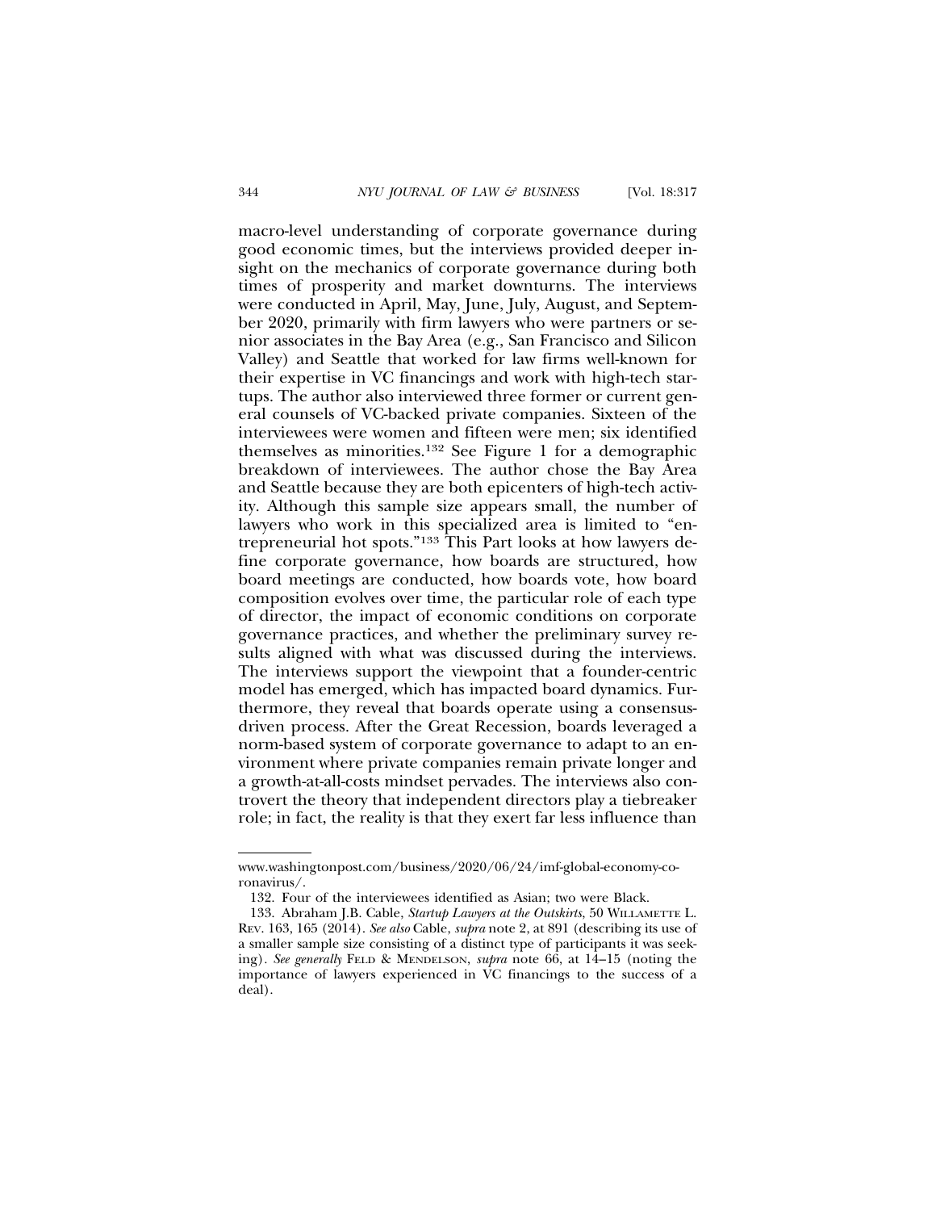macro-level understanding of corporate governance during good economic times, but the interviews provided deeper insight on the mechanics of corporate governance during both times of prosperity and market downturns. The interviews were conducted in April, May, June, July, August, and September 2020, primarily with firm lawyers who were partners or senior associates in the Bay Area (e.g., San Francisco and Silicon Valley) and Seattle that worked for law firms well-known for their expertise in VC financings and work with high-tech startups. The author also interviewed three former or current general counsels of VC-backed private companies. Sixteen of the interviewees were women and fifteen were men; six identified themselves as minorities.[132] See Figure 1 for a demographic breakdown of interviewees. The author chose the Bay Area and Seattle because they are both epicenters of high-tech activity. Although this sample size appears small, the number of lawyers who work in this specialized area is limited to "entrepreneurial hot spots."[133] This Part looks at how lawyers define corporate governance, how boards are structured, how board meetings are conducted, how boards vote, how board composition evolves over time, the particular role of each type of director, the impact of economic conditions on corporate governance practices, and whether the preliminary survey results aligned with what was discussed during the interviews. The interviews support the viewpoint that a founder-centric model has emerged, which has impacted board dynamics. Furthermore, they reveal that boards operate using a consensus-driven process. After the Great Recession, boards leveraged a norm-based system of corporate governance to adapt to an environment where private companies remain private longer and a growth-at-all-costs mindset pervades. The interviews also controvert the theory that independent directors play a tiebreaker role; in fact, the reality is that they exert far less influence than

---

www.washingtonpost.com/business/2020/06/24/imf-global-economy-coronavirus/.

132. Four of the interviewees identified as Asian; two were Black.

133. Abraham J.B. Cable, *Startup Lawyers at the Outskirts*, 50 WILLAMETTE L. REV. 163, 165 (2014). *See also* Cable, *supra* note 2, at 891 (describing its use of a smaller sample size consisting of a distinct type of participants it was seeking). *See generally* FELD & MENDELSON, *supra* note 66, at 14–15 (noting the importance of lawyers experienced in VC financings to the success of a deal).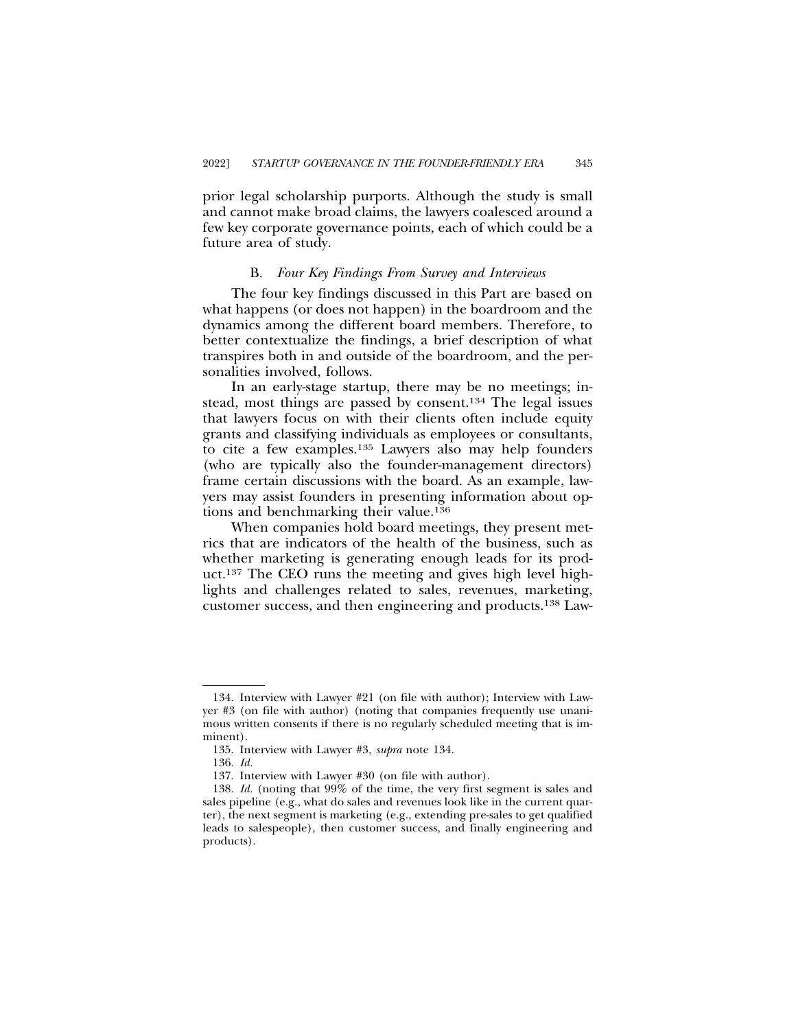prior legal scholarship purports. Although the study is small and cannot make broad claims, the lawyers coalesced around a few key corporate governance points, each of which could be a future area of study.

### B. *Four Key Findings From Survey and Interviews*

The four key findings discussed in this Part are based on what happens (or does not happen) in the boardroom and the dynamics among the different board members. Therefore, to better contextualize the findings, a brief description of what transpires both in and outside of the boardroom, and the personalities involved, follows.

In an early-stage startup, there may be no meetings; instead, most things are passed by consent.[134] The legal issues that lawyers focus on with their clients often include equity grants and classifying individuals as employees or consultants, to cite a few examples.[135] Lawyers also may help founders (who are typically also the founder-management directors) frame certain discussions with the board. As an example, lawyers may assist founders in presenting information about options and benchmarking their value.[136]

When companies hold board meetings, they present metrics that are indicators of the health of the business, such as whether marketing is generating enough leads for its product.[137] The CEO runs the meeting and gives high level highlights and challenges related to sales, revenues, marketing, customer success, and then engineering and products.[138] Law-

---

134. Interview with Lawyer #21 (on file with author); Interview with Lawyer #3 (on file with author) (noting that companies frequently use unanimous written consents if there is no regularly scheduled meeting that is imminent).

135. Interview with Lawyer #3, *supra* note 134.

136. *Id.*

137. Interview with Lawyer #30 (on file with author).

138. *Id.* (noting that 99% of the time, the very first segment is sales and sales pipeline (e.g., what do sales and revenues look like in the current quarter), the next segment is marketing (e.g., extending pre-sales to get qualified leads to salespeople), then customer success, and finally engineering and products).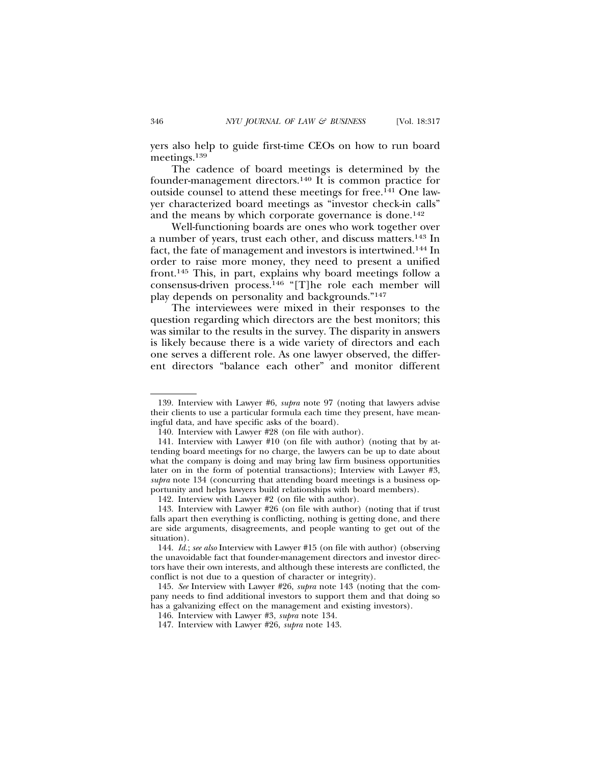yers also help to guide first-time CEOs on how to run board meetings.[139]

The cadence of board meetings is determined by the founder-management directors.[140] It is common practice for outside counsel to attend these meetings for free.[141] One lawyer characterized board meetings as "investor check-in calls" and the means by which corporate governance is done.[142]

Well-functioning boards are ones who work together over a number of years, trust each other, and discuss matters.[143] In fact, the fate of management and investors is intertwined.[144] In order to raise more money, they need to present a unified front.[145] This, in part, explains why board meetings follow a consensus-driven process.[146] "[T]he role each member will play depends on personality and backgrounds."[147]

The interviewees were mixed in their responses to the question regarding which directors are the best monitors; this was similar to the results in the survey. The disparity in answers is likely because there is a wide variety of directors and each one serves a different role. As one lawyer observed, the different directors "balance each other" and monitor different

---

139. Interview with Lawyer #6, *supra* note 97 (noting that lawyers advise their clients to use a particular formula each time they present, have meaningful data, and have specific asks of the board).

140. Interview with Lawyer #28 (on file with author).

141. Interview with Lawyer #10 (on file with author) (noting that by attending board meetings for no charge, the lawyers can be up to date about what the company is doing and may bring law firm business opportunities later on in the form of potential transactions); Interview with Lawyer #3, *supra* note 134 (concurring that attending board meetings is a business opportunity and helps lawyers build relationships with board members).

142. Interview with Lawyer #2 (on file with author).

143. Interview with Lawyer #26 (on file with author) (noting that if trust falls apart then everything is conflicting, nothing is getting done, and there are side arguments, disagreements, and people wanting to get out of the situation).

144. *Id.*; *see also* Interview with Lawyer #15 (on file with author) (observing the unavoidable fact that founder-management directors and investor directors have their own interests, and although these interests are conflicted, the conflict is not due to a question of character or integrity).

145. *See* Interview with Lawyer #26, *supra* note 143 (noting that the company needs to find additional investors to support them and that doing so has a galvanizing effect on the management and existing investors).

146. Interview with Lawyer #3, *supra* note 134.

147. Interview with Lawyer #26, *supra* note 143.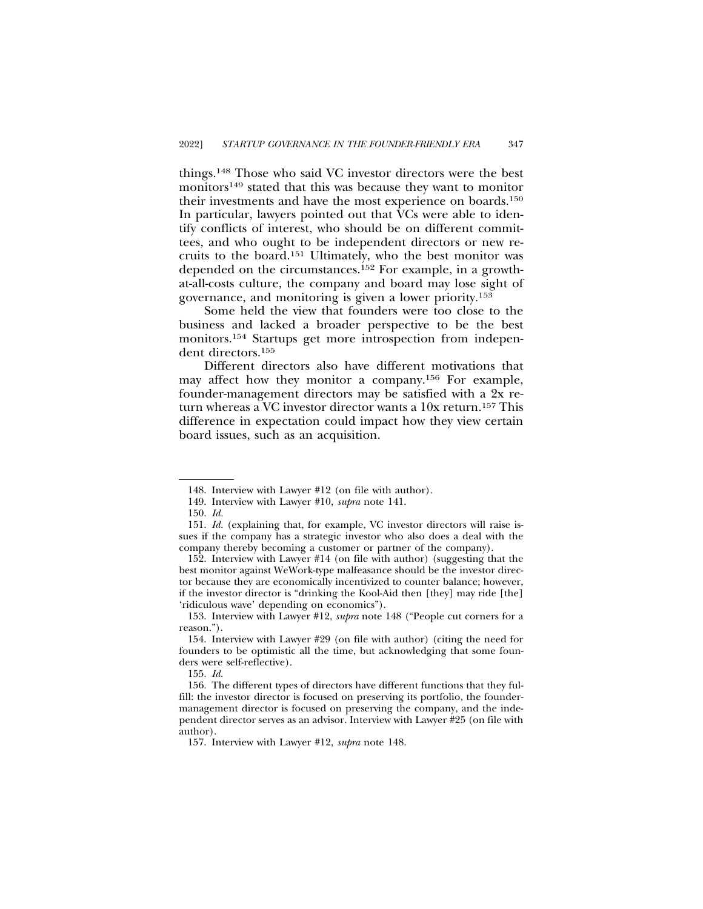things.[148] Those who said VC investor directors were the best monitors[149] stated that this was because they want to monitor their investments and have the most experience on boards.[150] In particular, lawyers pointed out that VCs were able to identify conflicts of interest, who should be on different committees, and who ought to be independent directors or new recruits to the board.[151] Ultimately, who the best monitor was depended on the circumstances.[152] For example, in a growth-at-all-costs culture, the company and board may lose sight of governance, and monitoring is given a lower priority.[153]

Some held the view that founders were too close to the business and lacked a broader perspective to be the best monitors.[154] Startups get more introspection from independent directors.[155]

Different directors also have different motivations that may affect how they monitor a company.[156] For example, founder-management directors may be satisfied with a 2x return whereas a VC investor director wants a 10x return.[157] This difference in expectation could impact how they view certain board issues, such as an acquisition.

---

148. Interview with Lawyer #12 (on file with author).

149. Interview with Lawyer #10, *supra* note 141.

150. *Id.*

151. *Id.* (explaining that, for example, VC investor directors will raise issues if the company has a strategic investor who also does a deal with the company thereby becoming a customer or partner of the company).

152. Interview with Lawyer #14 (on file with author) (suggesting that the best monitor against WeWork-type malfeasance should be the investor director because they are economically incentivized to counter balance; however, if the investor director is "drinking the Kool-Aid then [they] may ride [the] 'ridiculous wave' depending on economics").

153. Interview with Lawyer #12, *supra* note 148 ("People cut corners for a reason.").

154. Interview with Lawyer #29 (on file with author) (citing the need for founders to be optimistic all the time, but acknowledging that some founders were self-reflective).

155. *Id.*

156. The different types of directors have different functions that they fulfill: the investor director is focused on preserving its portfolio, the founder-management director is focused on preserving the company, and the independent director serves as an advisor. Interview with Lawyer #25 (on file with author).

157. Interview with Lawyer #12, *supra* note 148.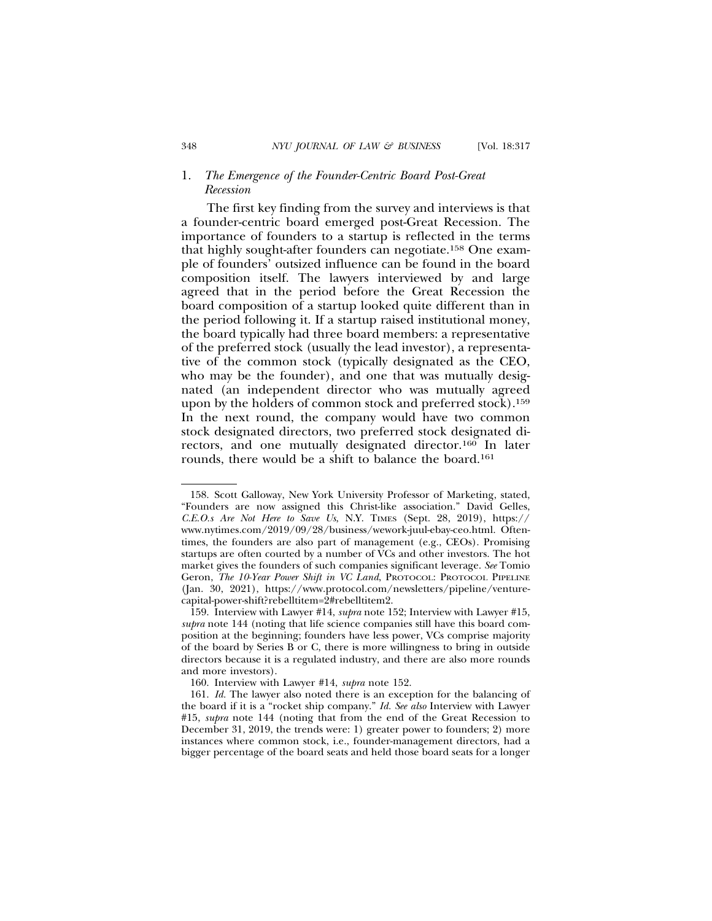### 1. *The Emergence of the Founder-Centric Board Post-Great Recession*

The first key finding from the survey and interviews is that a founder-centric board emerged post-Great Recession. The importance of founders to a startup is reflected in the terms that highly sought-after founders can negotiate.[158] One example of founders' outsized influence can be found in the board composition itself. The lawyers interviewed by and large agreed that in the period before the Great Recession the board composition of a startup looked quite different than in the period following it. If a startup raised institutional money, the board typically had three board members: a representative of the preferred stock (usually the lead investor), a representative of the common stock (typically designated as the CEO, who may be the founder), and one that was mutually designated (an independent director who was mutually agreed upon by the holders of common stock and preferred stock).[159] In the next round, the company would have two common stock designated directors, two preferred stock designated directors, and one mutually designated director.[160] In later rounds, there would be a shift to balance the board.[161]

---

158. Scott Galloway, New York University Professor of Marketing, stated, "Founders are now assigned this Christ-like association." David Gelles, *C.E.O.s Are Not Here to Save Us*, N.Y. TIMES (Sept. 28, 2019), https://www.nytimes.com/2019/09/28/business/wework-juul-ebay-ceo.html. Oftentimes, the founders are also part of management (e.g., CEOs). Promising startups are often courted by a number of VCs and other investors. The hot market gives the founders of such companies significant leverage. *See* Tomio Geron, *The 10-Year Power Shift in VC Land*, PROTOCOL: PROTOCOL PIPELINE (Jan. 30, 2021), https://www.protocol.com/newsletters/pipeline/venture-capital-power-shift?rebelltitem=2#rebelltitem2.

159. Interview with Lawyer #14, *supra* note 152; Interview with Lawyer #15, *supra* note 144 (noting that life science companies still have this board composition at the beginning; founders have less power, VCs comprise majority of the board by Series B or C, there is more willingness to bring in outside directors because it is a regulated industry, and there are also more rounds and more investors).

160. Interview with Lawyer #14, *supra* note 152.

161. *Id.* The lawyer also noted there is an exception for the balancing of the board if it is a "rocket ship company." *Id. See also* Interview with Lawyer #15, *supra* note 144 (noting that from the end of the Great Recession to December 31, 2019, the trends were: 1) greater power to founders; 2) more instances where common stock, i.e., founder-management directors, had a bigger percentage of the board seats and held those board seats for a longer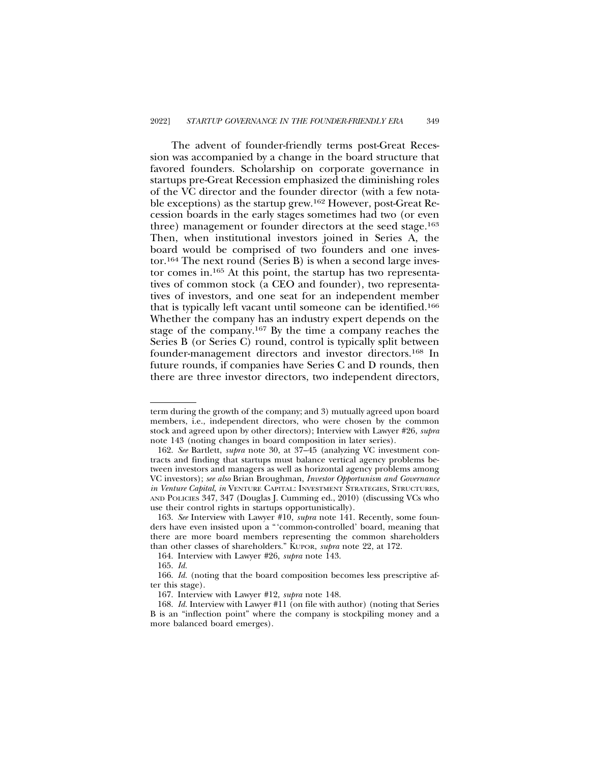The advent of founder-friendly terms post-Great Recession was accompanied by a change in the board structure that favored founders. Scholarship on corporate governance in startups pre-Great Recession emphasized the diminishing roles of the VC director and the founder director (with a few notable exceptions) as the startup grew.[162] However, post-Great Recession boards in the early stages sometimes had two (or even three) management or founder directors at the seed stage.[163] Then, when institutional investors joined in Series A, the board would be comprised of two founders and one investor.[164] The next round (Series B) is when a second large investor comes in.[165] At this point, the startup has two representatives of common stock (a CEO and founder), two representatives of investors, and one seat for an independent member that is typically left vacant until someone can be identified.[166] Whether the company has an industry expert depends on the stage of the company.[167] By the time a company reaches the Series B (or Series C) round, control is typically split between founder-management directors and investor directors.[168] In future rounds, if companies have Series C and D rounds, then there are three investor directors, two independent directors,

---

term during the growth of the company; and 3) mutually agreed upon board members, i.e., independent directors, who were chosen by the common stock and agreed upon by other directors); Interview with Lawyer #26, *supra* note 143 (noting changes in board composition in later series).

162. *See* Bartlett, *supra* note 30, at 37–45 (analyzing VC investment contracts and finding that startups must balance vertical agency problems between investors and managers as well as horizontal agency problems among VC investors); *see also* Brian Broughman, *Investor Opportunism and Governance in Venture Capital*, *in* VENTURE CAPITAL: INVESTMENT STRATEGIES, STRUCTURES, AND POLICIES 347, 347 (Douglas J. Cumming ed., 2010) (discussing VCs who use their control rights in startups opportunistically).

163. *See* Interview with Lawyer #10, *supra* note 141. Recently, some founders have even insisted upon a "'common-controlled' board, meaning that there are more board members representing the common shareholders than other classes of shareholders." KUPOR, *supra* note 22, at 172.

164. Interview with Lawyer #26, *supra* note 143.

165. *Id.*

166. *Id.* (noting that the board composition becomes less prescriptive after this stage).

167. Interview with Lawyer #12, *supra* note 148.

168. *Id.* Interview with Lawyer #11 (on file with author) (noting that Series B is an "inflection point" where the company is stockpiling money and a more balanced board emerges).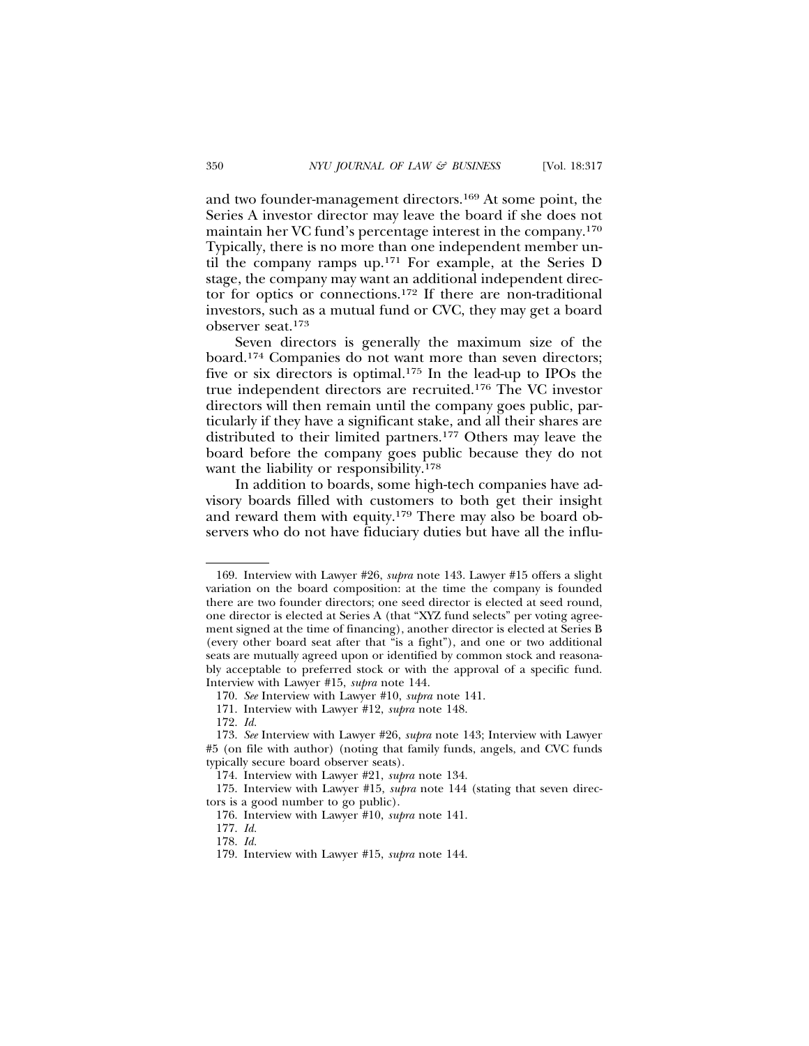and two founder-management directors.[169] At some point, the Series A investor director may leave the board if she does not maintain her VC fund's percentage interest in the company.[170] Typically, there is no more than one independent member until the company ramps up.[171] For example, at the Series D stage, the company may want an additional independent director for optics or connections.[172] If there are non-traditional investors, such as a mutual fund or CVC, they may get a board observer seat.[173]

Seven directors is generally the maximum size of the board.[174] Companies do not want more than seven directors; five or six directors is optimal.[175] In the lead-up to IPOs the true independent directors are recruited.[176] The VC investor directors will then remain until the company goes public, particularly if they have a significant stake, and all their shares are distributed to their limited partners.[177] Others may leave the board before the company goes public because they do not want the liability or responsibility.[178]

In addition to boards, some high-tech companies have advisory boards filled with customers to both get their insight and reward them with equity.[179] There may also be board observers who do not have fiduciary duties but have all the influ-

---

169. Interview with Lawyer #26, *supra* note 143. Lawyer #15 offers a slight variation on the board composition: at the time the company is founded there are two founder directors; one seed director is elected at seed round, one director is elected at Series A (that "XYZ fund selects" per voting agreement signed at the time of financing), another director is elected at Series B (every other board seat after that "is a fight"), and one or two additional seats are mutually agreed upon or identified by common stock and reasonably acceptable to preferred stock or with the approval of a specific fund. Interview with Lawyer #15, *supra* note 144.

170. *See* Interview with Lawyer #10, *supra* note 141.

171. Interview with Lawyer #12, *supra* note 148.

172. *Id.*

173. *See* Interview with Lawyer #26, *supra* note 143; Interview with Lawyer #5 (on file with author) (noting that family funds, angels, and CVC funds typically secure board observer seats).

174. Interview with Lawyer #21, *supra* note 134.

175. Interview with Lawyer #15, *supra* note 144 (stating that seven directors is a good number to go public).

176. Interview with Lawyer #10, *supra* note 141.

177. *Id.*

178. *Id.*

179. Interview with Lawyer #15, *supra* note 144.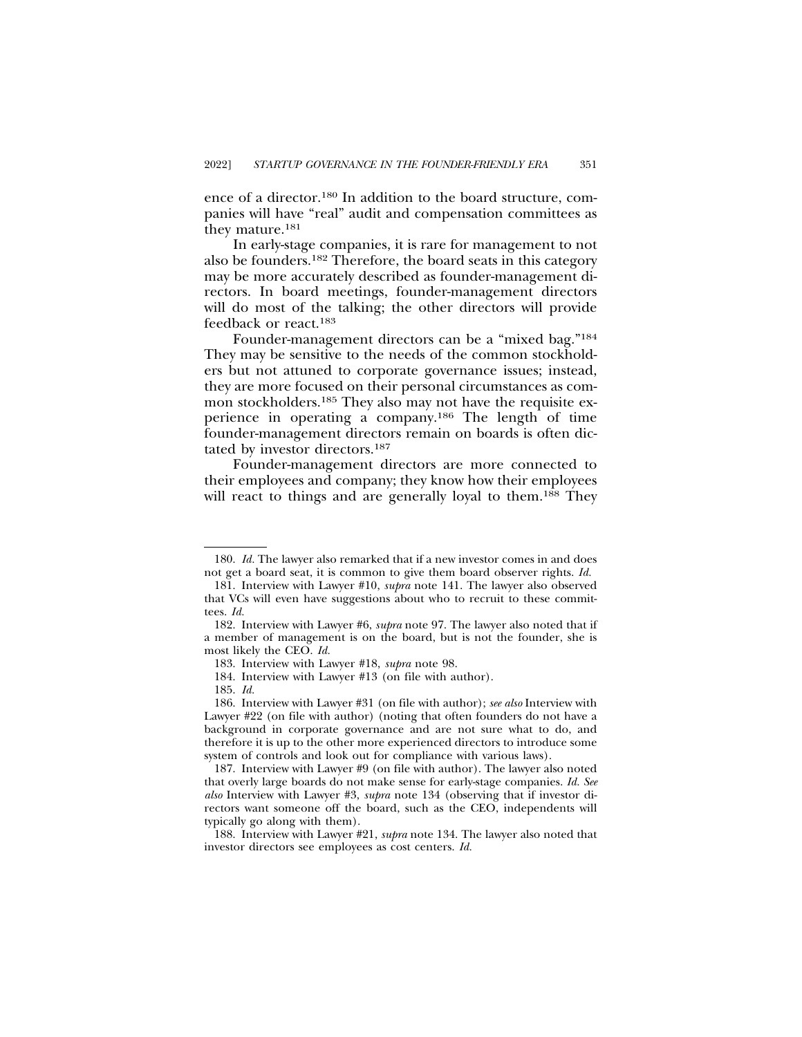ence of a director.[180] In addition to the board structure, companies will have "real" audit and compensation committees as they mature.[181]

In early-stage companies, it is rare for management to not also be founders.[182] Therefore, the board seats in this category may be more accurately described as founder-management directors. In board meetings, founder-management directors will do most of the talking; the other directors will provide feedback or react.[183]

Founder-management directors can be a "mixed bag."[184] They may be sensitive to the needs of the common stockholders but not attuned to corporate governance issues; instead, they are more focused on their personal circumstances as common stockholders.[185] They also may not have the requisite experience in operating a company.[186] The length of time founder-management directors remain on boards is often dictated by investor directors.[187]

Founder-management directors are more connected to their employees and company; they know how their employees will react to things and are generally loyal to them.[188] They

---

180. *Id.* The lawyer also remarked that if a new investor comes in and does not get a board seat, it is common to give them board observer rights. *Id.*

181. Interview with Lawyer #10, *supra* note 141. The lawyer also observed that VCs will even have suggestions about who to recruit to these committees. *Id.*

182. Interview with Lawyer #6, *supra* note 97. The lawyer also noted that if a member of management is on the board, but is not the founder, she is most likely the CEO. *Id.*

183. Interview with Lawyer #18, *supra* note 98.

184. Interview with Lawyer #13 (on file with author).

185. *Id.*

186. Interview with Lawyer #31 (on file with author); *see also* Interview with Lawyer #22 (on file with author) (noting that often founders do not have a background in corporate governance and are not sure what to do, and therefore it is up to the other more experienced directors to introduce some system of controls and look out for compliance with various laws).

187. Interview with Lawyer #9 (on file with author). The lawyer also noted that overly large boards do not make sense for early-stage companies. *Id. See also* Interview with Lawyer #3, *supra* note 134 (observing that if investor directors want someone off the board, such as the CEO, independents will typically go along with them).

188. Interview with Lawyer #21, *supra* note 134. The lawyer also noted that investor directors see employees as cost centers. *Id.*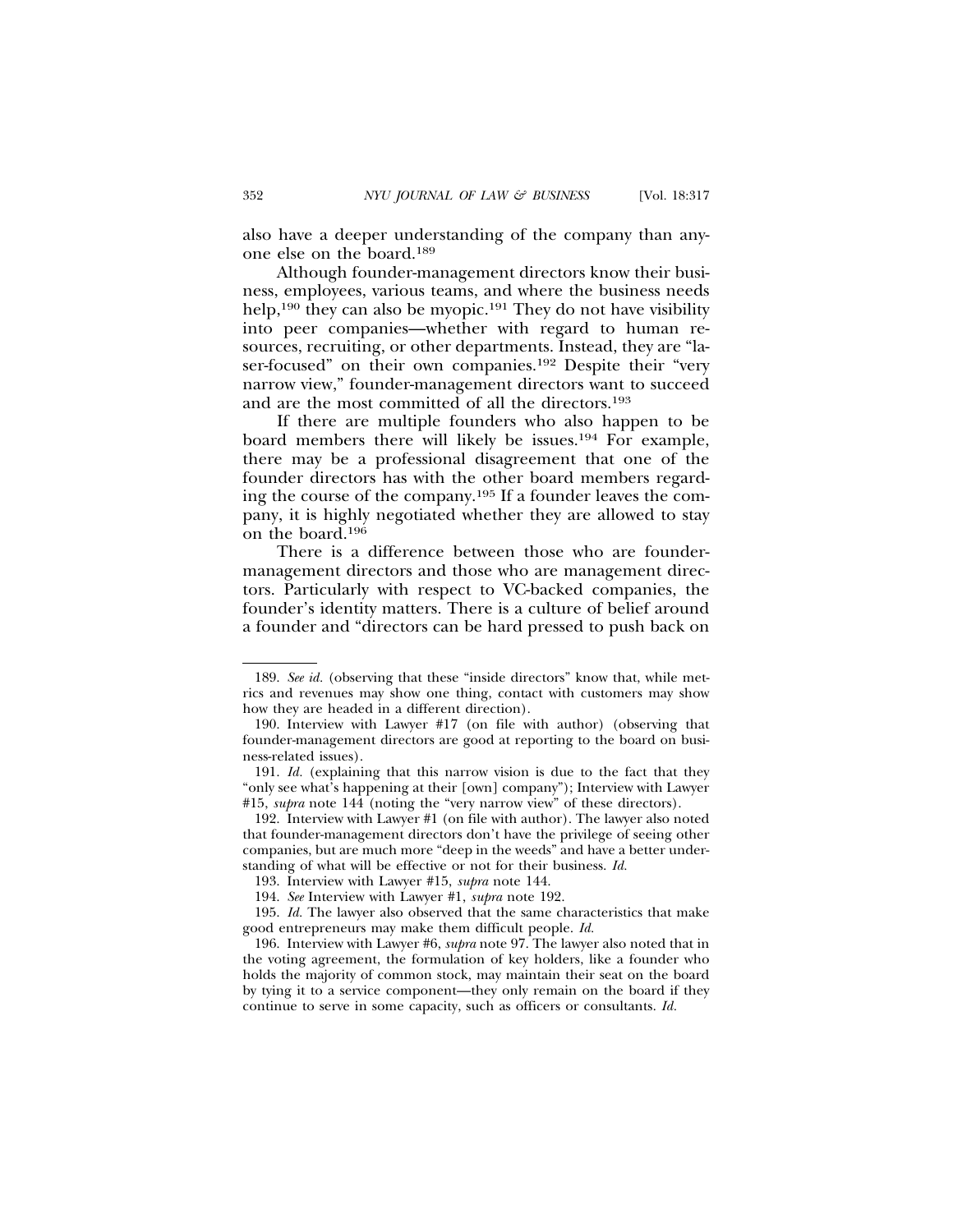also have a deeper understanding of the company than anyone else on the board.[189]

Although founder-management directors know their business, employees, various teams, and where the business needs help,[190] they can also be myopic.[191] They do not have visibility into peer companies—whether with regard to human resources, recruiting, or other departments. Instead, they are "laser-focused" on their own companies.[192] Despite their "very narrow view," founder-management directors want to succeed and are the most committed of all the directors.[193]

If there are multiple founders who also happen to be board members there will likely be issues.[194] For example, there may be a professional disagreement that one of the founder directors has with the other board members regarding the course of the company.[195] If a founder leaves the company, it is highly negotiated whether they are allowed to stay on the board.[196]

There is a difference between those who are founder-management directors and those who are management directors. Particularly with respect to VC-backed companies, the founder's identity matters. There is a culture of belief around a founder and "directors can be hard pressed to push back on

---

189. *See id.* (observing that these "inside directors" know that, while metrics and revenues may show one thing, contact with customers may show how they are headed in a different direction).

190. Interview with Lawyer #17 (on file with author) (observing that founder-management directors are good at reporting to the board on business-related issues).

191. *Id.* (explaining that this narrow vision is due to the fact that they "only see what's happening at their [own] company"); Interview with Lawyer #15, *supra* note 144 (noting the "very narrow view" of these directors).

192. Interview with Lawyer #1 (on file with author). The lawyer also noted that founder-management directors don't have the privilege of seeing other companies, but are much more "deep in the weeds" and have a better understanding of what will be effective or not for their business. *Id.*

193. Interview with Lawyer #15, *supra* note 144.

194. *See* Interview with Lawyer #1, *supra* note 192.

195. *Id.* The lawyer also observed that the same characteristics that make good entrepreneurs may make them difficult people. *Id.*

196. Interview with Lawyer #6, *supra* note 97. The lawyer also noted that in the voting agreement, the formulation of key holders, like a founder who holds the majority of common stock, may maintain their seat on the board by tying it to a service component—they only remain on the board if they continue to serve in some capacity, such as officers or consultants. *Id.*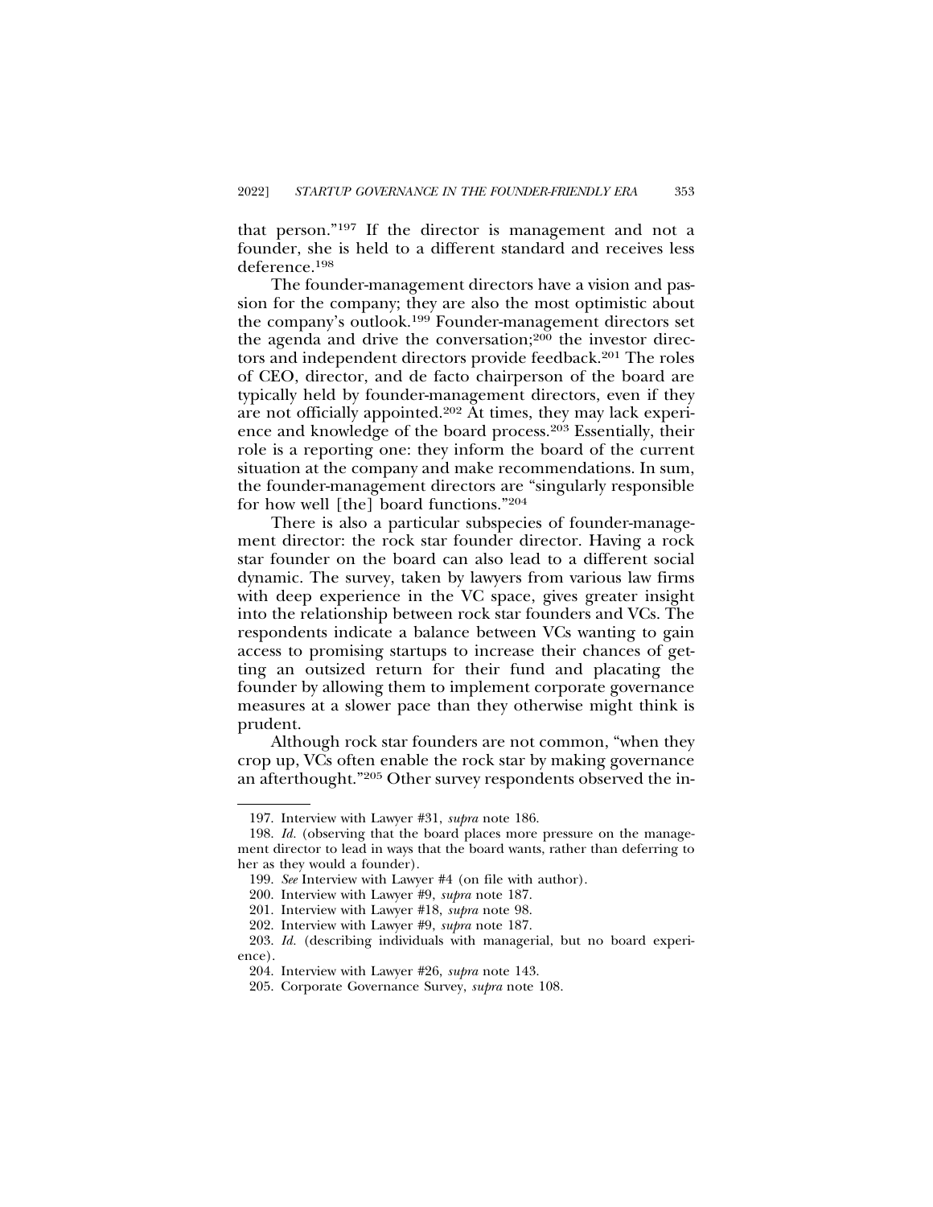that person."[197] If the director is management and not a founder, she is held to a different standard and receives less deference.[198]

The founder-management directors have a vision and passion for the company; they are also the most optimistic about the company's outlook.[199] Founder-management directors set the agenda and drive the conversation;[200] the investor directors and independent directors provide feedback.[201] The roles of CEO, director, and de facto chairperson of the board are typically held by founder-management directors, even if they are not officially appointed.[202] At times, they may lack experience and knowledge of the board process.[203] Essentially, their role is a reporting one: they inform the board of the current situation at the company and make recommendations. In sum, the founder-management directors are "singularly responsible for how well [the] board functions."[204]

There is also a particular subspecies of founder-management director: the rock star founder director. Having a rock star founder on the board can also lead to a different social dynamic. The survey, taken by lawyers from various law firms with deep experience in the VC space, gives greater insight into the relationship between rock star founders and VCs. The respondents indicate a balance between VCs wanting to gain access to promising startups to increase their chances of getting an outsized return for their fund and placating the founder by allowing them to implement corporate governance measures at a slower pace than they otherwise might think is prudent.

Although rock star founders are not common, "when they crop up, VCs often enable the rock star by making governance an afterthought."[205] Other survey respondents observed the in-

---

197. Interview with Lawyer #31, *supra* note 186.

198. *Id.* (observing that the board places more pressure on the management director to lead in ways that the board wants, rather than deferring to her as they would a founder).

199. *See* Interview with Lawyer #4 (on file with author).

200. Interview with Lawyer #9, *supra* note 187.

201. Interview with Lawyer #18, *supra* note 98.

202. Interview with Lawyer #9, *supra* note 187.

203. *Id.* (describing individuals with managerial, but no board experience).

204. Interview with Lawyer #26, *supra* note 143.

205. Corporate Governance Survey, *supra* note 108.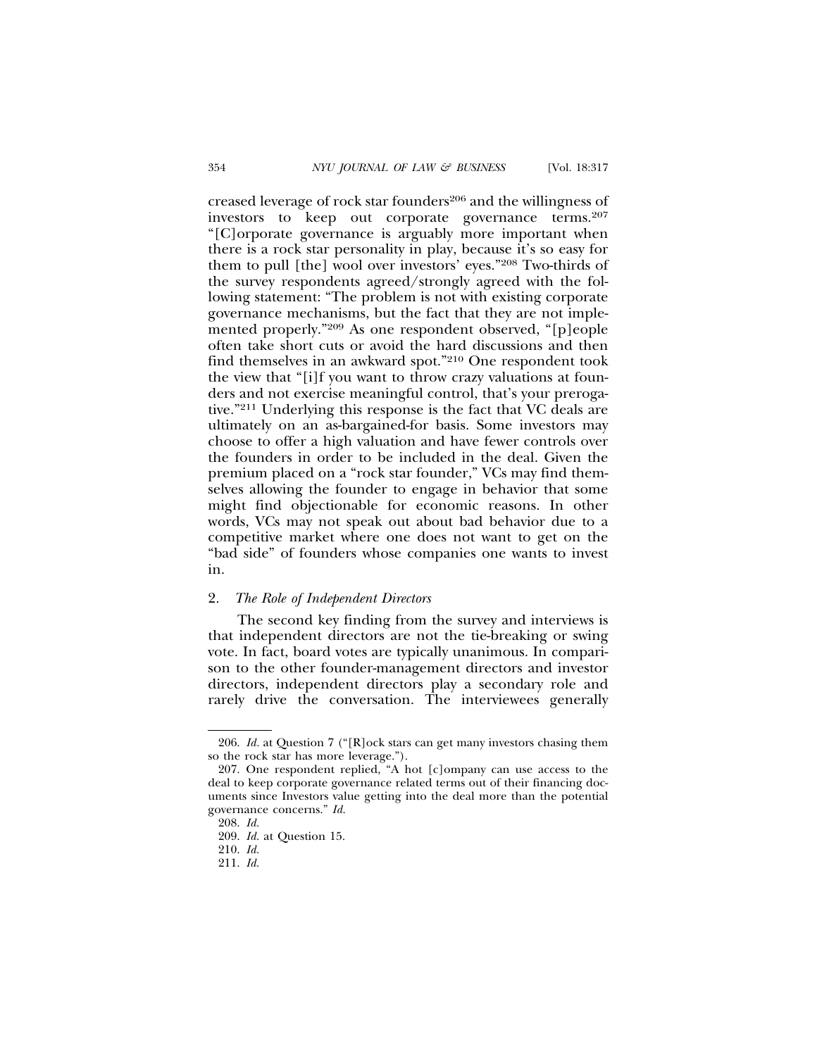creased leverage of rock star founders[206] and the willingness of investors to keep out corporate governance terms.[207] "[C]orporate governance is arguably more important when there is a rock star personality in play, because it's so easy for them to pull [the] wool over investors' eyes."[208] Two-thirds of the survey respondents agreed/strongly agreed with the following statement: "The problem is not with existing corporate governance mechanisms, but the fact that they are not implemented properly."[209] As one respondent observed, "[p]eople often take short cuts or avoid the hard discussions and then find themselves in an awkward spot."[210] One respondent took the view that "[i]f you want to throw crazy valuations at founders and not exercise meaningful control, that's your prerogative."[211] Underlying this response is the fact that VC deals are ultimately on an as-bargained-for basis. Some investors may choose to offer a high valuation and have fewer controls over the founders in order to be included in the deal. Given the premium placed on a "rock star founder," VCs may find themselves allowing the founder to engage in behavior that some might find objectionable for economic reasons. In other words, VCs may not speak out about bad behavior due to a competitive market where one does not want to get on the "bad side" of founders whose companies one wants to invest in.

### 2. *The Role of Independent Directors*

The second key finding from the survey and interviews is that independent directors are not the tie-breaking or swing vote. In fact, board votes are typically unanimous. In comparison to the other founder-management directors and investor directors, independent directors play a secondary role and rarely drive the conversation. The interviewees generally

---

206. *Id.* at Question 7 ("[R]ock stars can get many investors chasing them so the rock star has more leverage.").

207. One respondent replied, "A hot [c]ompany can use access to the deal to keep corporate governance related terms out of their financing documents since Investors value getting into the deal more than the potential governance concerns." *Id.*

208. *Id.*

209. *Id.* at Question 15.

210. *Id.*

211. *Id.*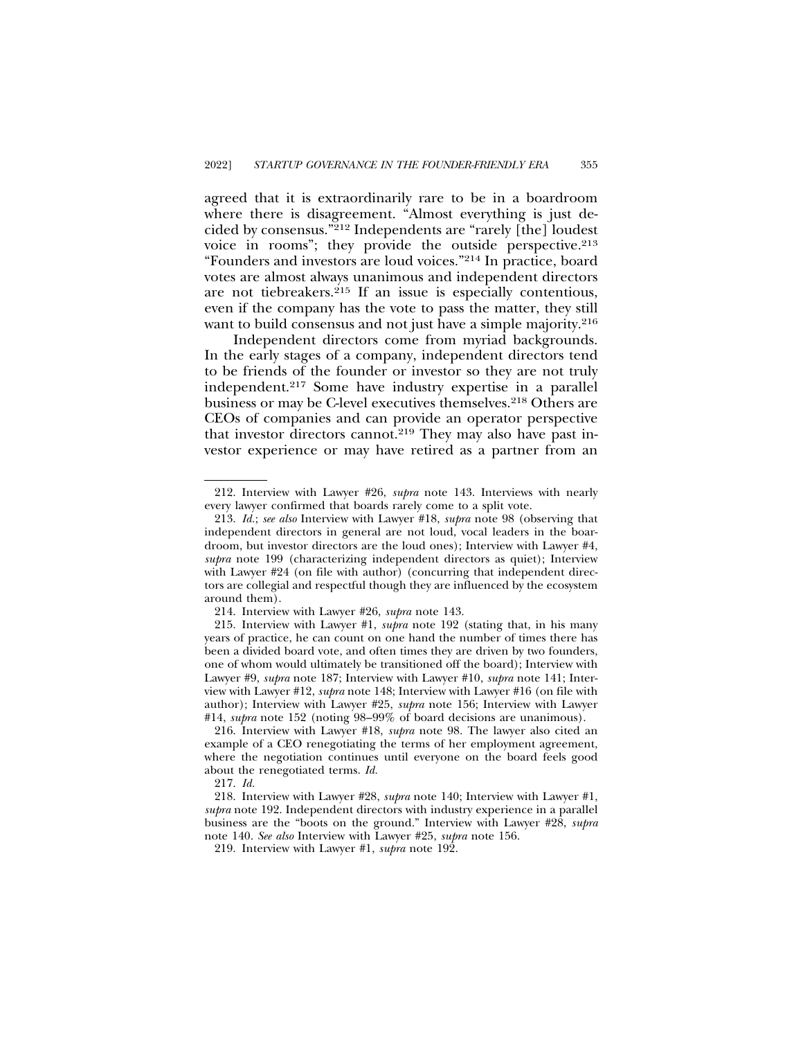agreed that it is extraordinarily rare to be in a boardroom where there is disagreement. "Almost everything is just decided by consensus."[212] Independents are "rarely [the] loudest voice in rooms"; they provide the outside perspective.[213] "Founders and investors are loud voices."[214] In practice, board votes are almost always unanimous and independent directors are not tiebreakers.[215] If an issue is especially contentious, even if the company has the vote to pass the matter, they still want to build consensus and not just have a simple majority.[216]

Independent directors come from myriad backgrounds. In the early stages of a company, independent directors tend to be friends of the founder or investor so they are not truly independent.[217] Some have industry expertise in a parallel business or may be C-level executives themselves.[218] Others are CEOs of companies and can provide an operator perspective that investor directors cannot.[219] They may also have past investor experience or may have retired as a partner from an

---

212. Interview with Lawyer #26, *supra* note 143. Interviews with nearly every lawyer confirmed that boards rarely come to a split vote.

213. *Id.*; *see also* Interview with Lawyer #18, *supra* note 98 (observing that independent directors in general are not loud, vocal leaders in the boardroom, but investor directors are the loud ones); Interview with Lawyer #4, *supra* note 199 (characterizing independent directors as quiet); Interview with Lawyer #24 (on file with author) (concurring that independent directors are collegial and respectful though they are influenced by the ecosystem around them).

214. Interview with Lawyer #26, *supra* note 143.

215. Interview with Lawyer #1, *supra* note 192 (stating that, in his many years of practice, he can count on one hand the number of times there has been a divided board vote, and often times they are driven by two founders, one of whom would ultimately be transitioned off the board); Interview with Lawyer #9, *supra* note 187; Interview with Lawyer #10, *supra* note 141; Interview with Lawyer #12, *supra* note 148; Interview with Lawyer #16 (on file with author); Interview with Lawyer #25, *supra* note 156; Interview with Lawyer #14, *supra* note 152 (noting 98–99% of board decisions are unanimous).

216. Interview with Lawyer #18, *supra* note 98. The lawyer also cited an example of a CEO renegotiating the terms of her employment agreement, where the negotiation continues until everyone on the board feels good about the renegotiated terms. *Id.*

217. *Id.*

218. Interview with Lawyer #28, *supra* note 140; Interview with Lawyer #1, *supra* note 192. Independent directors with industry experience in a parallel business are the "boots on the ground." Interview with Lawyer #28, *supra* note 140. *See also* Interview with Lawyer #25, *supra* note 156.

219. Interview with Lawyer #1, *supra* note 192.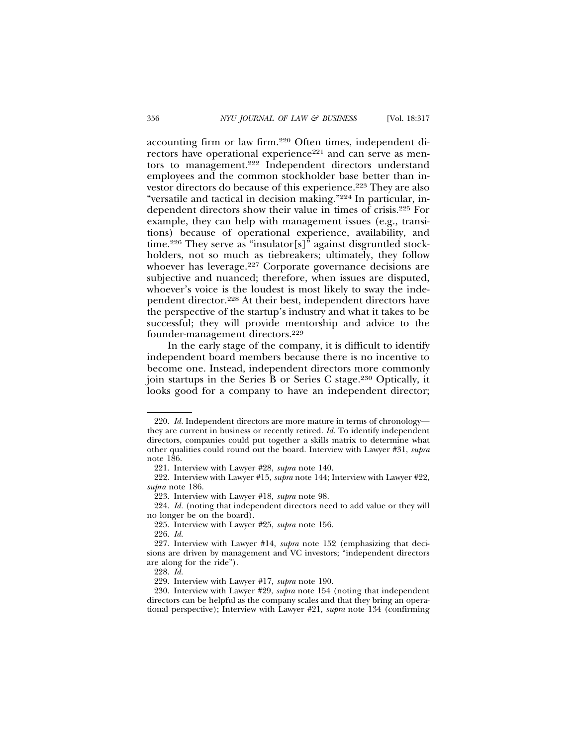accounting firm or law firm.[220] Often times, independent directors have operational experience[221] and can serve as mentors to management.[222] Independent directors understand employees and the common stockholder base better than investor directors do because of this experience.[223] They are also "versatile and tactical in decision making."[224] In particular, independent directors show their value in times of crisis.[225] For example, they can help with management issues (e.g., transitions) because of operational experience, availability, and time.[226] They serve as "insulator[s]" against disgruntled stockholders, not so much as tiebreakers; ultimately, they follow whoever has leverage.[227] Corporate governance decisions are subjective and nuanced; therefore, when issues are disputed, whoever's voice is the loudest is most likely to sway the independent director.[228] At their best, independent directors have the perspective of the startup's industry and what it takes to be successful; they will provide mentorship and advice to the founder-management directors.[229]

In the early stage of the company, it is difficult to identify independent board members because there is no incentive to become one. Instead, independent directors more commonly join startups in the Series B or Series C stage.[230] Optically, it looks good for a company to have an independent director;

---

220. *Id.* Independent directors are more mature in terms of chronology—they are current in business or recently retired. *Id.* To identify independent directors, companies could put together a skills matrix to determine what other qualities could round out the board. Interview with Lawyer #31, *supra* note 186.

221. Interview with Lawyer #28, *supra* note 140.

222. Interview with Lawyer #15, *supra* note 144; Interview with Lawyer #22, *supra* note 186.

223. Interview with Lawyer #18, *supra* note 98.

224. *Id.* (noting that independent directors need to add value or they will no longer be on the board).

225. Interview with Lawyer #25, *supra* note 156.

226. *Id.*

227. Interview with Lawyer #14, *supra* note 152 (emphasizing that decisions are driven by management and VC investors; "independent directors are along for the ride").

228. *Id.*

229. Interview with Lawyer #17, *supra* note 190.

230. Interview with Lawyer #29, *supra* note 154 (noting that independent directors can be helpful as the company scales and that they bring an operational perspective); Interview with Lawyer #21, *supra* note 134 (confirming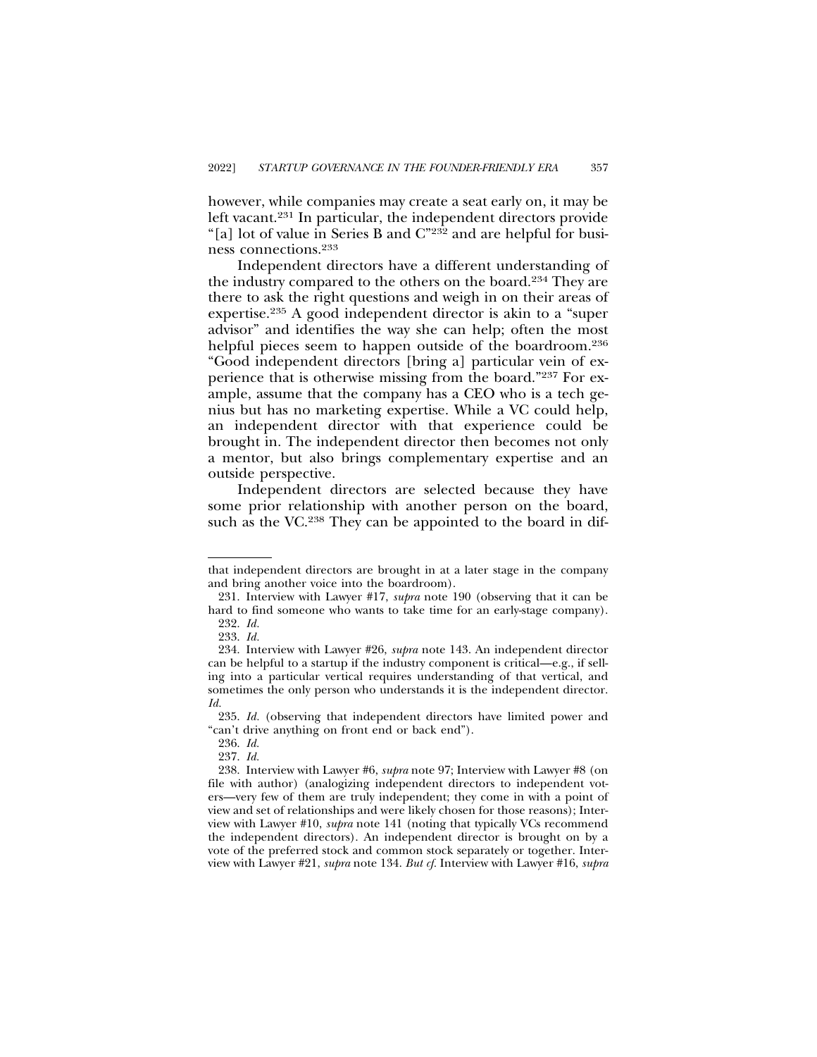however, while companies may create a seat early on, it may be left vacant.[231] In particular, the independent directors provide "[a] lot of value in Series B and C"[232] and are helpful for business connections.[233]

Independent directors have a different understanding of the industry compared to the others on the board.[234] They are there to ask the right questions and weigh in on their areas of expertise.[235] A good independent director is akin to a "super advisor" and identifies the way she can help; often the most helpful pieces seem to happen outside of the boardroom.[236] "Good independent directors [bring a] particular vein of experience that is otherwise missing from the board."[237] For example, assume that the company has a CEO who is a tech genius but has no marketing expertise. While a VC could help, an independent director with that experience could be brought in. The independent director then becomes not only a mentor, but also brings complementary expertise and an outside perspective.

Independent directors are selected because they have some prior relationship with another person on the board, such as the VC.[238] They can be appointed to the board in dif-

---

that independent directors are brought in at a later stage in the company and bring another voice into the boardroom).

231. Interview with Lawyer #17, *supra* note 190 (observing that it can be hard to find someone who wants to take time for an early-stage company).

232. *Id.*

233. *Id.*

234. Interview with Lawyer #26, *supra* note 143. An independent director can be helpful to a startup if the industry component is critical—e.g., if selling into a particular vertical requires understanding of that vertical, and sometimes the only person who understands it is the independent director. *Id.*

235. *Id.* (observing that independent directors have limited power and "can't drive anything on front end or back end").

236. *Id.*

237. *Id.*

238. Interview with Lawyer #6, *supra* note 97; Interview with Lawyer #8 (on file with author) (analogizing independent directors to independent voters—very few of them are truly independent; they come in with a point of view and set of relationships and were likely chosen for those reasons); Interview with Lawyer #10, *supra* note 141 (noting that typically VCs recommend the independent directors). An independent director is brought on by a vote of the preferred stock and common stock separately or together. Interview with Lawyer #21, *supra* note 134. *But cf.* Interview with Lawyer #16, *supra*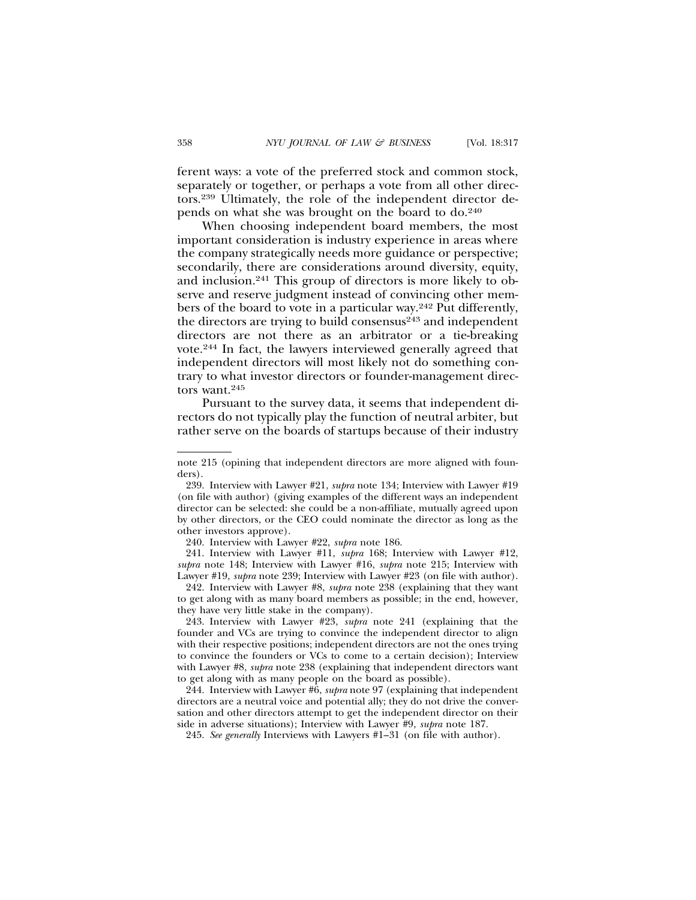ferent ways: a vote of the preferred stock and common stock, separately or together, or perhaps a vote from all other directors.[239] Ultimately, the role of the independent director depends on what she was brought on the board to do.[240]

When choosing independent board members, the most important consideration is industry experience in areas where the company strategically needs more guidance or perspective; secondarily, there are considerations around diversity, equity, and inclusion.[241] This group of directors is more likely to observe and reserve judgment instead of convincing other members of the board to vote in a particular way.[242] Put differently, the directors are trying to build consensus[243] and independent directors are not there as an arbitrator or a tie-breaking vote.[244] In fact, the lawyers interviewed generally agreed that independent directors will most likely not do something contrary to what investor directors or founder-management directors want.[245]

Pursuant to the survey data, it seems that independent directors do not typically play the function of neutral arbiter, but rather serve on the boards of startups because of their industry

---

note 215 (opining that independent directors are more aligned with founders).

239. Interview with Lawyer #21, *supra* note 134; Interview with Lawyer #19 (on file with author) (giving examples of the different ways an independent director can be selected: she could be a non-affiliate, mutually agreed upon by other directors, or the CEO could nominate the director as long as the other investors approve).

240. Interview with Lawyer #22, *supra* note 186.

241. Interview with Lawyer #11, *supra* 168; Interview with Lawyer #12, *supra* note 148; Interview with Lawyer #16, *supra* note 215; Interview with Lawyer #19, *supra* note 239; Interview with Lawyer #23 (on file with author).

242. Interview with Lawyer #8, *supra* note 238 (explaining that they want to get along with as many board members as possible; in the end, however, they have very little stake in the company).

243. Interview with Lawyer #23, *supra* note 241 (explaining that the founder and VCs are trying to convince the independent director to align with their respective positions; independent directors are not the ones trying to convince the founders or VCs to come to a certain decision); Interview with Lawyer #8, *supra* note 238 (explaining that independent directors want to get along with as many people on the board as possible).

244. Interview with Lawyer #6, *supra* note 97 (explaining that independent directors are a neutral voice and potential ally; they do not drive the conversation and other directors attempt to get the independent director on their side in adverse situations); Interview with Lawyer #9, *supra* note 187.

245. *See generally* Interviews with Lawyers #1–31 (on file with author).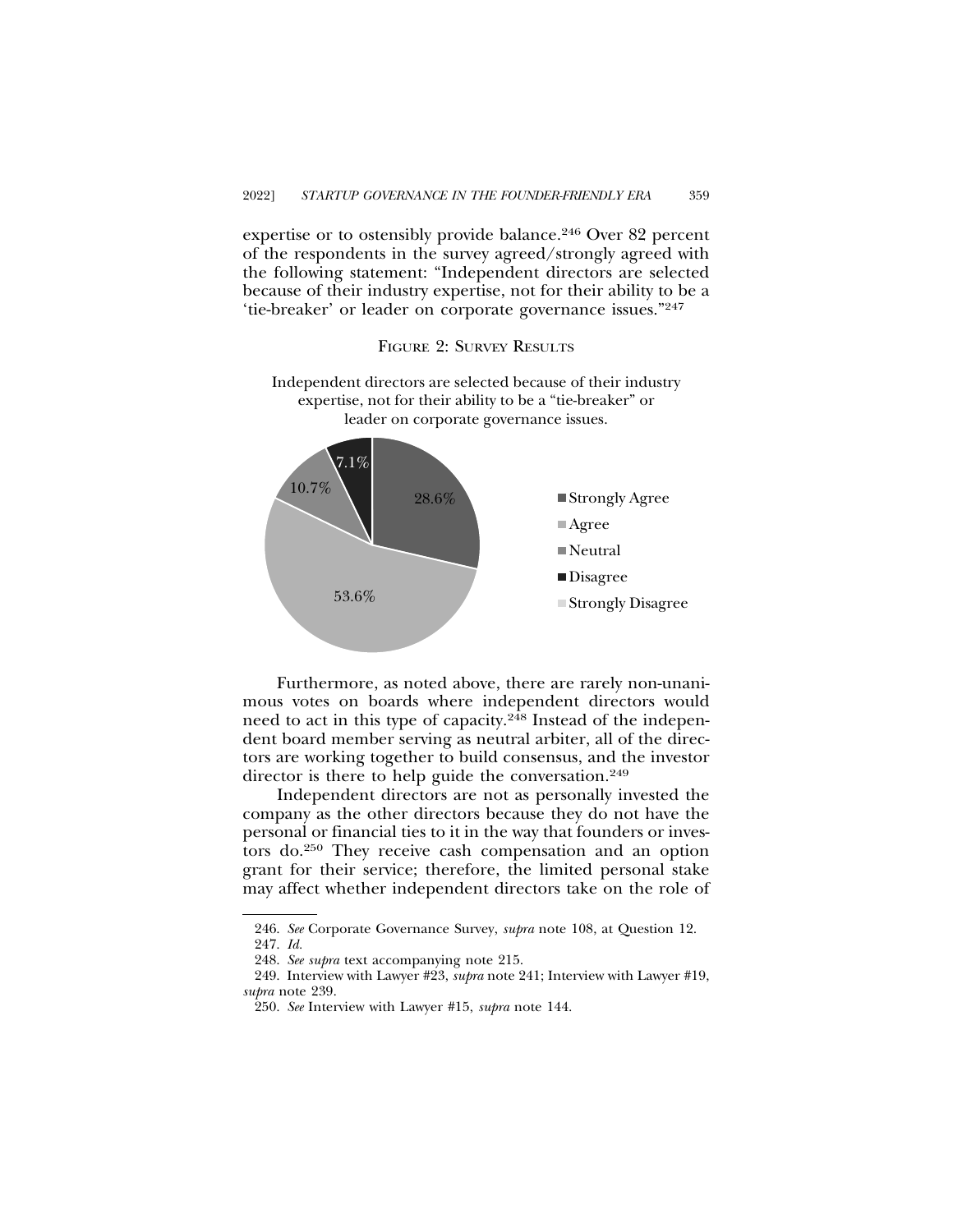expertise or to ostensibly provide balance.[246] Over 82 percent of the respondents in the survey agreed/strongly agreed with the following statement: "Independent directors are selected because of their industry expertise, not for their ability to be a 'tie-breaker' or leader on corporate governance issues."[247]

FIGURE 2: SURVEY RESULTS

Independent directors are selected because of their industry expertise, not for their ability to be a "tie-breaker" or leader on corporate governance issues.

| Response | Percent |
|---|---|
| Strongly Agree | 28.6% |
| Agree | 53.6% |
| Neutral | 10.7% |
| Disagree | 7.1% |
| Strongly Disagree | |

Furthermore, as noted above, there are rarely non-unanimous votes on boards where independent directors would need to act in this type of capacity.[248] Instead of the independent board member serving as neutral arbiter, all of the directors are working together to build consensus, and the investor director is there to help guide the conversation.[249]

Independent directors are not as personally invested the company as the other directors because they do not have the personal or financial ties to it in the way that founders or investors do.[250] They receive cash compensation and an option grant for their service; therefore, the limited personal stake may affect whether independent directors take on the role of

---

246. *See* Corporate Governance Survey, *supra* note 108, at Question 12.

247. *Id.*

248. *See supra* text accompanying note 215.

249. Interview with Lawyer #23, *supra* note 241; Interview with Lawyer #19, *supra* note 239.

250. *See* Interview with Lawyer #15, *supra* note 144.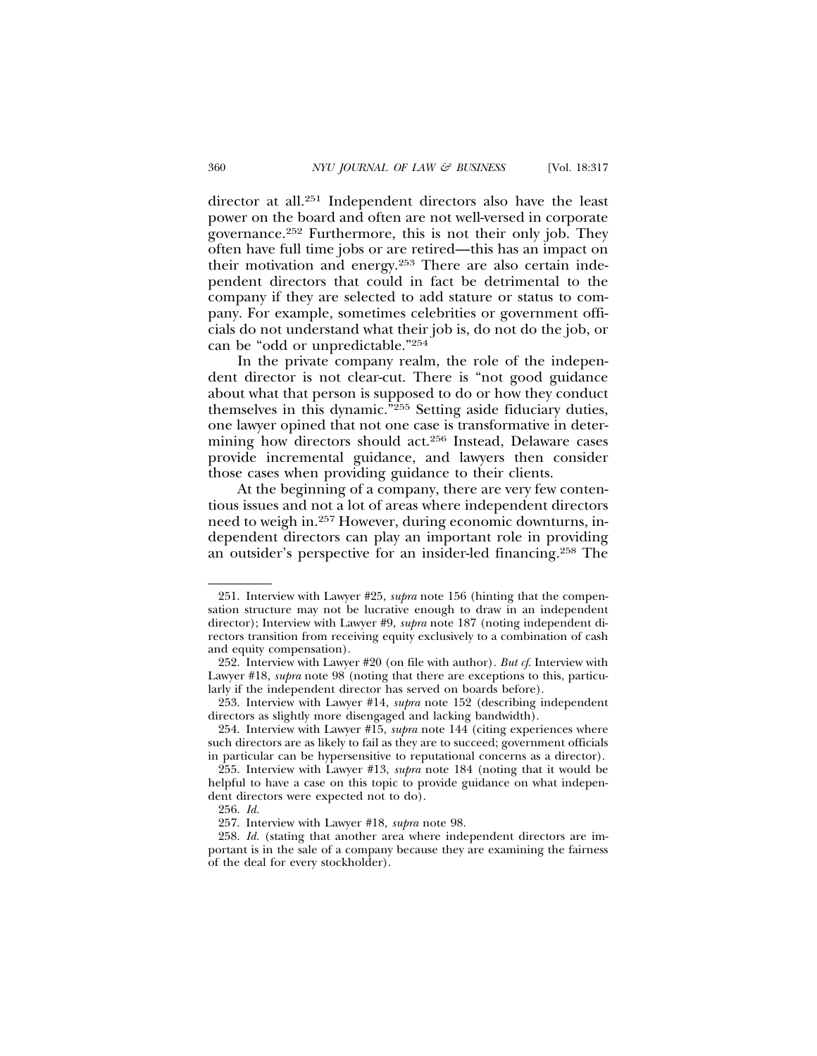director at all.[251] Independent directors also have the least power on the board and often are not well-versed in corporate governance.[252] Furthermore, this is not their only job. They often have full time jobs or are retired—this has an impact on their motivation and energy.[253] There are also certain independent directors that could in fact be detrimental to the company if they are selected to add stature or status to company. For example, sometimes celebrities or government officials do not understand what their job is, do not do the job, or can be "odd or unpredictable."[254]

In the private company realm, the role of the independent director is not clear-cut. There is "not good guidance about what that person is supposed to do or how they conduct themselves in this dynamic."[255] Setting aside fiduciary duties, one lawyer opined that not one case is transformative in determining how directors should act.[256] Instead, Delaware cases provide incremental guidance, and lawyers then consider those cases when providing guidance to their clients.

At the beginning of a company, there are very few contentious issues and not a lot of areas where independent directors need to weigh in.[257] However, during economic downturns, independent directors can play an important role in providing an outsider's perspective for an insider-led financing.[258] The

---

251. Interview with Lawyer #25, *supra* note 156 (hinting that the compensation structure may not be lucrative enough to draw in an independent director); Interview with Lawyer #9, *supra* note 187 (noting independent directors transition from receiving equity exclusively to a combination of cash and equity compensation).

252. Interview with Lawyer #20 (on file with author). *But cf.* Interview with Lawyer #18, *supra* note 98 (noting that there are exceptions to this, particularly if the independent director has served on boards before).

253. Interview with Lawyer #14, *supra* note 152 (describing independent directors as slightly more disengaged and lacking bandwidth).

254. Interview with Lawyer #15, *supra* note 144 (citing experiences where such directors are as likely to fail as they are to succeed; government officials in particular can be hypersensitive to reputational concerns as a director).

255. Interview with Lawyer #13, *supra* note 184 (noting that it would be helpful to have a case on this topic to provide guidance on what independent directors were expected not to do).

256. *Id.*

257. Interview with Lawyer #18, *supra* note 98.

258. *Id.* (stating that another area where independent directors are important is in the sale of a company because they are examining the fairness of the deal for every stockholder).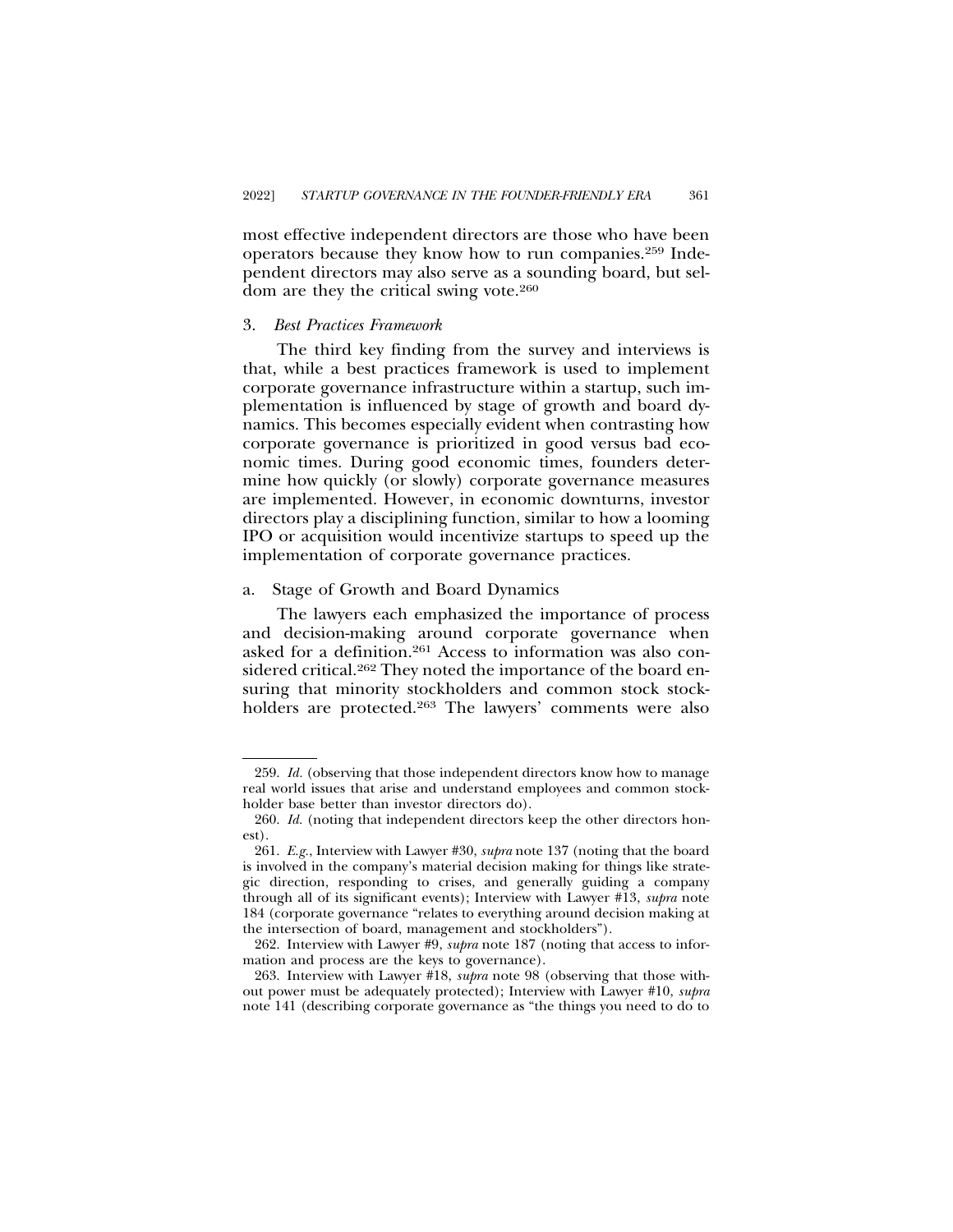most effective independent directors are those who have been operators because they know how to run companies.[259] Independent directors may also serve as a sounding board, but seldom are they the critical swing vote.[260]

### 3. *Best Practices Framework*

The third key finding from the survey and interviews is that, while a best practices framework is used to implement corporate governance infrastructure within a startup, such implementation is influenced by stage of growth and board dynamics. This becomes especially evident when contrasting how corporate governance is prioritized in good versus bad economic times. During good economic times, founders determine how quickly (or slowly) corporate governance measures are implemented. However, in economic downturns, investor directors play a disciplining function, similar to how a looming IPO or acquisition would incentivize startups to speed up the implementation of corporate governance practices.

#### a. Stage of Growth and Board Dynamics

The lawyers each emphasized the importance of process and decision-making around corporate governance when asked for a definition.[261] Access to information was also considered critical.[262] They noted the importance of the board ensuring that minority stockholders and common stock stockholders are protected.[263] The lawyers' comments were also

---

259. *Id.* (observing that those independent directors know how to manage real world issues that arise and understand employees and common stockholder base better than investor directors do).

260. *Id.* (noting that independent directors keep the other directors honest).

261. *E.g.*, Interview with Lawyer #30, *supra* note 137 (noting that the board is involved in the company's material decision making for things like strategic direction, responding to crises, and generally guiding a company through all of its significant events); Interview with Lawyer #13, *supra* note 184 (corporate governance "relates to everything around decision making at the intersection of board, management and stockholders").

262. Interview with Lawyer #9, *supra* note 187 (noting that access to information and process are the keys to governance).

263. Interview with Lawyer #18, *supra* note 98 (observing that those without power must be adequately protected); Interview with Lawyer #10, *supra* note 141 (describing corporate governance as "the things you need to do to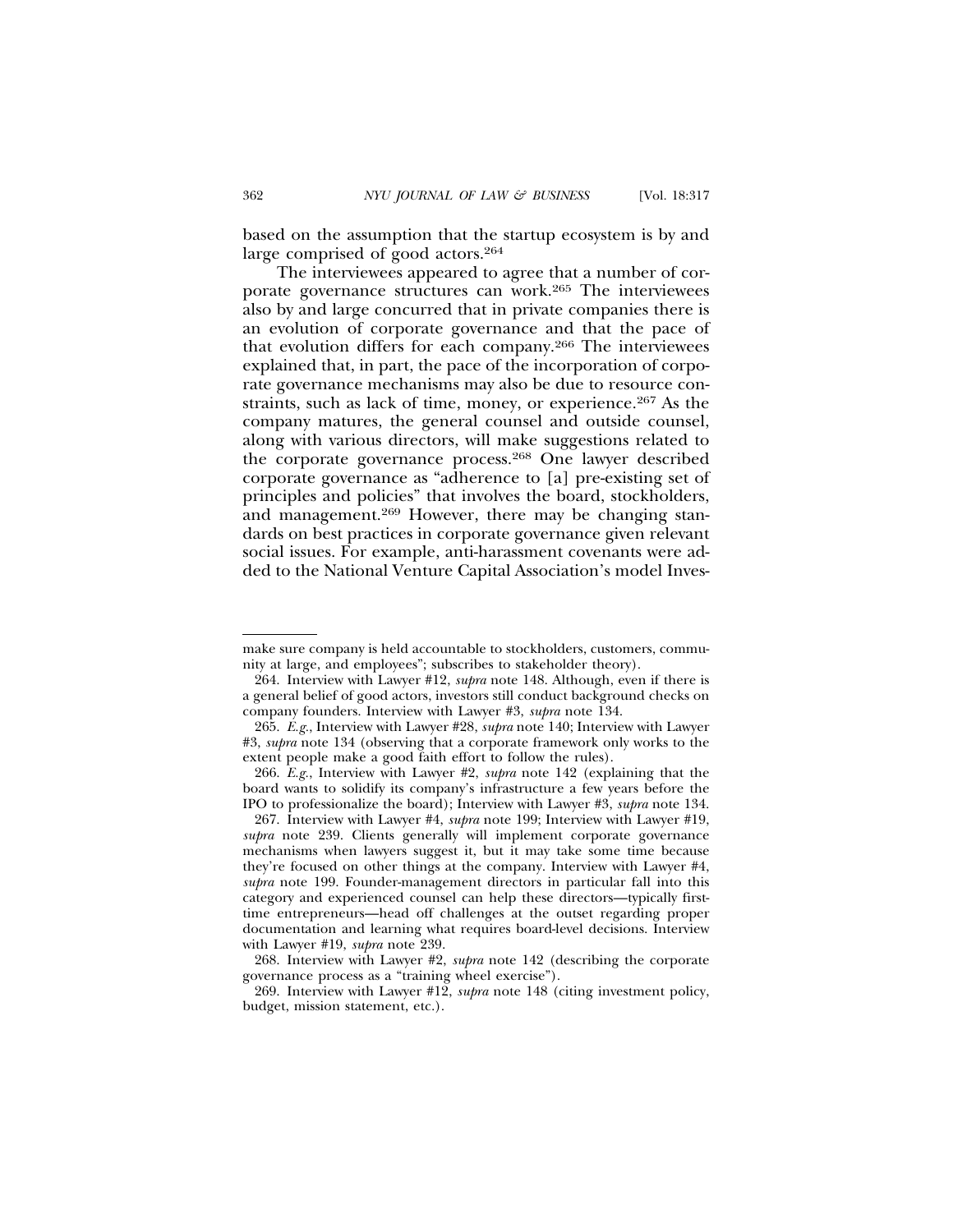based on the assumption that the startup ecosystem is by and large comprised of good actors.[264]

The interviewees appeared to agree that a number of corporate governance structures can work.[265] The interviewees also by and large concurred that in private companies there is an evolution of corporate governance and that the pace of that evolution differs for each company.[266] The interviewees explained that, in part, the pace of the incorporation of corporate governance mechanisms may also be due to resource constraints, such as lack of time, money, or experience.[267] As the company matures, the general counsel and outside counsel, along with various directors, will make suggestions related to the corporate governance process.[268] One lawyer described corporate governance as "adherence to [a] pre-existing set of principles and policies" that involves the board, stockholders, and management.[269] However, there may be changing standards on best practices in corporate governance given relevant social issues. For example, anti-harassment covenants were added to the National Venture Capital Association's model Inves-

---

make sure company is held accountable to stockholders, customers, community at large, and employees"; subscribes to stakeholder theory).

264. Interview with Lawyer #12, *supra* note 148. Although, even if there is a general belief of good actors, investors still conduct background checks on company founders. Interview with Lawyer #3, *supra* note 134.

265. *E.g.*, Interview with Lawyer #28, *supra* note 140; Interview with Lawyer #3, *supra* note 134 (observing that a corporate framework only works to the extent people make a good faith effort to follow the rules).

266. *E.g.*, Interview with Lawyer #2, *supra* note 142 (explaining that the board wants to solidify its company's infrastructure a few years before the IPO to professionalize the board); Interview with Lawyer #3, *supra* note 134.

267. Interview with Lawyer #4, *supra* note 199; Interview with Lawyer #19, *supra* note 239. Clients generally will implement corporate governance mechanisms when lawyers suggest it, but it may take some time because they're focused on other things at the company. Interview with Lawyer #4, *supra* note 199. Founder-management directors in particular fall into this category and experienced counsel can help these directors—typically first-time entrepreneurs—head off challenges at the outset regarding proper documentation and learning what requires board-level decisions. Interview with Lawyer #19, *supra* note 239.

268. Interview with Lawyer #2, *supra* note 142 (describing the corporate governance process as a "training wheel exercise").

269. Interview with Lawyer #12, *supra* note 148 (citing investment policy, budget, mission statement, etc.).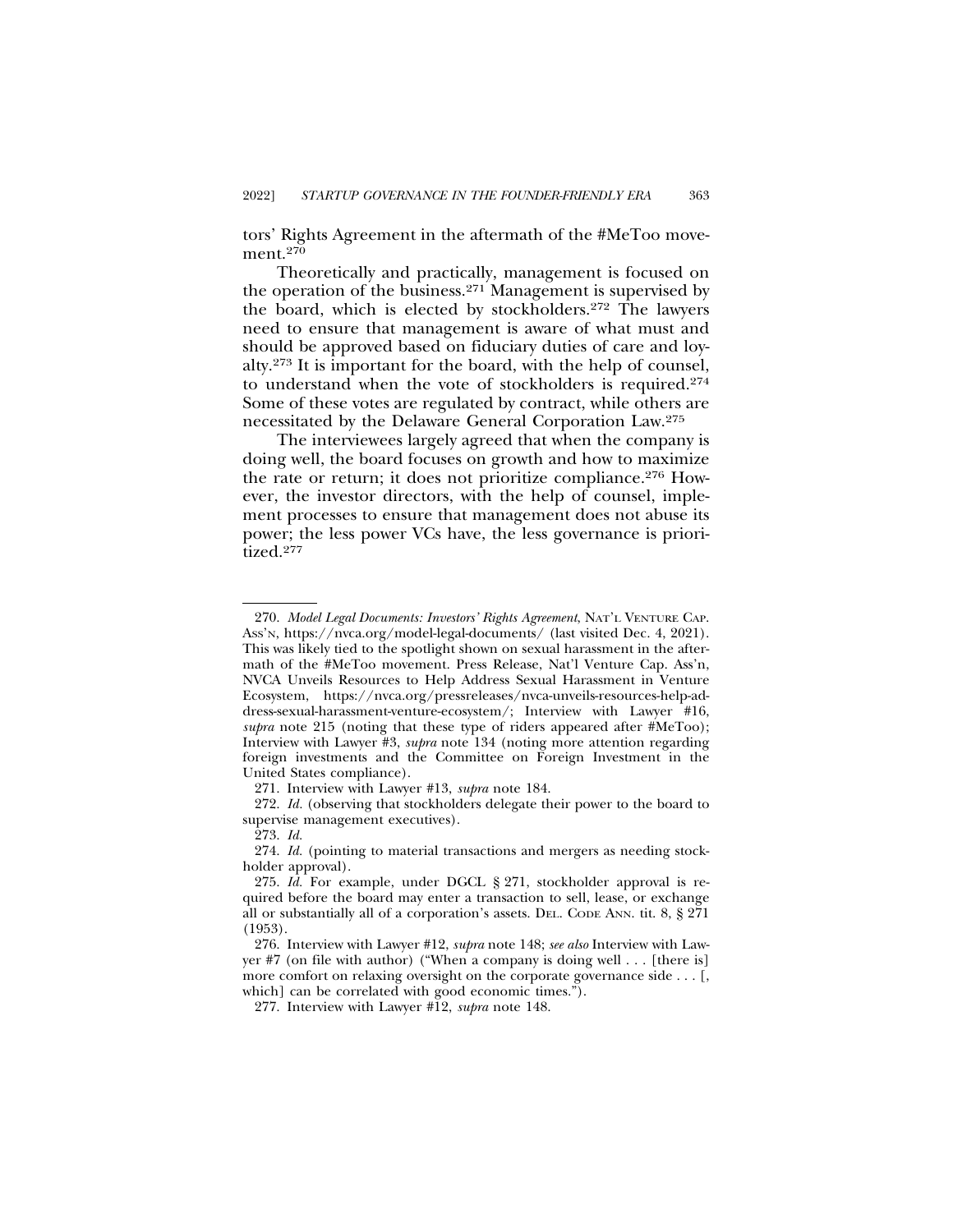tors' Rights Agreement in the aftermath of the #MeToo movement.[270]

Theoretically and practically, management is focused on the operation of the business.[271] Management is supervised by the board, which is elected by stockholders.[272] The lawyers need to ensure that management is aware of what must and should be approved based on fiduciary duties of care and loyalty.[273] It is important for the board, with the help of counsel, to understand when the vote of stockholders is required.[274] Some of these votes are regulated by contract, while others are necessitated by the Delaware General Corporation Law.[275]

The interviewees largely agreed that when the company is doing well, the board focuses on growth and how to maximize the rate or return; it does not prioritize compliance.[276] However, the investor directors, with the help of counsel, implement processes to ensure that management does not abuse its power; the less power VCs have, the less governance is prioritized.[277]

---

270. *Model Legal Documents: Investors' Rights Agreement*, NAT'L VENTURE CAP. ASS'N, https://nvca.org/model-legal-documents/ (last visited Dec. 4, 2021). This was likely tied to the spotlight shown on sexual harassment in the aftermath of the #MeToo movement. Press Release, Nat'l Venture Cap. Ass'n, NVCA Unveils Resources to Help Address Sexual Harassment in Venture Ecosystem, https://nvca.org/pressreleases/nvca-unveils-resources-help-address-sexual-harassment-venture-ecosystem/; Interview with Lawyer #16, *supra* note 215 (noting that these type of riders appeared after #MeToo); Interview with Lawyer #3, *supra* note 134 (noting more attention regarding foreign investments and the Committee on Foreign Investment in the United States compliance).

271. Interview with Lawyer #13, *supra* note 184.

272. *Id.* (observing that stockholders delegate their power to the board to supervise management executives).

273. *Id.*

274. *Id.* (pointing to material transactions and mergers as needing stockholder approval).

275. *Id.* For example, under DGCL § 271, stockholder approval is required before the board may enter a transaction to sell, lease, or exchange all or substantially all of a corporation's assets. DEL. CODE ANN. tit. 8, § 271 (1953).

276. Interview with Lawyer #12, *supra* note 148; *see also* Interview with Lawyer #7 (on file with author) ("When a company is doing well . . . [there is] more comfort on relaxing oversight on the corporate governance side . . . [, which] can be correlated with good economic times.").

277. Interview with Lawyer #12, *supra* note 148.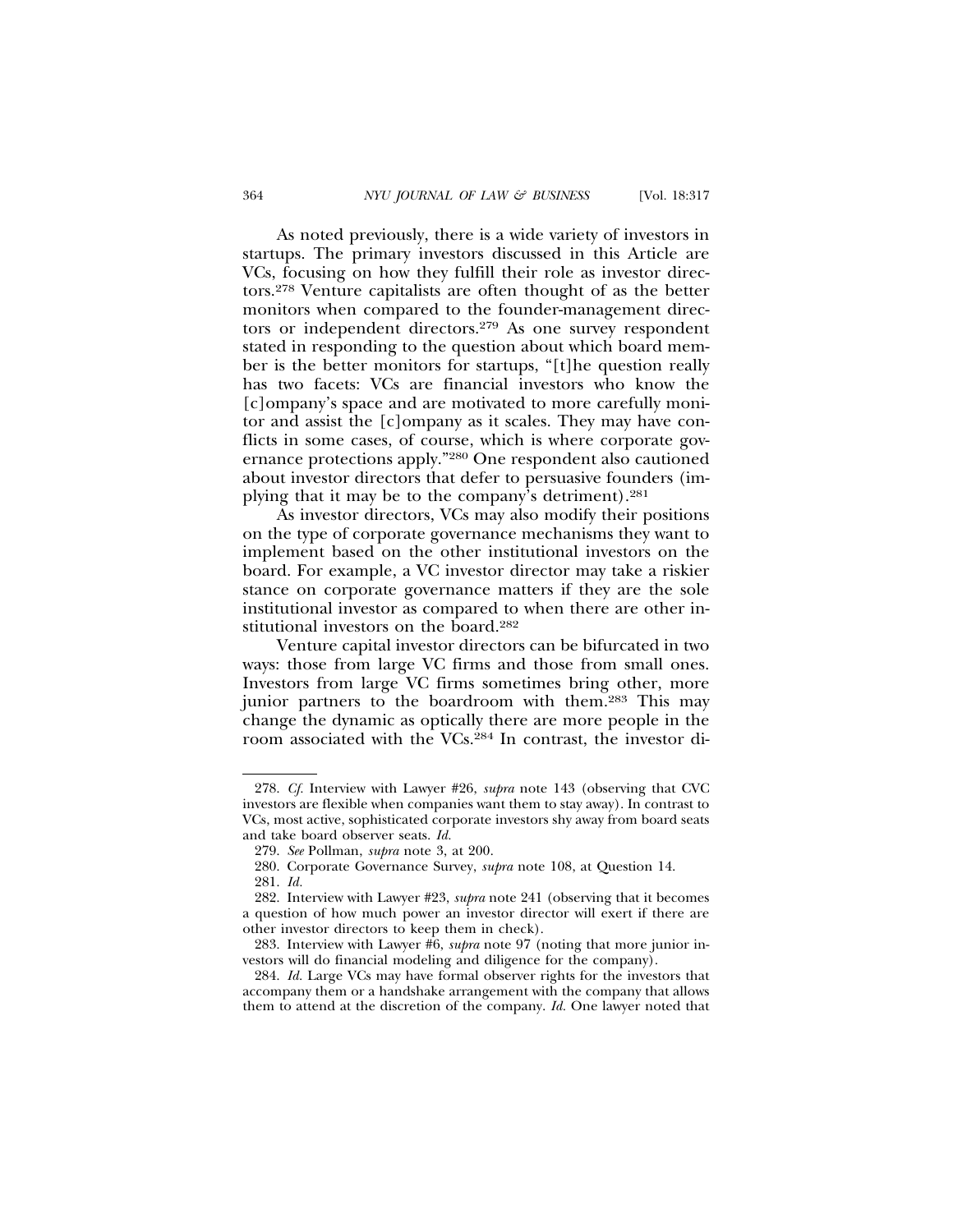As noted previously, there is a wide variety of investors in startups. The primary investors discussed in this Article are VCs, focusing on how they fulfill their role as investor directors.[278] Venture capitalists are often thought of as the better monitors when compared to the founder-management directors or independent directors.[279] As one survey respondent stated in responding to the question about which board member is the better monitors for startups, "[t]he question really has two facets: VCs are financial investors who know the [c]ompany's space and are motivated to more carefully monitor and assist the [c]ompany as it scales. They may have conflicts in some cases, of course, which is where corporate governance protections apply."[280] One respondent also cautioned about investor directors that defer to persuasive founders (implying that it may be to the company's detriment).[281]

As investor directors, VCs may also modify their positions on the type of corporate governance mechanisms they want to implement based on the other institutional investors on the board. For example, a VC investor director may take a riskier stance on corporate governance matters if they are the sole institutional investor as compared to when there are other institutional investors on the board.[282]

Venture capital investor directors can be bifurcated in two ways: those from large VC firms and those from small ones. Investors from large VC firms sometimes bring other, more junior partners to the boardroom with them.[283] This may change the dynamic as optically there are more people in the room associated with the VCs.[284] In contrast, the investor di-

---

278. *Cf.* Interview with Lawyer #26, *supra* note 143 (observing that CVC investors are flexible when companies want them to stay away). In contrast to VCs, most active, sophisticated corporate investors shy away from board seats and take board observer seats. *Id.*

279. *See* Pollman, *supra* note 3, at 200.

280. Corporate Governance Survey, *supra* note 108, at Question 14.

281. *Id.*

282. Interview with Lawyer #23, *supra* note 241 (observing that it becomes a question of how much power an investor director will exert if there are other investor directors to keep them in check).

283. Interview with Lawyer #6, *supra* note 97 (noting that more junior investors will do financial modeling and diligence for the company).

284. *Id.* Large VCs may have formal observer rights for the investors that accompany them or a handshake arrangement with the company that allows them to attend at the discretion of the company. *Id.* One lawyer noted that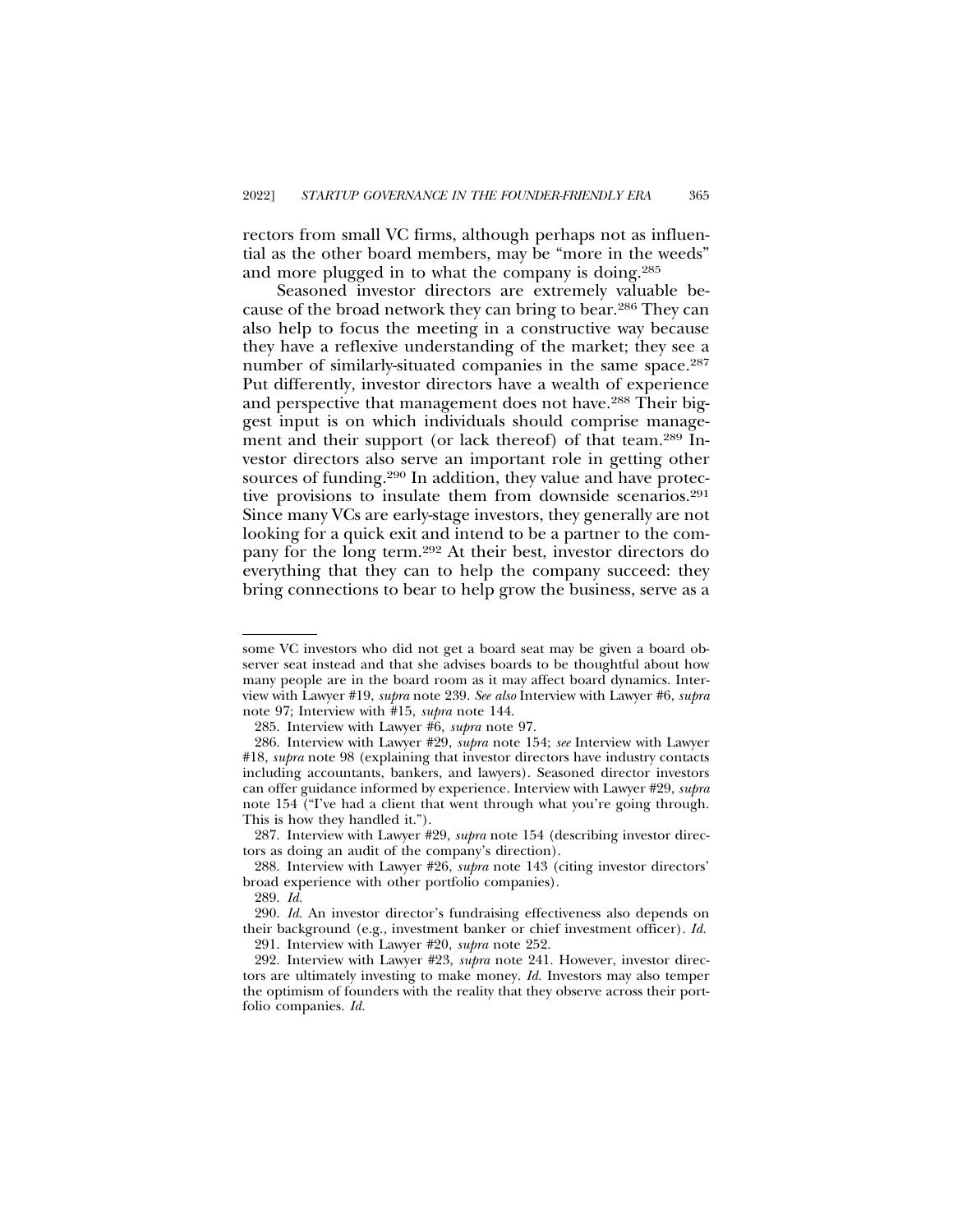rectors from small VC firms, although perhaps not as influential as the other board members, may be "more in the weeds" and more plugged in to what the company is doing.[285]

Seasoned investor directors are extremely valuable because of the broad network they can bring to bear.[286] They can also help to focus the meeting in a constructive way because they have a reflexive understanding of the market; they see a number of similarly-situated companies in the same space.[287] Put differently, investor directors have a wealth of experience and perspective that management does not have.[288] Their biggest input is on which individuals should comprise management and their support (or lack thereof) of that team.[289] Investor directors also serve an important role in getting other sources of funding.[290] In addition, they value and have protective provisions to insulate them from downside scenarios.[291] Since many VCs are early-stage investors, they generally are not looking for a quick exit and intend to be a partner to the company for the long term.[292] At their best, investor directors do everything that they can to help the company succeed: they bring connections to bear to help grow the business, serve as a

---

some VC investors who did not get a board seat may be given a board observer seat instead and that she advises boards to be thoughtful about how many people are in the board room as it may affect board dynamics. Interview with Lawyer #19, *supra* note 239. *See also* Interview with Lawyer #6, *supra* note 97; Interview with #15, *supra* note 144.

285. Interview with Lawyer #6, *supra* note 97.

286. Interview with Lawyer #29, *supra* note 154; *see* Interview with Lawyer #18, *supra* note 98 (explaining that investor directors have industry contacts including accountants, bankers, and lawyers). Seasoned director investors can offer guidance informed by experience. Interview with Lawyer #29, *supra* note 154 ("I've had a client that went through what you're going through. This is how they handled it.").

287. Interview with Lawyer #29, *supra* note 154 (describing investor directors as doing an audit of the company's direction).

288. Interview with Lawyer #26, *supra* note 143 (citing investor directors' broad experience with other portfolio companies).

289. *Id.*

290. *Id.* An investor director's fundraising effectiveness also depends on their background (e.g., investment banker or chief investment officer). *Id.*

291. Interview with Lawyer #20, *supra* note 252.

292. Interview with Lawyer #23, *supra* note 241. However, investor directors are ultimately investing to make money. *Id.* Investors may also temper the optimism of founders with the reality that they observe across their portfolio companies. *Id.*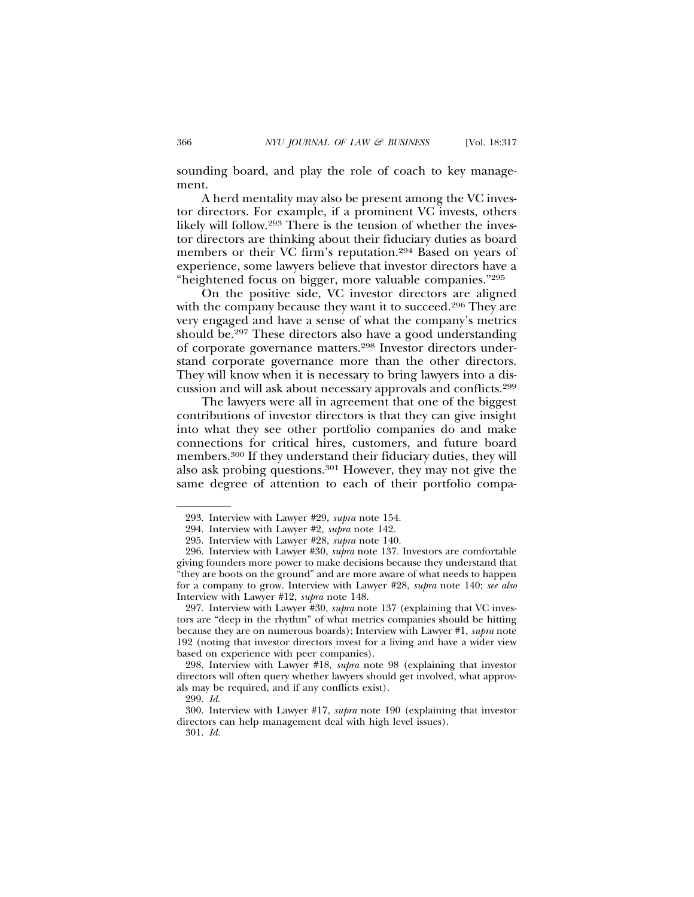sounding board, and play the role of coach to key management.

A herd mentality may also be present among the VC investor directors. For example, if a prominent VC invests, others likely will follow.[293] There is the tension of whether the investor directors are thinking about their fiduciary duties as board members or their VC firm's reputation.[294] Based on years of experience, some lawyers believe that investor directors have a "heightened focus on bigger, more valuable companies."[295]

On the positive side, VC investor directors are aligned with the company because they want it to succeed.[296] They are very engaged and have a sense of what the company's metrics should be.[297] These directors also have a good understanding of corporate governance matters.[298] Investor directors understand corporate governance more than the other directors. They will know when it is necessary to bring lawyers into a discussion and will ask about necessary approvals and conflicts.[299]

The lawyers were all in agreement that one of the biggest contributions of investor directors is that they can give insight into what they see other portfolio companies do and make connections for critical hires, customers, and future board members.[300] If they understand their fiduciary duties, they will also ask probing questions.[301] However, they may not give the same degree of attention to each of their portfolio compa-

---

293. Interview with Lawyer #29, *supra* note 154.

294. Interview with Lawyer #2, *supra* note 142.

295. Interview with Lawyer #28, *supra* note 140.

296. Interview with Lawyer #30, *supra* note 137. Investors are comfortable giving founders more power to make decisions because they understand that "they are boots on the ground" and are more aware of what needs to happen for a company to grow. Interview with Lawyer #28, *supra* note 140; *see also* Interview with Lawyer #12, *supra* note 148.

297. Interview with Lawyer #30, *supra* note 137 (explaining that VC investors are "deep in the rhythm" of what metrics companies should be hitting because they are on numerous boards); Interview with Lawyer #1, *supra* note 192 (noting that investor directors invest for a living and have a wider view based on experience with peer companies).

298. Interview with Lawyer #18, *supra* note 98 (explaining that investor directors will often query whether lawyers should get involved, what approvals may be required, and if any conflicts exist).

299. *Id.*

300. Interview with Lawyer #17, *supra* note 190 (explaining that investor directors can help management deal with high level issues).

301. *Id.*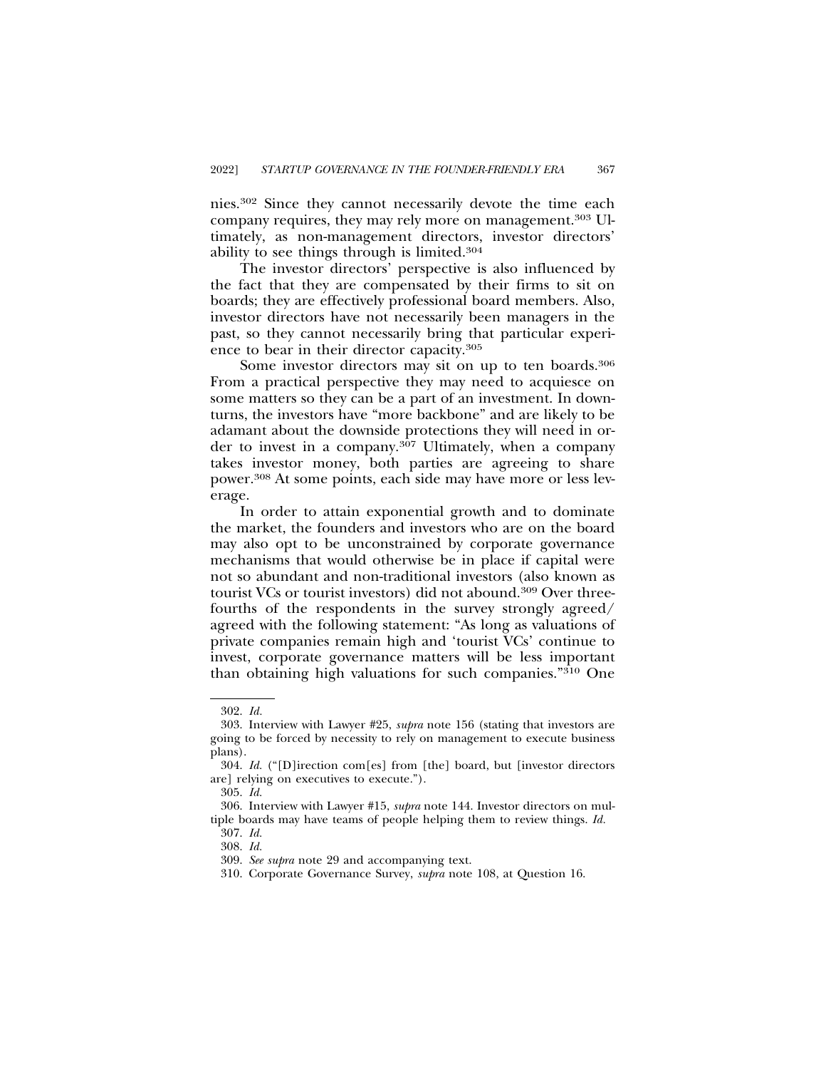nies.[302] Since they cannot necessarily devote the time each company requires, they may rely more on management.[303] Ultimately, as non-management directors, investor directors' ability to see things through is limited.[304]

The investor directors' perspective is also influenced by the fact that they are compensated by their firms to sit on boards; they are effectively professional board members. Also, investor directors have not necessarily been managers in the past, so they cannot necessarily bring that particular experience to bear in their director capacity.[305]

Some investor directors may sit on up to ten boards.[306] From a practical perspective they may need to acquiesce on some matters so they can be a part of an investment. In downturns, the investors have "more backbone" and are likely to be adamant about the downside protections they will need in order to invest in a company.[307] Ultimately, when a company takes investor money, both parties are agreeing to share power.[308] At some points, each side may have more or less leverage.

In order to attain exponential growth and to dominate the market, the founders and investors who are on the board may also opt to be unconstrained by corporate governance mechanisms that would otherwise be in place if capital were not so abundant and non-traditional investors (also known as tourist VCs or tourist investors) did not abound.[309] Over three-fourths of the respondents in the survey strongly agreed/agreed with the following statement: "As long as valuations of private companies remain high and 'tourist VCs' continue to invest, corporate governance matters will be less important than obtaining high valuations for such companies."[310] One

---

302. *Id.*

303. Interview with Lawyer #25, *supra* note 156 (stating that investors are going to be forced by necessity to rely on management to execute business plans).

304. *Id.* ("[D]irection com[es] from [the] board, but [investor directors are] relying on executives to execute.").

305. *Id.*

306. Interview with Lawyer #15, *supra* note 144. Investor directors on multiple boards may have teams of people helping them to review things. *Id.*

307. *Id.*

308. *Id.*

309. *See supra* note 29 and accompanying text.

310. Corporate Governance Survey, *supra* note 108, at Question 16.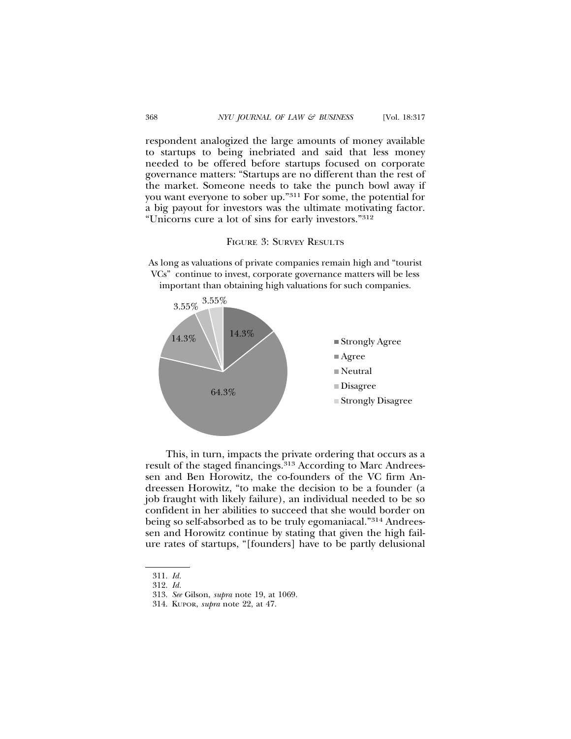respondent analogized the large amounts of money available to startups to being inebriated and said that less money needed to be offered before startups focused on corporate governance matters: "Startups are no different than the rest of the market. Someone needs to take the punch bowl away if you want everyone to sober up."[311] For some, the potential for a big payout for investors was the ultimate motivating factor. "Unicorns cure a lot of sins for early investors."[312]

FIGURE 3: SURVEY RESULTS

As long as valuations of private companies remain high and "tourist VCs" continue to invest, corporate governance matters will be less important than obtaining high valuations for such companies.

| Response | Percentage |
| --- | --- |
| Strongly Agree | 14.3% |
| Agree | 64.3% |
| Neutral | 14.3% |
| Disagree | 3.55% |
| Strongly Disagree | 3.55% |

This, in turn, impacts the private ordering that occurs as a result of the staged financings.[313] According to Marc Andreessen and Ben Horowitz, the co-founders of the VC firm Andreessen Horowitz, "to make the decision to be a founder (a job fraught with likely failure), an individual needed to be so confident in her abilities to succeed that she would border on being so self-absorbed as to be truly egomaniacal."[314] Andreessen and Horowitz continue by stating that given the high failure rates of startups, "[founders] have to be partly delusional

311. *Id.*

312. *Id.*

313. *See* Gilson, *supra* note 19, at 1069.

314. KUPOR, *supra* note 22, at 47.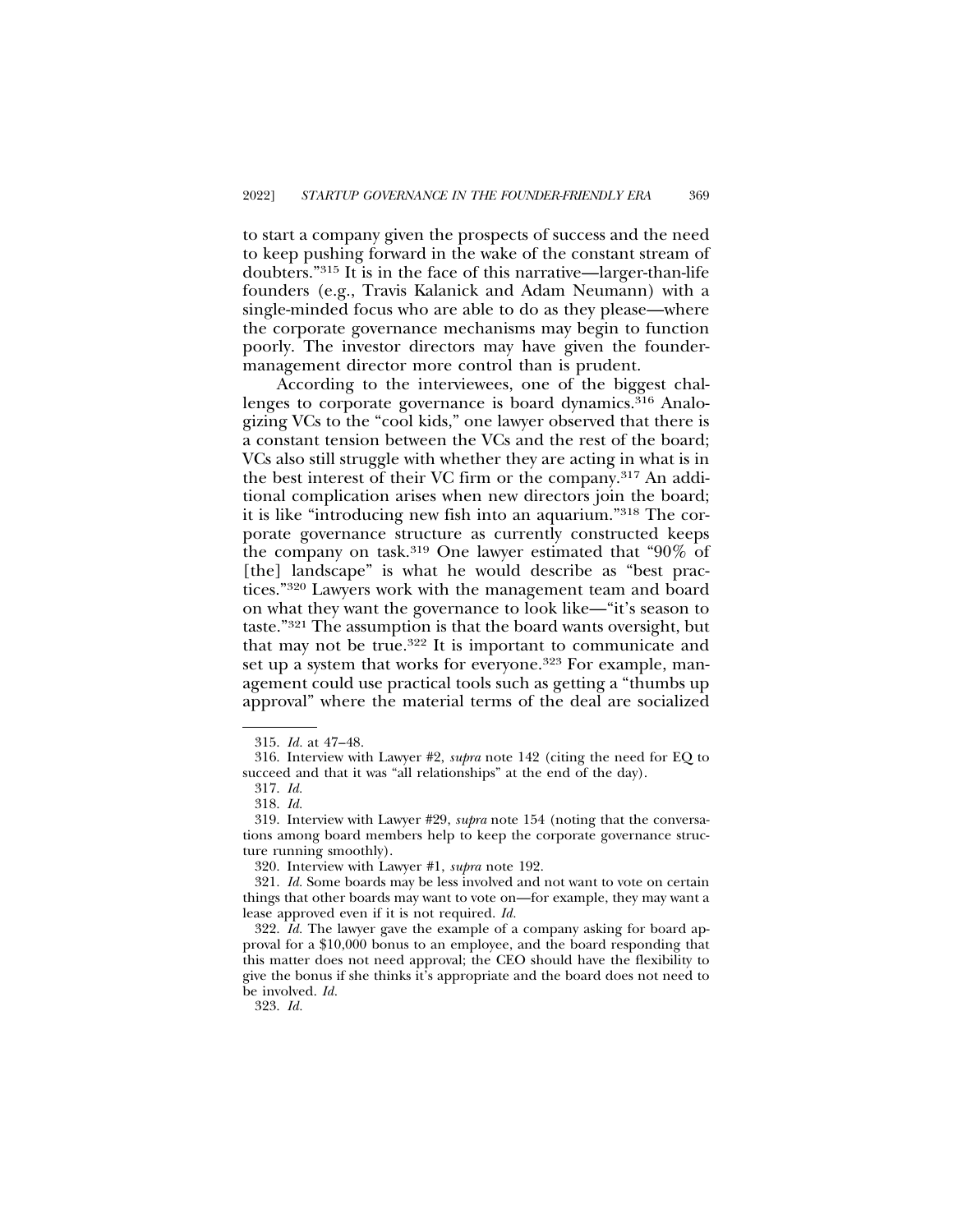to start a company given the prospects of success and the need to keep pushing forward in the wake of the constant stream of doubters."[315] It is in the face of this narrative—larger-than-life founders (e.g., Travis Kalanick and Adam Neumann) with a single-minded focus who are able to do as they please—where the corporate governance mechanisms may begin to function poorly. The investor directors may have given the founder-management director more control than is prudent.

According to the interviewees, one of the biggest challenges to corporate governance is board dynamics.[316] Analogizing VCs to the "cool kids," one lawyer observed that there is a constant tension between the VCs and the rest of the board; VCs also still struggle with whether they are acting in what is in the best interest of their VC firm or the company.[317] An additional complication arises when new directors join the board; it is like "introducing new fish into an aquarium."[318] The corporate governance structure as currently constructed keeps the company on task.[319] One lawyer estimated that "90% of [the] landscape" is what he would describe as "best practices."[320] Lawyers work with the management team and board on what they want the governance to look like—"it's season to taste."[321] The assumption is that the board wants oversight, but that may not be true.[322] It is important to communicate and set up a system that works for everyone.[323] For example, management could use practical tools such as getting a "thumbs up approval" where the material terms of the deal are socialized

315. *Id.* at 47–48.

316. Interview with Lawyer #2, *supra* note 142 (citing the need for EQ to succeed and that it was "all relationships" at the end of the day).

317. *Id.*

318. *Id.*

319. Interview with Lawyer #29, *supra* note 154 (noting that the conversations among board members help to keep the corporate governance structure running smoothly).

320. Interview with Lawyer #1, *supra* note 192.

321. *Id.* Some boards may be less involved and not want to vote on certain things that other boards may want to vote on—for example, they may want a lease approved even if it is not required. *Id.*

322. *Id.* The lawyer gave the example of a company asking for board approval for a $10,000 bonus to an employee, and the board responding that this matter does not need approval; the CEO should have the flexibility to give the bonus if she thinks it's appropriate and the board does not need to be involved. *Id.*

323. *Id.*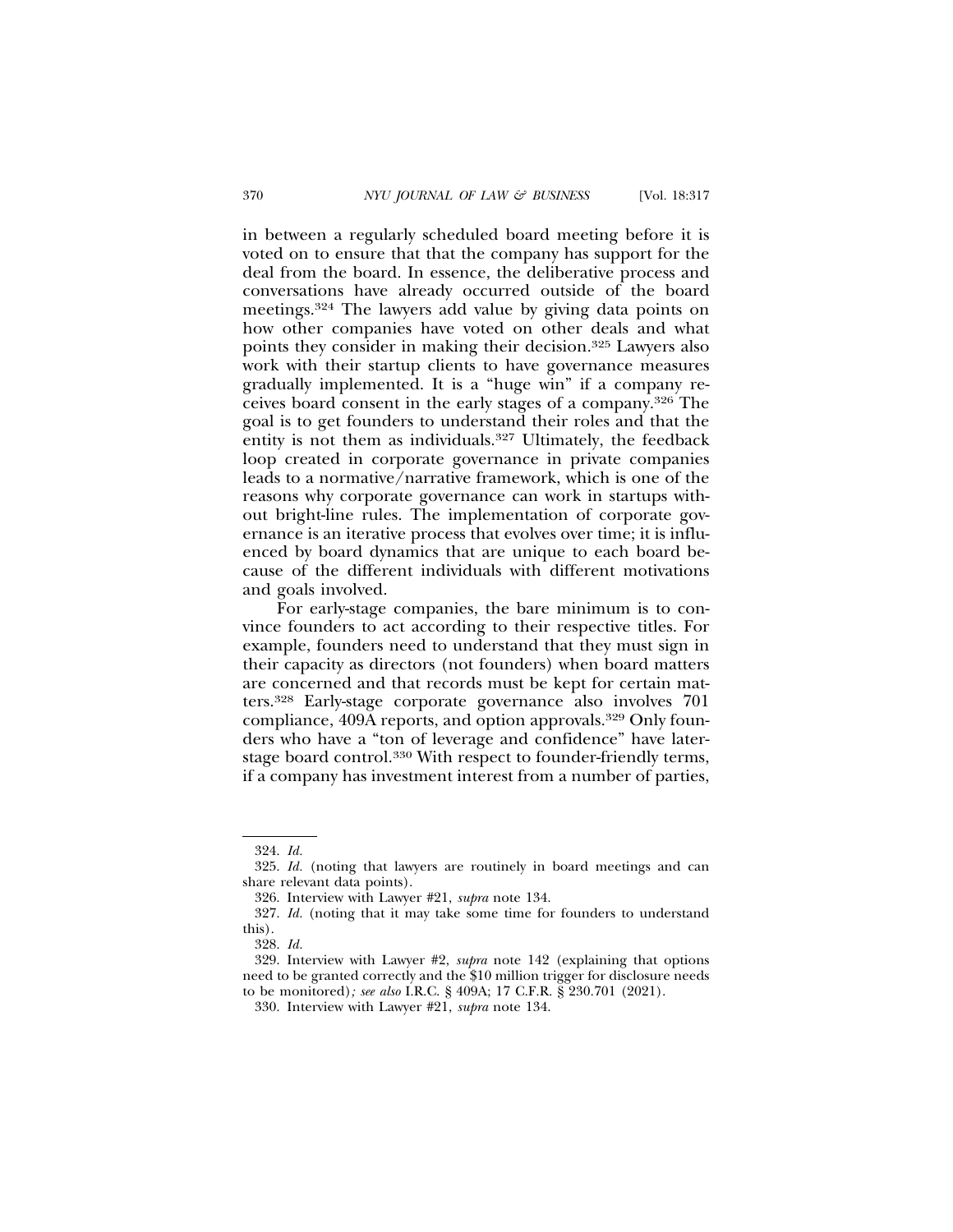in between a regularly scheduled board meeting before it is voted on to ensure that that the company has support for the deal from the board. In essence, the deliberative process and conversations have already occurred outside of the board meetings.[324] The lawyers add value by giving data points on how other companies have voted on other deals and what points they consider in making their decision.[325] Lawyers also work with their startup clients to have governance measures gradually implemented. It is a "huge win" if a company receives board consent in the early stages of a company.[326] The goal is to get founders to understand their roles and that the entity is not them as individuals.[327] Ultimately, the feedback loop created in corporate governance in private companies leads to a normative/narrative framework, which is one of the reasons why corporate governance can work in startups without bright-line rules. The implementation of corporate governance is an iterative process that evolves over time; it is influenced by board dynamics that are unique to each board because of the different individuals with different motivations and goals involved.

For early-stage companies, the bare minimum is to convince founders to act according to their respective titles. For example, founders need to understand that they must sign in their capacity as directors (not founders) when board matters are concerned and that records must be kept for certain matters.[328] Early-stage corporate governance also involves 701 compliance, 409A reports, and option approvals.[329] Only founders who have a "ton of leverage and confidence" have later-stage board control.[330] With respect to founder-friendly terms, if a company has investment interest from a number of parties,

---

324. *Id.*

325. *Id.* (noting that lawyers are routinely in board meetings and can share relevant data points).

326. Interview with Lawyer #21, *supra* note 134.

327. *Id.* (noting that it may take some time for founders to understand this).

328. *Id.*

329. Interview with Lawyer #2, *supra* note 142 (explaining that options need to be granted correctly and the $10 million trigger for disclosure needs to be monitored); *see also* I.R.C. § 409A; 17 C.F.R. § 230.701 (2021).

330. Interview with Lawyer #21, *supra* note 134.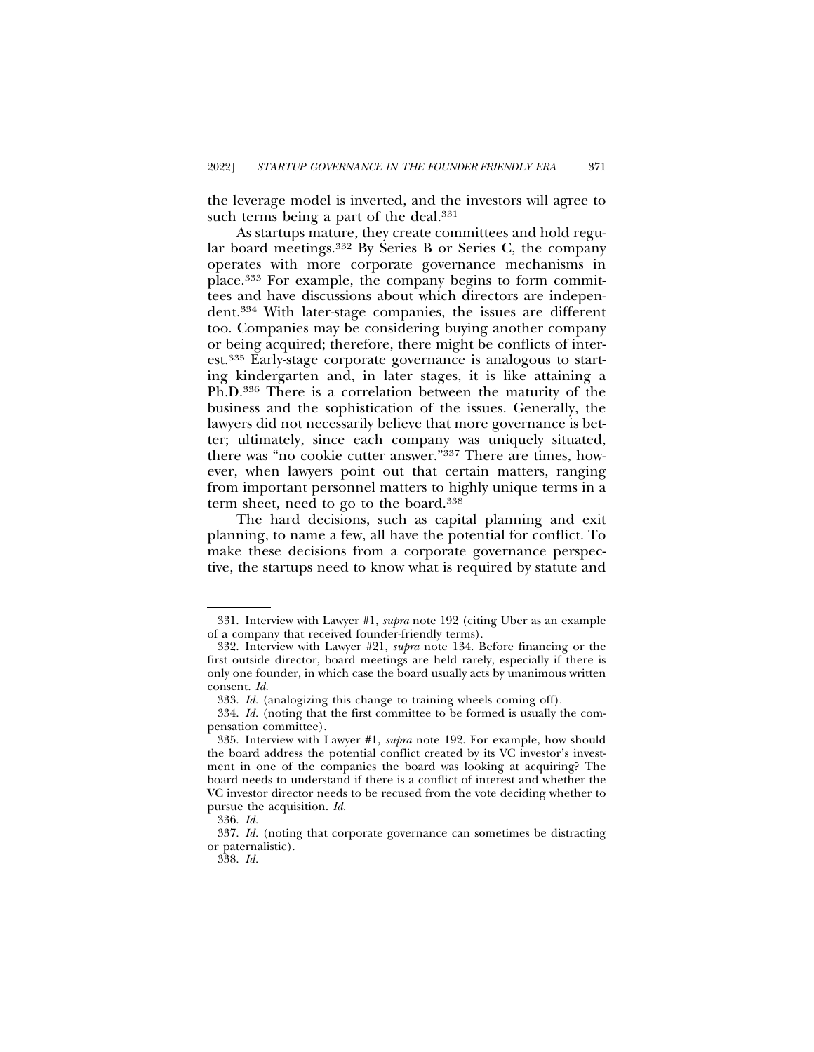the leverage model is inverted, and the investors will agree to such terms being a part of the deal.[331]

As startups mature, they create committees and hold regular board meetings.[332] By Series B or Series C, the company operates with more corporate governance mechanisms in place.[333] For example, the company begins to form committees and have discussions about which directors are independent.[334] With later-stage companies, the issues are different too. Companies may be considering buying another company or being acquired; therefore, there might be conflicts of interest.[335] Early-stage corporate governance is analogous to starting kindergarten and, in later stages, it is like attaining a Ph.D.[336] There is a correlation between the maturity of the business and the sophistication of the issues. Generally, the lawyers did not necessarily believe that more governance is better; ultimately, since each company was uniquely situated, there was "no cookie cutter answer."[337] There are times, however, when lawyers point out that certain matters, ranging from important personnel matters to highly unique terms in a term sheet, need to go to the board.[338]

The hard decisions, such as capital planning and exit planning, to name a few, all have the potential for conflict. To make these decisions from a corporate governance perspective, the startups need to know what is required by statute and

---

331. Interview with Lawyer #1, *supra* note 192 (citing Uber as an example of a company that received founder-friendly terms).

332. Interview with Lawyer #21, *supra* note 134. Before financing or the first outside director, board meetings are held rarely, especially if there is only one founder, in which case the board usually acts by unanimous written consent. *Id.*

333. *Id.* (analogizing this change to training wheels coming off).

334. *Id.* (noting that the first committee to be formed is usually the compensation committee).

335. Interview with Lawyer #1, *supra* note 192. For example, how should the board address the potential conflict created by its VC investor's investment in one of the companies the board was looking at acquiring? The board needs to understand if there is a conflict of interest and whether the VC investor director needs to be recused from the vote deciding whether to pursue the acquisition. *Id.*

336. *Id.*

337. *Id.* (noting that corporate governance can sometimes be distracting or paternalistic).

338. *Id.*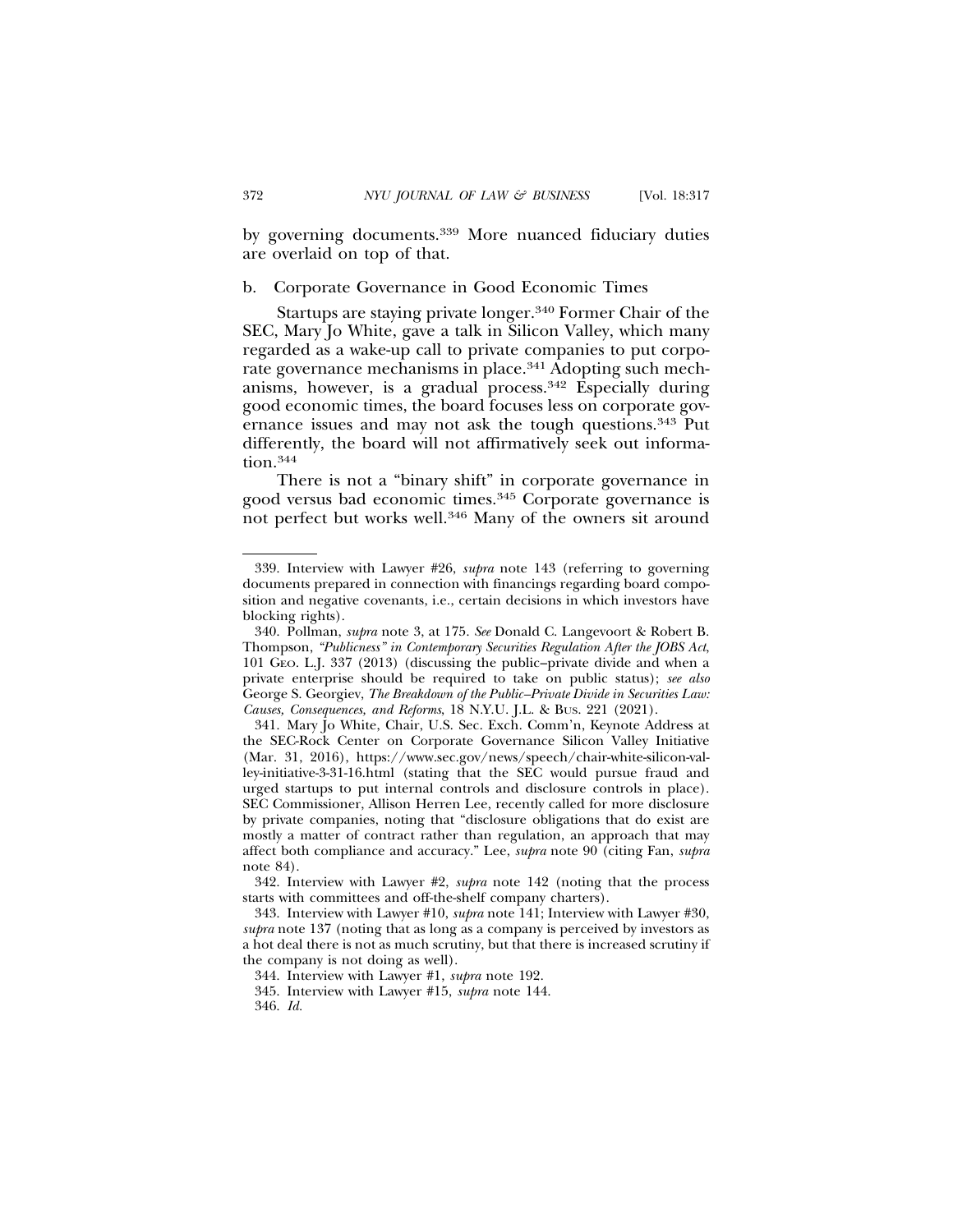by governing documents.[339] More nuanced fiduciary duties are overlaid on top of that.

### b. Corporate Governance in Good Economic Times

Startups are staying private longer.[340] Former Chair of the SEC, Mary Jo White, gave a talk in Silicon Valley, which many regarded as a wake-up call to private companies to put corporate governance mechanisms in place.[341] Adopting such mechanisms, however, is a gradual process.[342] Especially during good economic times, the board focuses less on corporate governance issues and may not ask the tough questions.[343] Put differently, the board will not affirmatively seek out information.[344]

There is not a "binary shift" in corporate governance in good versus bad economic times.[345] Corporate governance is not perfect but works well.[346] Many of the owners sit around

---

339. Interview with Lawyer #26, *supra* note 143 (referring to governing documents prepared in connection with financings regarding board composition and negative covenants, i.e., certain decisions in which investors have blocking rights).

340. Pollman, *supra* note 3, at 175. *See* Donald C. Langevoort & Robert B. Thompson, *"Publicness" in Contemporary Securities Regulation After the JOBS Act*, 101 GEO. L.J. 337 (2013) (discussing the public–private divide and when a private enterprise should be required to take on public status); *see also* George S. Georgiev, *The Breakdown of the Public–Private Divide in Securities Law: Causes, Consequences, and Reforms*, 18 N.Y.U. J.L. & BUS. 221 (2021).

341. Mary Jo White, Chair, U.S. Sec. Exch. Comm'n, Keynote Address at the SEC-Rock Center on Corporate Governance Silicon Valley Initiative (Mar. 31, 2016), https://www.sec.gov/news/speech/chair-white-silicon-valley-initiative-3-31-16.html (stating that the SEC would pursue fraud and urged startups to put internal controls and disclosure controls in place). SEC Commissioner, Allison Herren Lee, recently called for more disclosure by private companies, noting that "disclosure obligations that do exist are mostly a matter of contract rather than regulation, an approach that may affect both compliance and accuracy." Lee, *supra* note 90 (citing Fan, *supra* note 84).

342. Interview with Lawyer #2, *supra* note 142 (noting that the process starts with committees and off-the-shelf company charters).

343. Interview with Lawyer #10, *supra* note 141; Interview with Lawyer #30, *supra* note 137 (noting that as long as a company is perceived by investors as a hot deal there is not as much scrutiny, but that there is increased scrutiny if the company is not doing as well).

344. Interview with Lawyer #1, *supra* note 192.

345. Interview with Lawyer #15, *supra* note 144.

346. *Id.*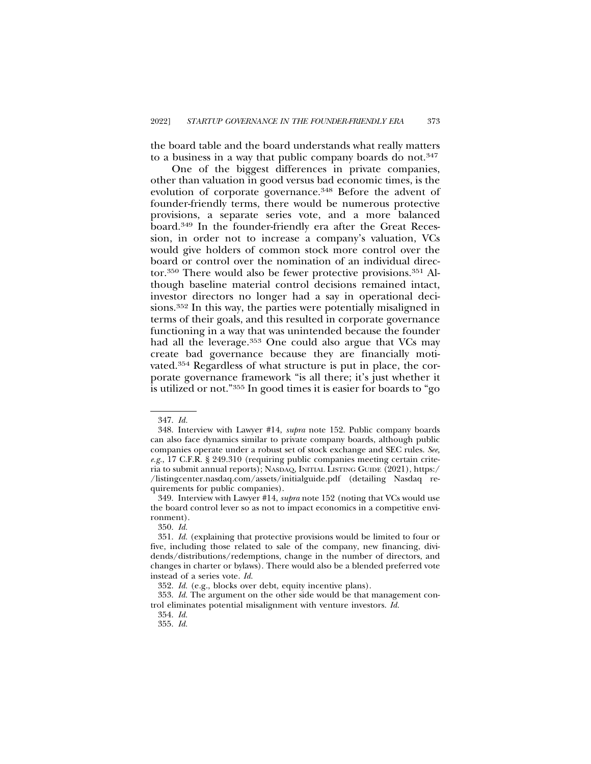the board table and the board understands what really matters to a business in a way that public company boards do not.[347]

One of the biggest differences in private companies, other than valuation in good versus bad economic times, is the evolution of corporate governance.[348] Before the advent of founder-friendly terms, there would be numerous protective provisions, a separate series vote, and a more balanced board.[349] In the founder-friendly era after the Great Recession, in order not to increase a company's valuation, VCs would give holders of common stock more control over the board or control over the nomination of an individual director.[350] There would also be fewer protective provisions.[351] Although baseline material control decisions remained intact, investor directors no longer had a say in operational decisions.[352] In this way, the parties were potentially misaligned in terms of their goals, and this resulted in corporate governance functioning in a way that was unintended because the founder had all the leverage.[353] One could also argue that VCs may create bad governance because they are financially motivated.[354] Regardless of what structure is put in place, the corporate governance framework "is all there; it's just whether it is utilized or not."[355] In good times it is easier for boards to "go

---

347. *Id.*

348. Interview with Lawyer #14, *supra* note 152. Public company boards can also face dynamics similar to private company boards, although public companies operate under a robust set of stock exchange and SEC rules. *See, e.g.*, 17 C.F.R. § 249.310 (requiring public companies meeting certain criteria to submit annual reports); NASDAQ, INITIAL LISTING GUIDE (2021), https://listingcenter.nasdaq.com/assets/initialguide.pdf (detailing Nasdaq requirements for public companies).

349. Interview with Lawyer #14, *supra* note 152 (noting that VCs would use the board control lever so as not to impact economics in a competitive environment).

350. *Id.*

351. *Id.* (explaining that protective provisions would be limited to four or five, including those related to sale of the company, new financing, dividends/distributions/redemptions, change in the number of directors, and changes in charter or bylaws). There would also be a blended preferred vote instead of a series vote. *Id.*

352. *Id.* (e.g., blocks over debt, equity incentive plans).

353. *Id.* The argument on the other side would be that management control eliminates potential misalignment with venture investors. *Id.*

354. *Id.*

355. *Id.*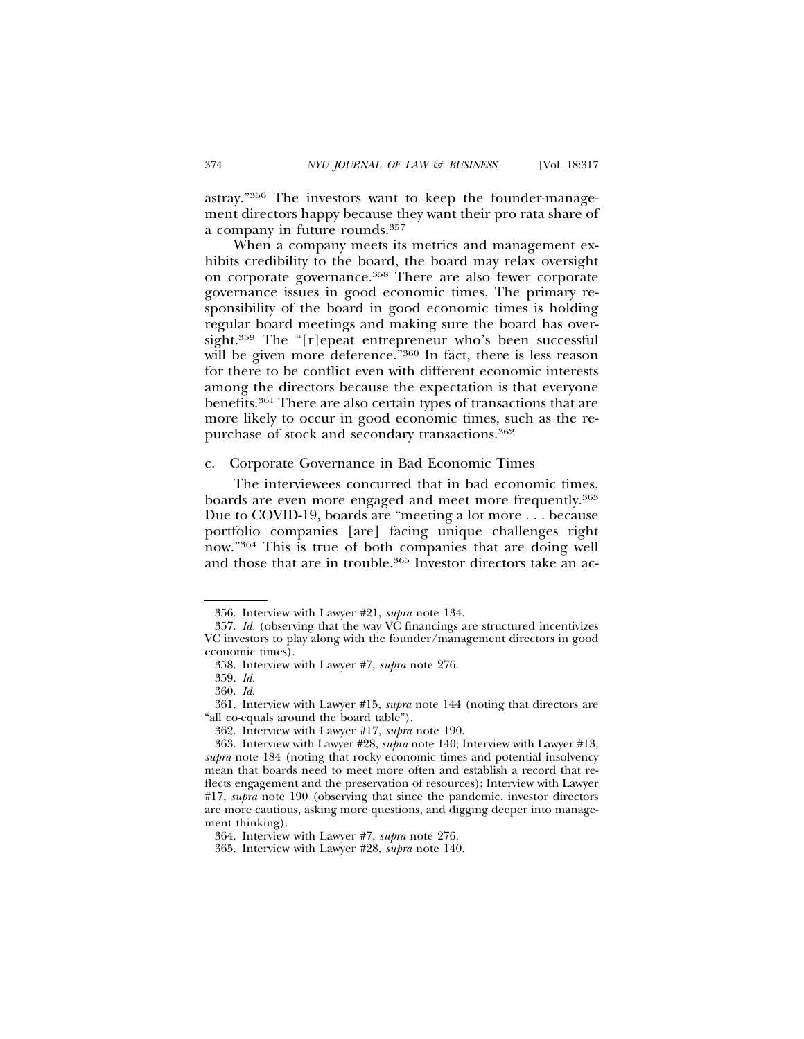astray."[356] The investors want to keep the founder-management directors happy because they want their pro rata share of a company in future rounds.[357]

When a company meets its metrics and management exhibits credibility to the board, the board may relax oversight on corporate governance.[358] There are also fewer corporate governance issues in good economic times. The primary responsibility of the board in good economic times is holding regular board meetings and making sure the board has oversight.[359] The "[r]epeat entrepreneur who's been successful will be given more deference."[360] In fact, there is less reason for there to be conflict even with different economic interests among the directors because the expectation is that everyone benefits.[361] There are also certain types of transactions that are more likely to occur in good economic times, such as the repurchase of stock and secondary transactions.[362]

### c. Corporate Governance in Bad Economic Times

The interviewees concurred that in bad economic times, boards are even more engaged and meet more frequently.[363] Due to COVID-19, boards are "meeting a lot more . . . because portfolio companies [are] facing unique challenges right now."[364] This is true of both companies that are doing well and those that are in trouble.[365] Investor directors take an ac-

---

356. Interview with Lawyer #21, *supra* note 134.

357. *Id.* (observing that the way VC financings are structured incentivizes VC investors to play along with the founder/management directors in good economic times).

358. Interview with Lawyer #7, *supra* note 276.

359. *Id.*

360. *Id.*

361. Interview with Lawyer #15, *supra* note 144 (noting that directors are "all co-equals around the board table").

362. Interview with Lawyer #17, *supra* note 190.

363. Interview with Lawyer #28, *supra* note 140; Interview with Lawyer #13, *supra* note 184 (noting that rocky economic times and potential insolvency mean that boards need to meet more often and establish a record that reflects engagement and the preservation of resources); Interview with Lawyer #17, *supra* note 190 (observing that since the pandemic, investor directors are more cautious, asking more questions, and digging deeper into management thinking).

364. Interview with Lawyer #7, *supra* note 276.

365. Interview with Lawyer #28, *supra* note 140.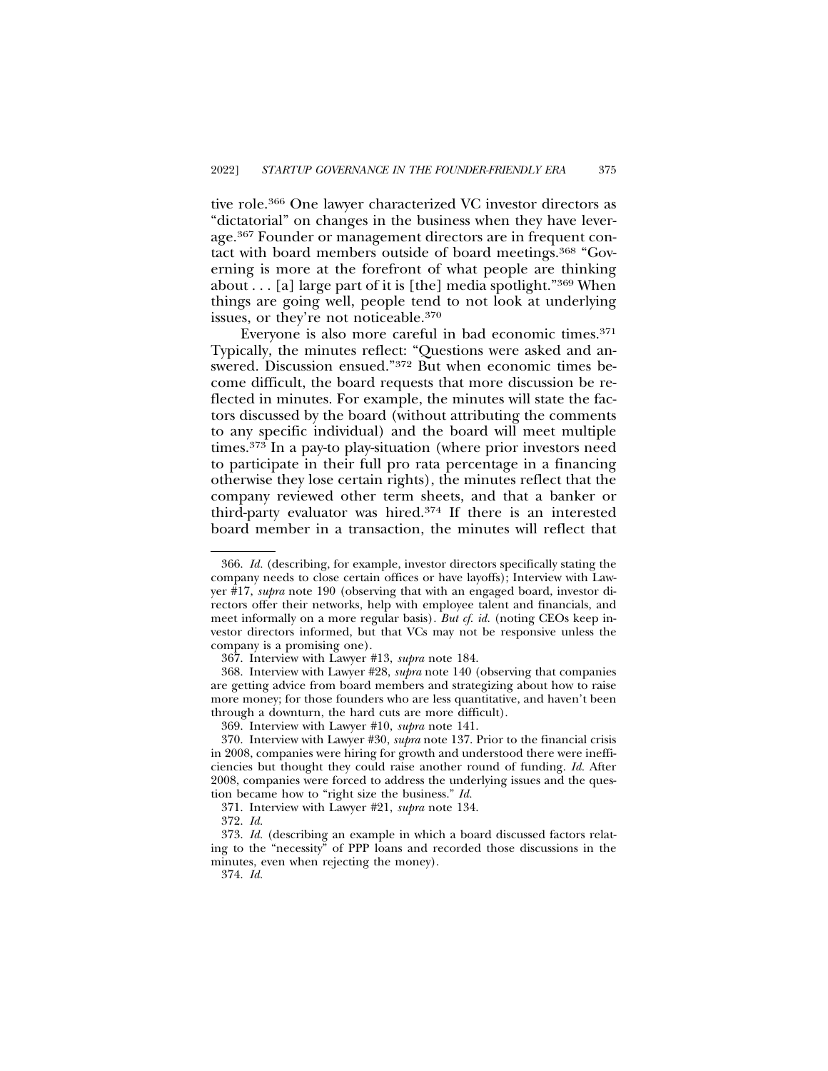tive role.[366] One lawyer characterized VC investor directors as "dictatorial" on changes in the business when they have leverage.[367] Founder or management directors are in frequent contact with board members outside of board meetings.[368] "Governing is more at the forefront of what people are thinking about . . . [a] large part of it is [the] media spotlight."[369] When things are going well, people tend to not look at underlying issues, or they're not noticeable.[370]

Everyone is also more careful in bad economic times.[371] Typically, the minutes reflect: "Questions were asked and answered. Discussion ensued."[372] But when economic times become difficult, the board requests that more discussion be reflected in minutes. For example, the minutes will state the factors discussed by the board (without attributing the comments to any specific individual) and the board will meet multiple times.[373] In a pay-to play-situation (where prior investors need to participate in their full pro rata percentage in a financing otherwise they lose certain rights), the minutes reflect that the company reviewed other term sheets, and that a banker or third-party evaluator was hired.[374] If there is an interested board member in a transaction, the minutes will reflect that

---

366. *Id.* (describing, for example, investor directors specifically stating the company needs to close certain offices or have layoffs); Interview with Lawyer #17, *supra* note 190 (observing that with an engaged board, investor directors offer their networks, help with employee talent and financials, and meet informally on a more regular basis). *But cf. id.* (noting CEOs keep investor directors informed, but that VCs may not be responsive unless the company is a promising one).

367. Interview with Lawyer #13, *supra* note 184.

368. Interview with Lawyer #28, *supra* note 140 (observing that companies are getting advice from board members and strategizing about how to raise more money; for those founders who are less quantitative, and haven't been through a downturn, the hard cuts are more difficult).

369. Interview with Lawyer #10, *supra* note 141.

370. Interview with Lawyer #30, *supra* note 137. Prior to the financial crisis in 2008, companies were hiring for growth and understood there were inefficiencies but thought they could raise another round of funding. *Id.* After 2008, companies were forced to address the underlying issues and the question became how to "right size the business." *Id.*

371. Interview with Lawyer #21, *supra* note 134.

372. *Id.*

373. *Id.* (describing an example in which a board discussed factors relating to the "necessity" of PPP loans and recorded those discussions in the minutes, even when rejecting the money).

374. *Id.*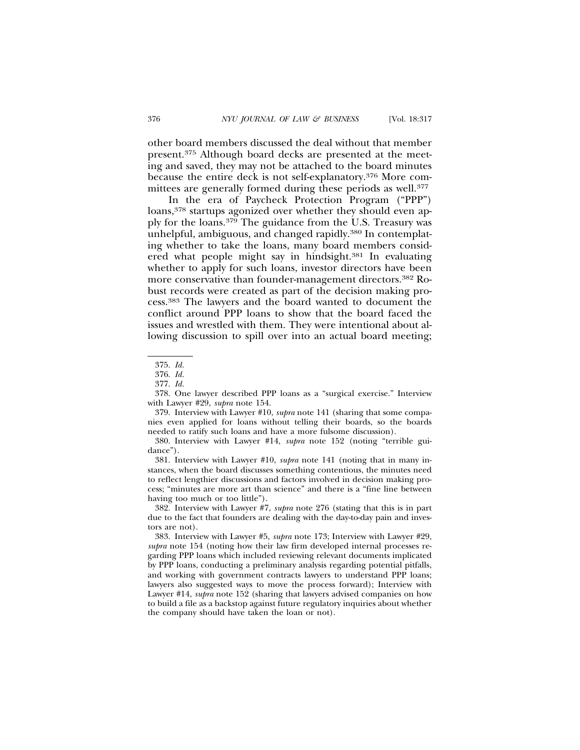other board members discussed the deal without that member present.[375] Although board decks are presented at the meeting and saved, they may not be attached to the board minutes because the entire deck is not self-explanatory.[376] More committees are generally formed during these periods as well.[377]

In the era of Paycheck Protection Program ("PPP") loans,[378] startups agonized over whether they should even apply for the loans.[379] The guidance from the U.S. Treasury was unhelpful, ambiguous, and changed rapidly.[380] In contemplating whether to take the loans, many board members considered what people might say in hindsight.[381] In evaluating whether to apply for such loans, investor directors have been more conservative than founder-management directors.[382] Robust records were created as part of the decision making process.[383] The lawyers and the board wanted to document the conflict around PPP loans to show that the board faced the issues and wrestled with them. They were intentional about allowing discussion to spill over into an actual board meeting;

---

375. *Id.*

376. *Id.*

377. *Id.*

378. One lawyer described PPP loans as a "surgical exercise." Interview with Lawyer #29, *supra* note 154.

379. Interview with Lawyer #10, *supra* note 141 (sharing that some companies even applied for loans without telling their boards, so the boards needed to ratify such loans and have a more fulsome discussion).

380. Interview with Lawyer #14, *supra* note 152 (noting "terrible guidance").

381. Interview with Lawyer #10, *supra* note 141 (noting that in many instances, when the board discusses something contentious, the minutes need to reflect lengthier discussions and factors involved in decision making process; "minutes are more art than science" and there is a "fine line between having too much or too little").

382. Interview with Lawyer #7, *supra* note 276 (stating that this is in part due to the fact that founders are dealing with the day-to-day pain and investors are not).

383. Interview with Lawyer #5, *supra* note 173; Interview with Lawyer #29, *supra* note 154 (noting how their law firm developed internal processes regarding PPP loans which included reviewing relevant documents implicated by PPP loans, conducting a preliminary analysis regarding potential pitfalls, and working with government contracts lawyers to understand PPP loans; lawyers also suggested ways to move the process forward); Interview with Lawyer #14, *supra* note 152 (sharing that lawyers advised companies on how to build a file as a backstop against future regulatory inquiries about whether the company should have taken the loan or not).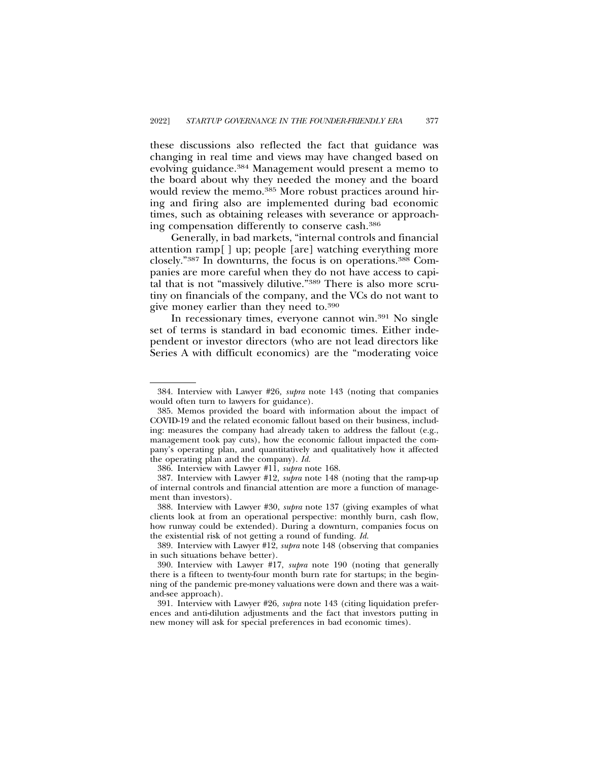these discussions also reflected the fact that guidance was changing in real time and views may have changed based on evolving guidance.[384] Management would present a memo to the board about why they needed the money and the board would review the memo.[385] More robust practices around hiring and firing also are implemented during bad economic times, such as obtaining releases with severance or approaching compensation differently to conserve cash.[386]

Generally, in bad markets, "internal controls and financial attention ramp[ ] up; people [are] watching everything more closely."[387] In downturns, the focus is on operations.[388] Companies are more careful when they do not have access to capital that is not "massively dilutive."[389] There is also more scrutiny on financials of the company, and the VCs do not want to give money earlier than they need to.[390]

In recessionary times, everyone cannot win.[391] No single set of terms is standard in bad economic times. Either independent or investor directors (who are not lead directors like Series A with difficult economics) are the "moderating voice

---

384. Interview with Lawyer #26, *supra* note 143 (noting that companies would often turn to lawyers for guidance).

385. Memos provided the board with information about the impact of COVID-19 and the related economic fallout based on their business, including: measures the company had already taken to address the fallout (e.g., management took pay cuts), how the economic fallout impacted the company's operating plan, and quantitatively and qualitatively how it affected the operating plan and the company). *Id.*

386. Interview with Lawyer #11, *supra* note 168.

387. Interview with Lawyer #12, *supra* note 148 (noting that the ramp-up of internal controls and financial attention are more a function of management than investors).

388. Interview with Lawyer #30, *supra* note 137 (giving examples of what clients look at from an operational perspective: monthly burn, cash flow, how runway could be extended). During a downturn, companies focus on the existential risk of not getting a round of funding. *Id.*

389. Interview with Lawyer #12, *supra* note 148 (observing that companies in such situations behave better).

390. Interview with Lawyer #17, *supra* note 190 (noting that generally there is a fifteen to twenty-four month burn rate for startups; in the beginning of the pandemic pre-money valuations were down and there was a wait-and-see approach).

391. Interview with Lawyer #26, *supra* note 143 (citing liquidation preferences and anti-dilution adjustments and the fact that investors putting in new money will ask for special preferences in bad economic times).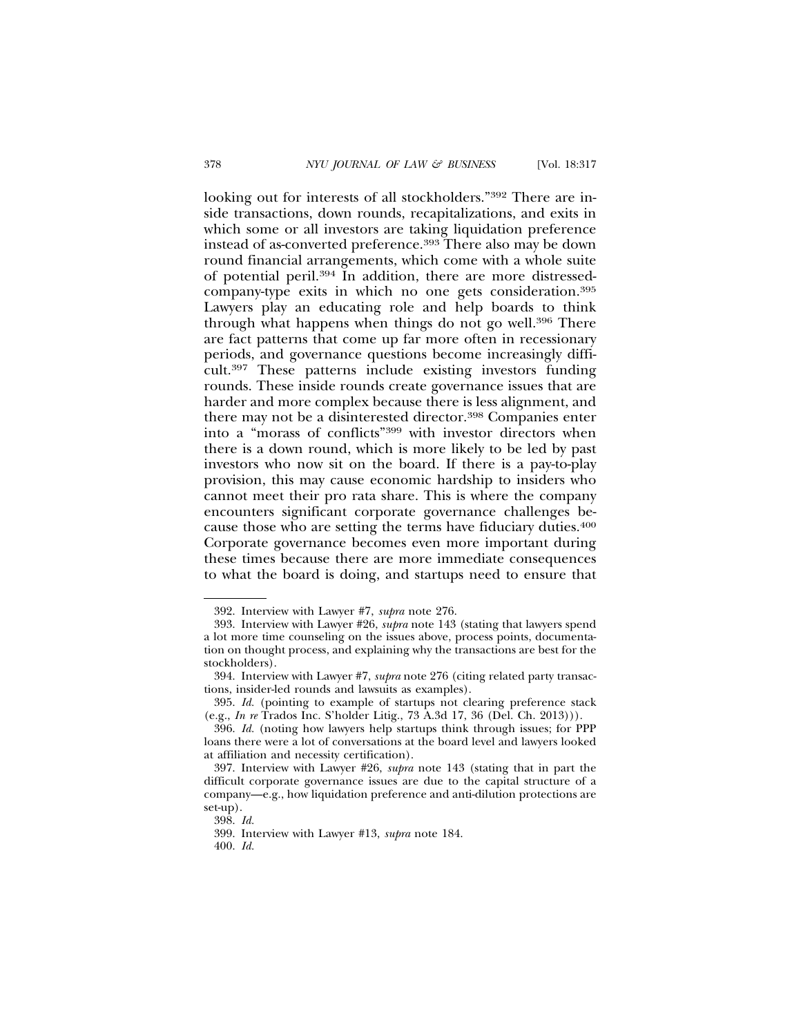looking out for interests of all stockholders."[392] There are inside transactions, down rounds, recapitalizations, and exits in which some or all investors are taking liquidation preference instead of as-converted preference.[393] There also may be down round financial arrangements, which come with a whole suite of potential peril.[394] In addition, there are more distressed-company-type exits in which no one gets consideration.[395] Lawyers play an educating role and help boards to think through what happens when things do not go well.[396] There are fact patterns that come up far more often in recessionary periods, and governance questions become increasingly difficult.[397] These patterns include existing investors funding rounds. These inside rounds create governance issues that are harder and more complex because there is less alignment, and there may not be a disinterested director.[398] Companies enter into a "morass of conflicts"[399] with investor directors when there is a down round, which is more likely to be led by past investors who now sit on the board. If there is a pay-to-play provision, this may cause economic hardship to insiders who cannot meet their pro rata share. This is where the company encounters significant corporate governance challenges because those who are setting the terms have fiduciary duties.[400] Corporate governance becomes even more important during these times because there are more immediate consequences to what the board is doing, and startups need to ensure that

---

392. Interview with Lawyer #7, *supra* note 276.

393. Interview with Lawyer #26, *supra* note 143 (stating that lawyers spend a lot more time counseling on the issues above, process points, documentation on thought process, and explaining why the transactions are best for the stockholders).

394. Interview with Lawyer #7, *supra* note 276 (citing related party transactions, insider-led rounds and lawsuits as examples).

395. *Id.* (pointing to example of startups not clearing preference stack (e.g., *In re* Trados Inc. S'holder Litig., 73 A.3d 17, 36 (Del. Ch. 2013))).

396. *Id.* (noting how lawyers help startups think through issues; for PPP loans there were a lot of conversations at the board level and lawyers looked at affiliation and necessity certification).

397. Interview with Lawyer #26, *supra* note 143 (stating that in part the difficult corporate governance issues are due to the capital structure of a company—e.g., how liquidation preference and anti-dilution protections are set-up).

398. *Id.*

399. Interview with Lawyer #13, *supra* note 184.

400. *Id.*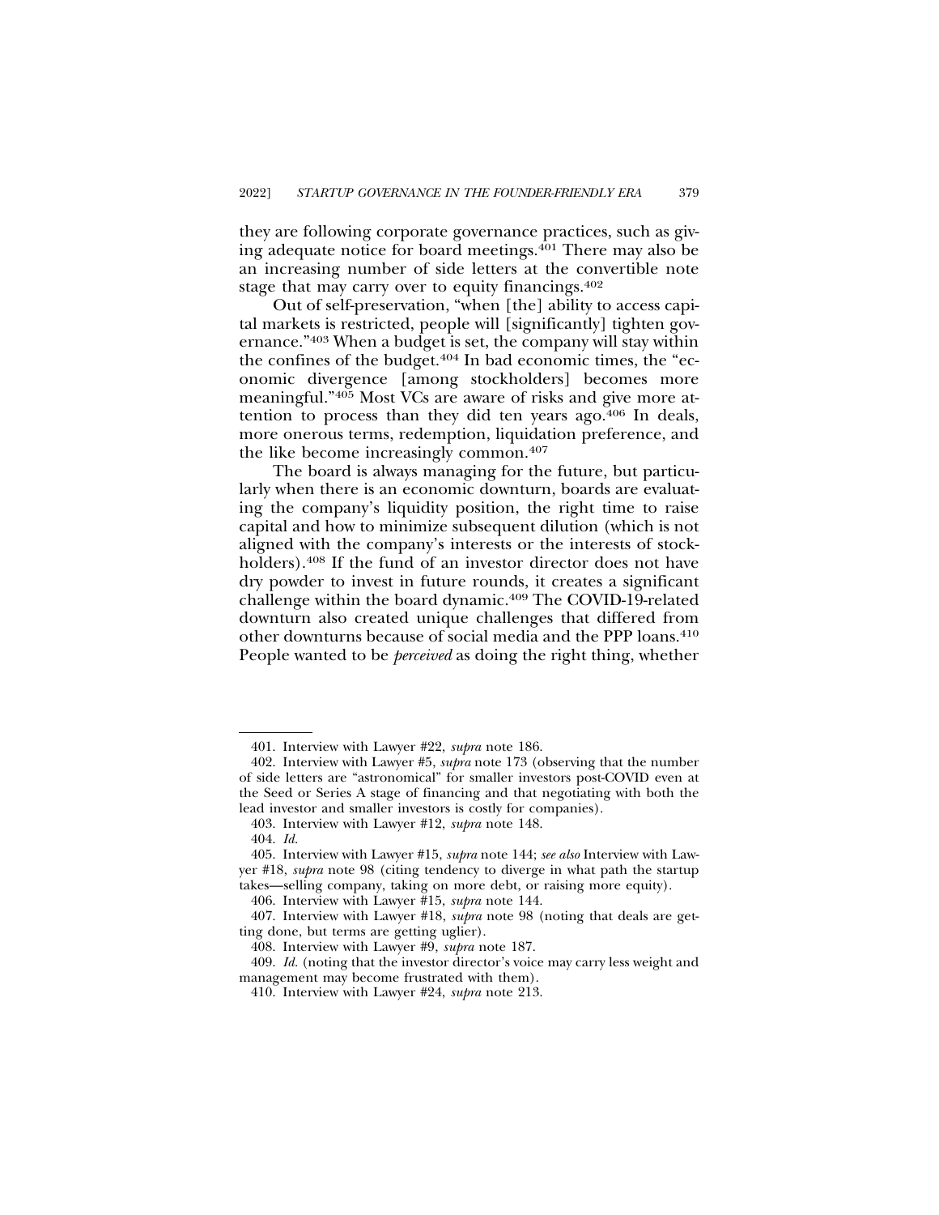they are following corporate governance practices, such as giving adequate notice for board meetings.[401] There may also be an increasing number of side letters at the convertible note stage that may carry over to equity financings.[402]

Out of self-preservation, "when [the] ability to access capital markets is restricted, people will [significantly] tighten governance."[403] When a budget is set, the company will stay within the confines of the budget.[404] In bad economic times, the "economic divergence [among stockholders] becomes more meaningful."[405] Most VCs are aware of risks and give more attention to process than they did ten years ago.[406] In deals, more onerous terms, redemption, liquidation preference, and the like become increasingly common.[407]

The board is always managing for the future, but particularly when there is an economic downturn, boards are evaluating the company's liquidity position, the right time to raise capital and how to minimize subsequent dilution (which is not aligned with the company's interests or the interests of stockholders).[408] If the fund of an investor director does not have dry powder to invest in future rounds, it creates a significant challenge within the board dynamic.[409] The COVID-19-related downturn also created unique challenges that differed from other downturns because of social media and the PPP loans.[410] People wanted to be *perceived* as doing the right thing, whether

---

401. Interview with Lawyer #22, *supra* note 186.

402. Interview with Lawyer #5, *supra* note 173 (observing that the number of side letters are "astronomical" for smaller investors post-COVID even at the Seed or Series A stage of financing and that negotiating with both the lead investor and smaller investors is costly for companies).

403. Interview with Lawyer #12, *supra* note 148.

404. *Id.*

405. Interview with Lawyer #15, *supra* note 144; *see also* Interview with Lawyer #18, *supra* note 98 (citing tendency to diverge in what path the startup takes—selling company, taking on more debt, or raising more equity).

406. Interview with Lawyer #15, *supra* note 144.

407. Interview with Lawyer #18, *supra* note 98 (noting that deals are getting done, but terms are getting uglier).

408. Interview with Lawyer #9, *supra* note 187.

409. *Id.* (noting that the investor director's voice may carry less weight and management may become frustrated with them).

410. Interview with Lawyer #24, *supra* note 213.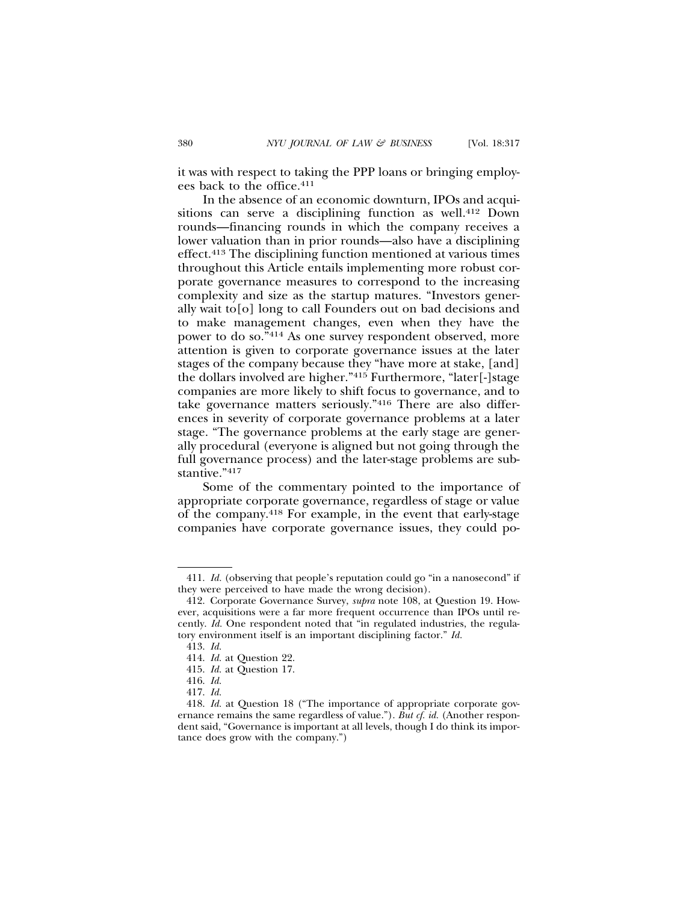it was with respect to taking the PPP loans or bringing employees back to the office.[411]

In the absence of an economic downturn, IPOs and acquisitions can serve a disciplining function as well.[412] Down rounds—financing rounds in which the company receives a lower valuation than in prior rounds—also have a disciplining effect.[413] The disciplining function mentioned at various times throughout this Article entails implementing more robust corporate governance measures to correspond to the increasing complexity and size as the startup matures. "Investors generally wait to[o] long to call Founders out on bad decisions and to make management changes, even when they have the power to do so."[414] As one survey respondent observed, more attention is given to corporate governance issues at the later stages of the company because they "have more at stake, [and] the dollars involved are higher."[415] Furthermore, "later[-]stage companies are more likely to shift focus to governance, and to take governance matters seriously."[416] There are also differences in severity of corporate governance problems at a later stage. "The governance problems at the early stage are generally procedural (everyone is aligned but not going through the full governance process) and the later-stage problems are substantive."[417]

Some of the commentary pointed to the importance of appropriate corporate governance, regardless of stage or value of the company.[418] For example, in the event that early-stage companies have corporate governance issues, they could po-

---

411. *Id.* (observing that people's reputation could go "in a nanosecond" if they were perceived to have made the wrong decision).

412. Corporate Governance Survey, *supra* note 108, at Question 19. However, acquisitions were a far more frequent occurrence than IPOs until recently. *Id.* One respondent noted that "in regulated industries, the regulatory environment itself is an important disciplining factor." *Id.*

413. *Id.*

414. *Id.* at Question 22.

415. *Id.* at Question 17.

416. *Id.*

417. *Id.*

418. *Id.* at Question 18 ("The importance of appropriate corporate governance remains the same regardless of value."). *But cf. id.* (Another respondent said, "Governance is important at all levels, though I do think its importance does grow with the company.")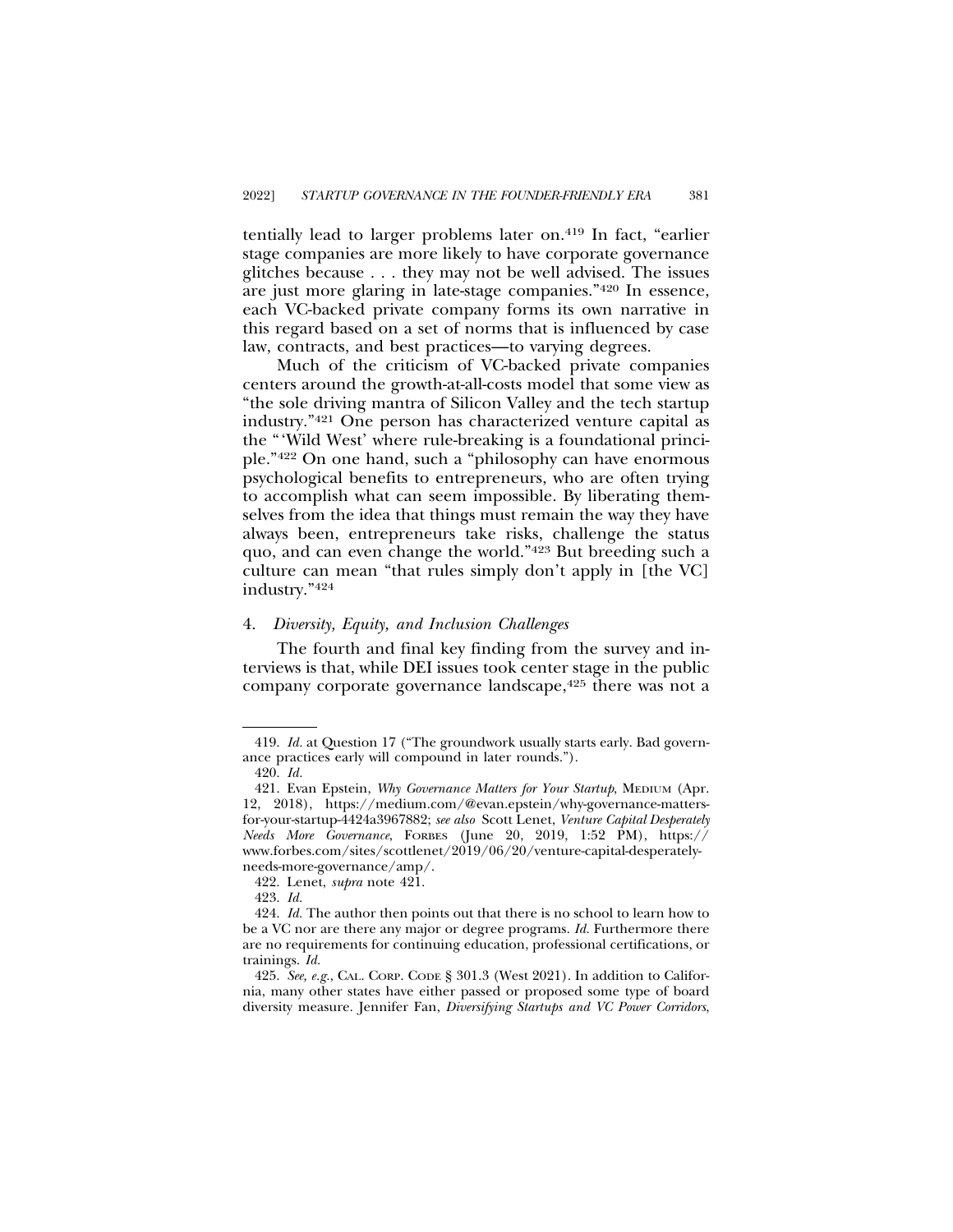tentially lead to larger problems later on.[419] In fact, "earlier stage companies are more likely to have corporate governance glitches because . . . they may not be well advised. The issues are just more glaring in late-stage companies."[420] In essence, each VC-backed private company forms its own narrative in this regard based on a set of norms that is influenced by case law, contracts, and best practices—to varying degrees.

Much of the criticism of VC-backed private companies centers around the growth-at-all-costs model that some view as "the sole driving mantra of Silicon Valley and the tech startup industry."[421] One person has characterized venture capital as the "'Wild West' where rule-breaking is a foundational principle."[422] On one hand, such a "philosophy can have enormous psychological benefits to entrepreneurs, who are often trying to accomplish what can seem impossible. By liberating themselves from the idea that things must remain the way they have always been, entrepreneurs take risks, challenge the status quo, and can even change the world."[423] But breeding such a culture can mean "that rules simply don't apply in [the VC] industry."[424]

#### 4. *Diversity, Equity, and Inclusion Challenges*

The fourth and final key finding from the survey and interviews is that, while DEI issues took center stage in the public company corporate governance landscape,[425] there was not a

---

419. *Id.* at Question 17 ("The groundwork usually starts early. Bad governance practices early will compound in later rounds.").

420. *Id.*

421. Evan Epstein, *Why Governance Matters for Your Startup*, MEDIUM (Apr. 12, 2018), https://medium.com/@evan.epstein/why-governance-matters-for-your-startup-4424a3967882; *see also* Scott Lenet, *Venture Capital Desperately Needs More Governance*, FORBES (June 20, 2019, 1:52 PM), https://www.forbes.com/sites/scottlenet/2019/06/20/venture-capital-desperately-needs-more-governance/amp/.

422. Lenet, *supra* note 421.

423. *Id.*

424. *Id.* The author then points out that there is no school to learn how to be a VC nor are there any major or degree programs. *Id.* Furthermore there are no requirements for continuing education, professional certifications, or trainings. *Id.*

425. *See, e.g.*, CAL. CORP. CODE § 301.3 (West 2021). In addition to California, many other states have either passed or proposed some type of board diversity measure. Jennifer Fan, *Diversifying Startups and VC Power Corridors*,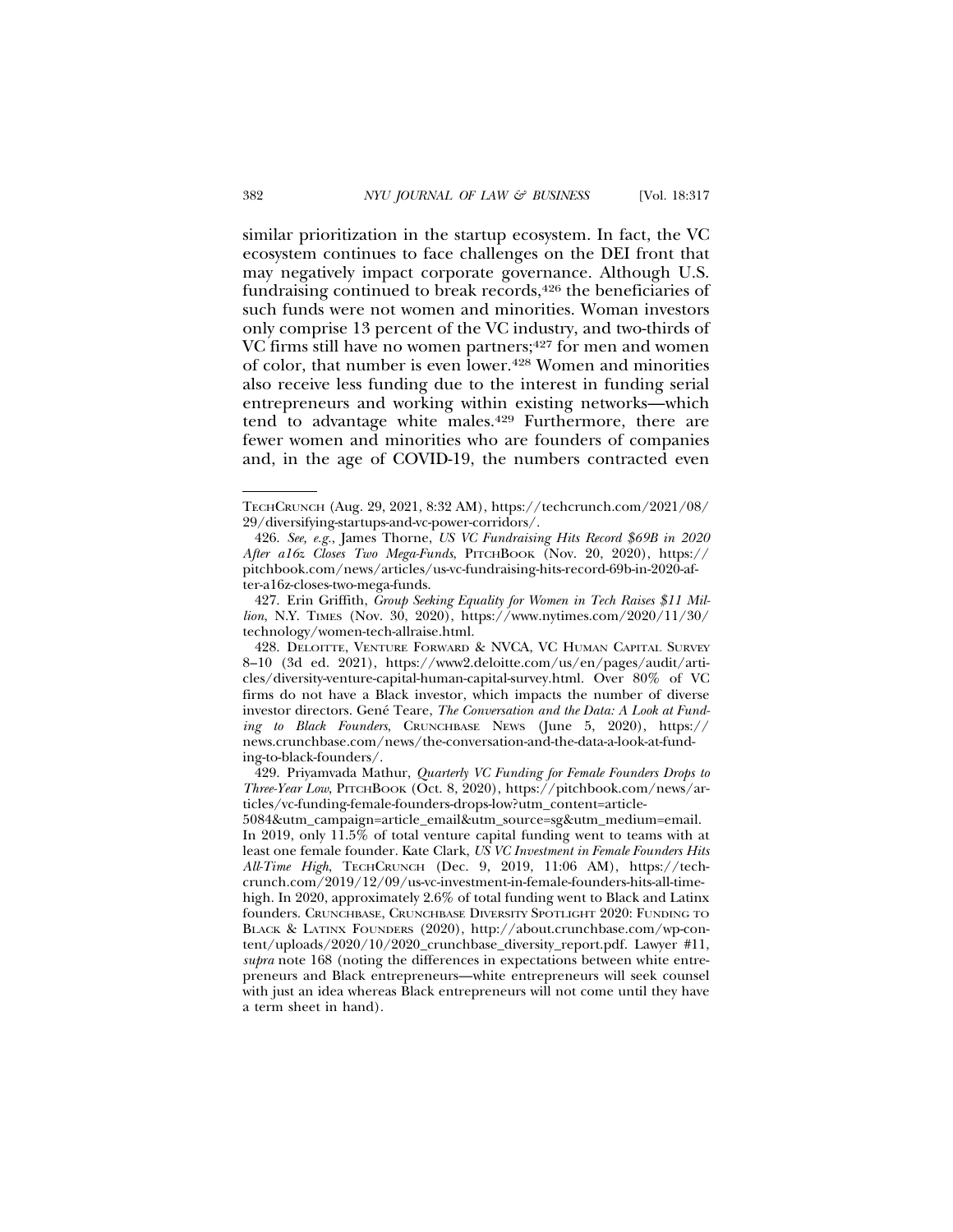similar prioritization in the startup ecosystem. In fact, the VC ecosystem continues to face challenges on the DEI front that may negatively impact corporate governance. Although U.S. fundraising continued to break records,[426] the beneficiaries of such funds were not women and minorities. Woman investors only comprise 13 percent of the VC industry, and two-thirds of VC firms still have no women partners;[427] for men and women of color, that number is even lower.[428] Women and minorities also receive less funding due to the interest in funding serial entrepreneurs and working within existing networks—which tend to advantage white males.[429] Furthermore, there are fewer women and minorities who are founders of companies and, in the age of COVID-19, the numbers contracted even

---

TECHCRUNCH (Aug. 29, 2021, 8:32 AM), https://techcrunch.com/2021/08/29/diversifying-startups-and-vc-power-corridors/.

426. *See, e.g.*, James Thorne, *US VC Fundraising Hits Record $69B in 2020 After a16z Closes Two Mega-Funds*, PITCHBOOK (Nov. 20, 2020), https://pitchbook.com/news/articles/us-vc-fundraising-hits-record-69b-in-2020-after-a16z-closes-two-mega-funds.

427. Erin Griffith, *Group Seeking Equality for Women in Tech Raises $11 Million*, N.Y. TIMES (Nov. 30, 2020), https://www.nytimes.com/2020/11/30/technology/women-tech-allraise.html.

428. DELOITTE, VENTURE FORWARD & NVCA, VC HUMAN CAPITAL SURVEY 8–10 (3d ed. 2021), https://www2.deloitte.com/us/en/pages/audit/articles/diversity-venture-capital-human-capital-survey.html. Over 80% of VC firms do not have a Black investor, which impacts the number of diverse investor directors. Gené Teare, *The Conversation and the Data: A Look at Funding to Black Founders*, CRUNCHBASE NEWS (June 5, 2020), https://news.crunchbase.com/news/the-conversation-and-the-data-a-look-at-funding-to-black-founders/.

429. Priyamvada Mathur, *Quarterly VC Funding for Female Founders Drops to Three-Year Low*, PITCHBOOK (Oct. 8, 2020), https://pitchbook.com/news/articles/vc-funding-female-founders-drops-low?utm_content=article-5084&utm_campaign=article_email&utm_source=sg&utm_medium=email. In 2019, only 11.5% of total venture capital funding went to teams with at least one female founder. Kate Clark, *US VC Investment in Female Founders Hits All-Time High*, TECHCRUNCH (Dec. 9, 2019, 11:06 AM), https://techcrunch.com/2019/12/09/us-vc-investment-in-female-founders-hits-all-time-high. In 2020, approximately 2.6% of total funding went to Black and Latinx founders. CRUNCHBASE, CRUNCHBASE DIVERSITY SPOTLIGHT 2020: FUNDING TO BLACK & LATINX FOUNDERS (2020), http://about.crunchbase.com/wp-content/uploads/2020/10/2020_crunchbase_diversity_report.pdf. Lawyer #11, *supra* note 168 (noting the differences in expectations between white entrepreneurs and Black entrepreneurs—white entrepreneurs will seek counsel with just an idea whereas Black entrepreneurs will not come until they have a term sheet in hand).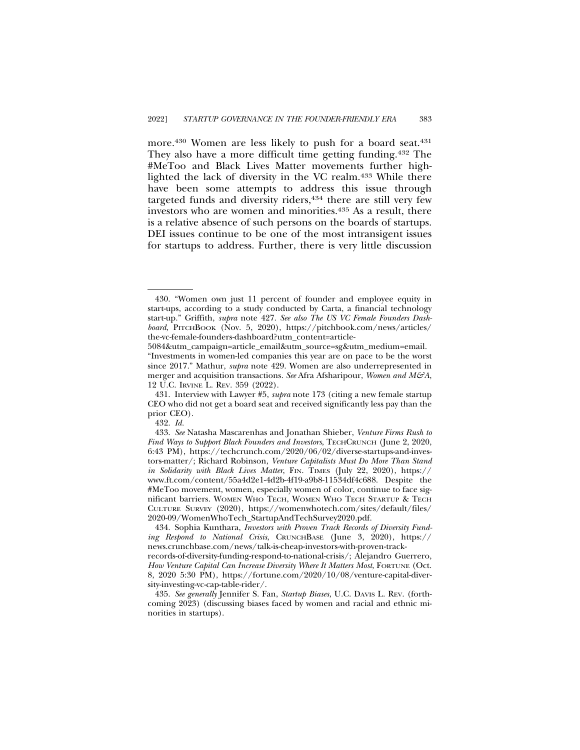more.[430] Women are less likely to push for a board seat.[431] They also have a more difficult time getting funding.[432] The #MeToo and Black Lives Matter movements further highlighted the lack of diversity in the VC realm.[433] While there have been some attempts to address this issue through targeted funds and diversity riders,[434] there are still very few investors who are women and minorities.[435] As a result, there is a relative absence of such persons on the boards of startups. DEI issues continue to be one of the most intransigent issues for startups to address. Further, there is very little discussion

---

430. "Women own just 11 percent of founder and employee equity in start-ups, according to a study conducted by Carta, a financial technology start-up." Griffith, *supra* note 427. *See also The US VC Female Founders Dashboard*, PITCHBOOK (Nov. 5, 2020), https://pitchbook.com/news/articles/the-vc-female-founders-dashboard?utm_content=article-5084&utm_campaign=article_email&utm_source=sg&utm_medium=email. "Investments in women-led companies this year are on pace to be the worst since 2017." Mathur, *supra* note 429. Women are also underrepresented in merger and acquisition transactions. *See* Afra Afsharipour, *Women and M&A*, 12 U.C. IRVINE L. REV. 359 (2022).

431. Interview with Lawyer #5, *supra* note 173 (citing a new female startup CEO who did not get a board seat and received significantly less pay than the prior CEO).

432. *Id.*

433. *See* Natasha Mascarenhas and Jonathan Shieber, *Venture Firms Rush to Find Ways to Support Black Founders and Investors*, TECHCRUNCH (June 2, 2020, 6:43 PM), https://techcrunch.com/2020/06/02/diverse-startups-and-investors-matter/; Richard Robinson, *Venture Capitalists Must Do More Than Stand in Solidarity with Black Lives Matter*, FIN. TIMES (July 22, 2020), https://www.ft.com/content/55a4d2e1-4d2b-4f19-a9b8-11534df4c688. Despite the #MeToo movement, women, especially women of color, continue to face significant barriers. WOMEN WHO TECH, WOMEN WHO TECH STARTUP & TECH CULTURE SURVEY (2020), https://womenwhotech.com/sites/default/files/2020-09/WomenWhoTech_StartupAndTechSurvey2020.pdf.

434. Sophia Kunthara, *Investors with Proven Track Records of Diversity Funding Respond to National Crisis*, CRUNCHBASE (June 3, 2020), https://news.crunchbase.com/news/talk-is-cheap-investors-with-proven-track-records-of-diversity-funding-respond-to-national-crisis/; Alejandro Guerrero, *How Venture Capital Can Increase Diversity Where It Matters Most*, FORTUNE (Oct. 8, 2020 5:30 PM), https://fortune.com/2020/10/08/venture-capital-diversity-investing-vc-cap-table-rider/.

435. *See generally* Jennifer S. Fan, *Startup Biases*, U.C. DAVIS L. REV. (forthcoming 2023) (discussing biases faced by women and racial and ethnic minorities in startups).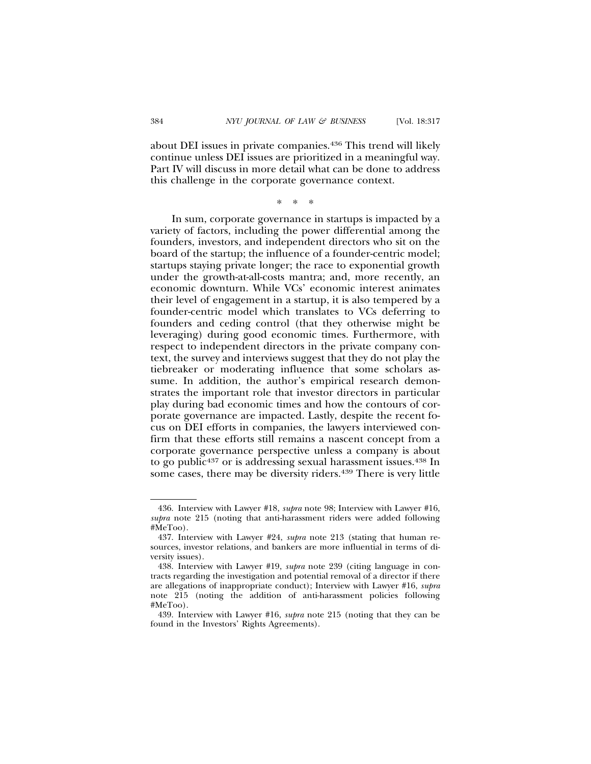about DEI issues in private companies.[436] This trend will likely continue unless DEI issues are prioritized in a meaningful way. Part IV will discuss in more detail what can be done to address this challenge in the corporate governance context.

\* \* \*

In sum, corporate governance in startups is impacted by a variety of factors, including the power differential among the founders, investors, and independent directors who sit on the board of the startup; the influence of a founder-centric model; startups staying private longer; the race to exponential growth under the growth-at-all-costs mantra; and, more recently, an economic downturn. While VCs' economic interest animates their level of engagement in a startup, it is also tempered by a founder-centric model which translates to VCs deferring to founders and ceding control (that they otherwise might be leveraging) during good economic times. Furthermore, with respect to independent directors in the private company context, the survey and interviews suggest that they do not play the tiebreaker or moderating influence that some scholars assume. In addition, the author's empirical research demonstrates the important role that investor directors in particular play during bad economic times and how the contours of corporate governance are impacted. Lastly, despite the recent focus on DEI efforts in companies, the lawyers interviewed confirm that these efforts still remains a nascent concept from a corporate governance perspective unless a company is about to go public[437] or is addressing sexual harassment issues.[438] In some cases, there may be diversity riders.[439] There is very little

---

436. Interview with Lawyer #18, *supra* note 98; Interview with Lawyer #16, *supra* note 215 (noting that anti-harassment riders were added following #MeToo).

437. Interview with Lawyer #24, *supra* note 213 (stating that human resources, investor relations, and bankers are more influential in terms of diversity issues).

438. Interview with Lawyer #19, *supra* note 239 (citing language in contracts regarding the investigation and potential removal of a director if there are allegations of inappropriate conduct); Interview with Lawyer #16, *supra* note 215 (noting the addition of anti-harassment policies following #MeToo).

439. Interview with Lawyer #16, *supra* note 215 (noting that they can be found in the Investors' Rights Agreements).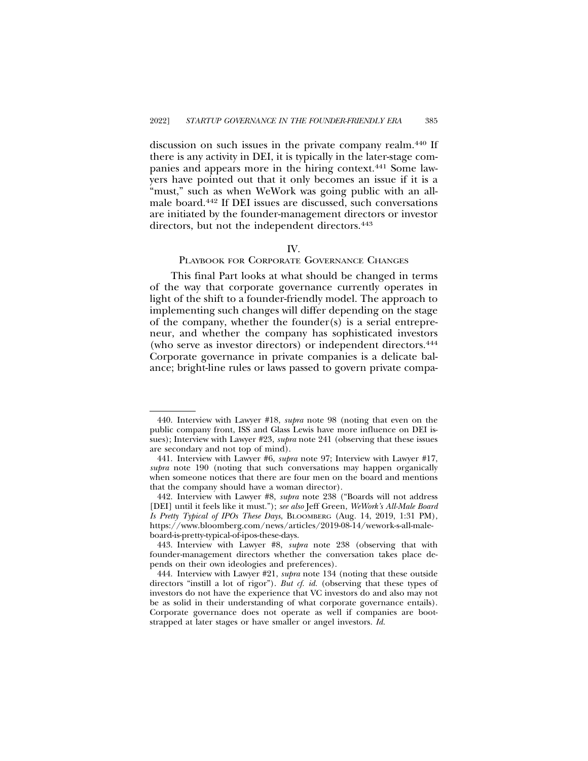discussion on such issues in the private company realm.[440] If there is any activity in DEI, it is typically in the later-stage companies and appears more in the hiring context.[441] Some lawyers have pointed out that it only becomes an issue if it is a "must," such as when WeWork was going public with an all-male board.[442] If DEI issues are discussed, such conversations are initiated by the founder-management directors or investor directors, but not the independent directors.[443]

## IV.
## Playbook for Corporate Governance Changes

This final Part looks at what should be changed in terms of the way that corporate governance currently operates in light of the shift to a founder-friendly model. The approach to implementing such changes will differ depending on the stage of the company, whether the founder(s) is a serial entrepreneur, and whether the company has sophisticated investors (who serve as investor directors) or independent directors.[444] Corporate governance in private companies is a delicate balance; bright-line rules or laws passed to govern private compa-

---

440. Interview with Lawyer #18, *supra* note 98 (noting that even on the public company front, ISS and Glass Lewis have more influence on DEI issues); Interview with Lawyer #23, *supra* note 241 (observing that these issues are secondary and not top of mind).

441. Interview with Lawyer #6, *supra* note 97; Interview with Lawyer #17, *supra* note 190 (noting that such conversations may happen organically when someone notices that there are four men on the board and mentions that the company should have a woman director).

442. Interview with Lawyer #8, *supra* note 238 ("Boards will not address [DEI] until it feels like it must."); *see also* Jeff Green, *WeWork's All-Male Board Is Pretty Typical of IPOs These Days*, Bloomberg (Aug. 14, 2019, 1:31 PM), https://www.bloomberg.com/news/articles/2019-08-14/wework-s-all-male-board-is-pretty-typical-of-ipos-these-days.

443. Interview with Lawyer #8, *supra* note 238 (observing that with founder-management directors whether the conversation takes place depends on their own ideologies and preferences).

444. Interview with Lawyer #21, *supra* note 134 (noting that these outside directors "instill a lot of rigor"). *But cf. id.* (observing that these types of investors do not have the experience that VC investors do and also may not be as solid in their understanding of what corporate governance entails). Corporate governance does not operate as well if companies are bootstrapped at later stages or have smaller or angel investors. *Id.*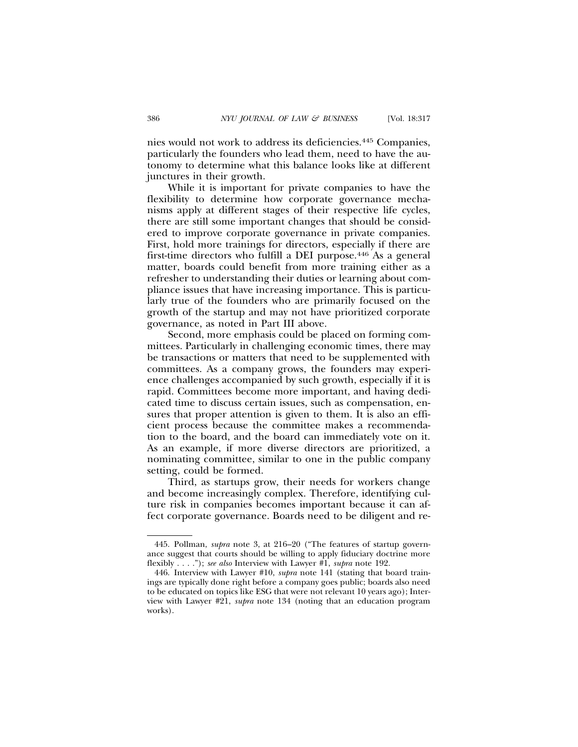nies would not work to address its deficiencies.[445] Companies, particularly the founders who lead them, need to have the autonomy to determine what this balance looks like at different junctures in their growth.

While it is important for private companies to have the flexibility to determine how corporate governance mechanisms apply at different stages of their respective life cycles, there are still some important changes that should be considered to improve corporate governance in private companies. First, hold more trainings for directors, especially if there are first-time directors who fulfill a DEI purpose.[446] As a general matter, boards could benefit from more training either as a refresher to understanding their duties or learning about compliance issues that have increasing importance. This is particularly true of the founders who are primarily focused on the growth of the startup and may not have prioritized corporate governance, as noted in Part III above.

Second, more emphasis could be placed on forming committees. Particularly in challenging economic times, there may be transactions or matters that need to be supplemented with committees. As a company grows, the founders may experience challenges accompanied by such growth, especially if it is rapid. Committees become more important, and having dedicated time to discuss certain issues, such as compensation, ensures that proper attention is given to them. It is also an efficient process because the committee makes a recommendation to the board, and the board can immediately vote on it. As an example, if more diverse directors are prioritized, a nominating committee, similar to one in the public company setting, could be formed.

Third, as startups grow, their needs for workers change and become increasingly complex. Therefore, identifying culture risk in companies becomes important because it can affect corporate governance. Boards need to be diligent and re-

---

445. Pollman, *supra* note 3, at 216–20 ("The features of startup governance suggest that courts should be willing to apply fiduciary doctrine more flexibly . . . ."); *see also* Interview with Lawyer #1, *supra* note 192.

446. Interview with Lawyer #10, *supra* note 141 (stating that board trainings are typically done right before a company goes public; boards also need to be educated on topics like ESG that were not relevant 10 years ago); Interview with Lawyer #21, *supra* note 134 (noting that an education program works).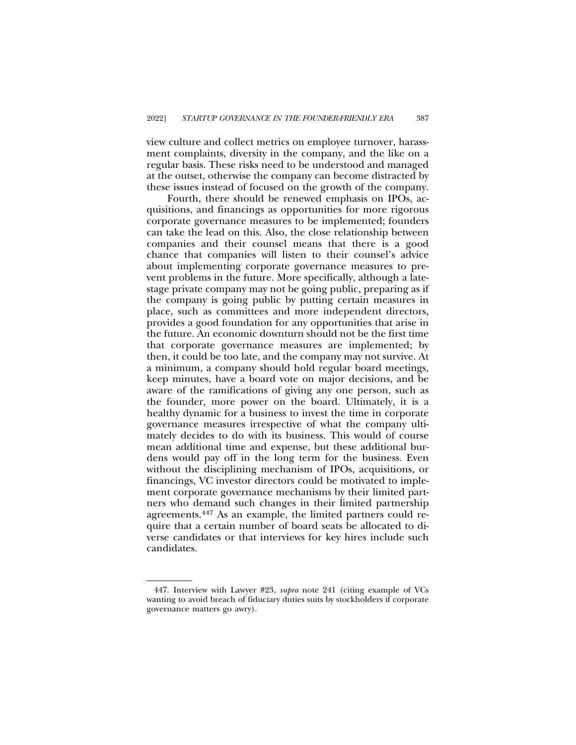view culture and collect metrics on employee turnover, harassment complaints, diversity in the company, and the like on a regular basis. These risks need to be understood and managed at the outset, otherwise the company can become distracted by these issues instead of focused on the growth of the company.

Fourth, there should be renewed emphasis on IPOs, acquisitions, and financings as opportunities for more rigorous corporate governance measures to be implemented; founders can take the lead on this. Also, the close relationship between companies and their counsel means that there is a good chance that companies will listen to their counsel's advice about implementing corporate governance measures to prevent problems in the future. More specifically, although a late-stage private company may not be going public, preparing as if the company is going public by putting certain measures in place, such as committees and more independent directors, provides a good foundation for any opportunities that arise in the future. An economic downturn should not be the first time that corporate governance measures are implemented; by then, it could be too late, and the company may not survive. At a minimum, a company should hold regular board meetings, keep minutes, have a board vote on major decisions, and be aware of the ramifications of giving any one person, such as the founder, more power on the board. Ultimately, it is a healthy dynamic for a business to invest the time in corporate governance measures irrespective of what the company ultimately decides to do with its business. This would of course mean additional time and expense, but these additional burdens would pay off in the long term for the business. Even without the disciplining mechanism of IPOs, acquisitions, or financings, VC investor directors could be motivated to implement corporate governance mechanisms by their limited partners who demand such changes in their limited partnership agreements.[447] As an example, the limited partners could require that a certain number of board seats be allocated to diverse candidates or that interviews for key hires include such candidates.

447. Interview with Lawyer #23, *supra* note 241 (citing example of VCs wanting to avoid breach of fiduciary duties suits by stockholders if corporate governance matters go awry).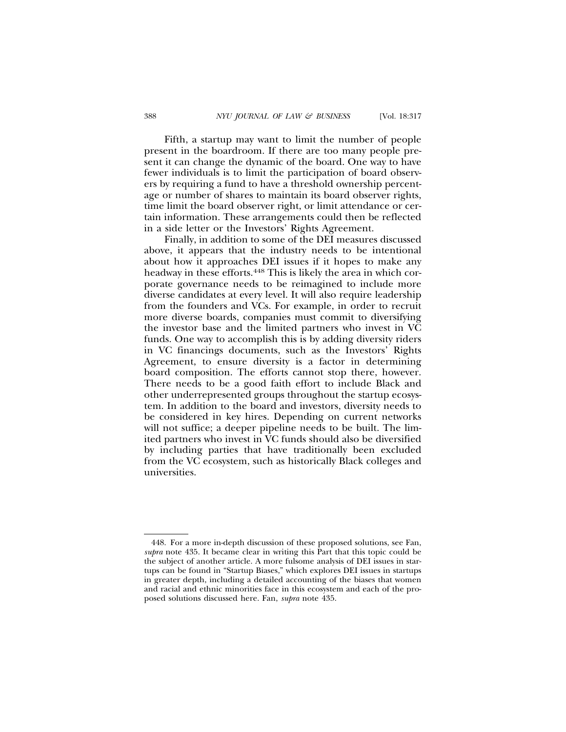Fifth, a startup may want to limit the number of people present in the boardroom. If there are too many people present it can change the dynamic of the board. One way to have fewer individuals is to limit the participation of board observers by requiring a fund to have a threshold ownership percentage or number of shares to maintain its board observer rights, time limit the board observer right, or limit attendance or certain information. These arrangements could then be reflected in a side letter or the Investors' Rights Agreement.

Finally, in addition to some of the DEI measures discussed above, it appears that the industry needs to be intentional about how it approaches DEI issues if it hopes to make any headway in these efforts.[448] This is likely the area in which corporate governance needs to be reimagined to include more diverse candidates at every level. It will also require leadership from the founders and VCs. For example, in order to recruit more diverse boards, companies must commit to diversifying the investor base and the limited partners who invest in VC funds. One way to accomplish this is by adding diversity riders in VC financings documents, such as the Investors' Rights Agreement, to ensure diversity is a factor in determining board composition. The efforts cannot stop there, however. There needs to be a good faith effort to include Black and other underrepresented groups throughout the startup ecosystem. In addition to the board and investors, diversity needs to be considered in key hires. Depending on current networks will not suffice; a deeper pipeline needs to be built. The limited partners who invest in VC funds should also be diversified by including parties that have traditionally been excluded from the VC ecosystem, such as historically Black colleges and universities.

---

448. For a more in-depth discussion of these proposed solutions, see Fan, *supra* note 435. It became clear in writing this Part that this topic could be the subject of another article. A more fulsome analysis of DEI issues in startups can be found in "Startup Biases," which explores DEI issues in startups in greater depth, including a detailed accounting of the biases that women and racial and ethnic minorities face in this ecosystem and each of the proposed solutions discussed here. Fan, *supra* note 435.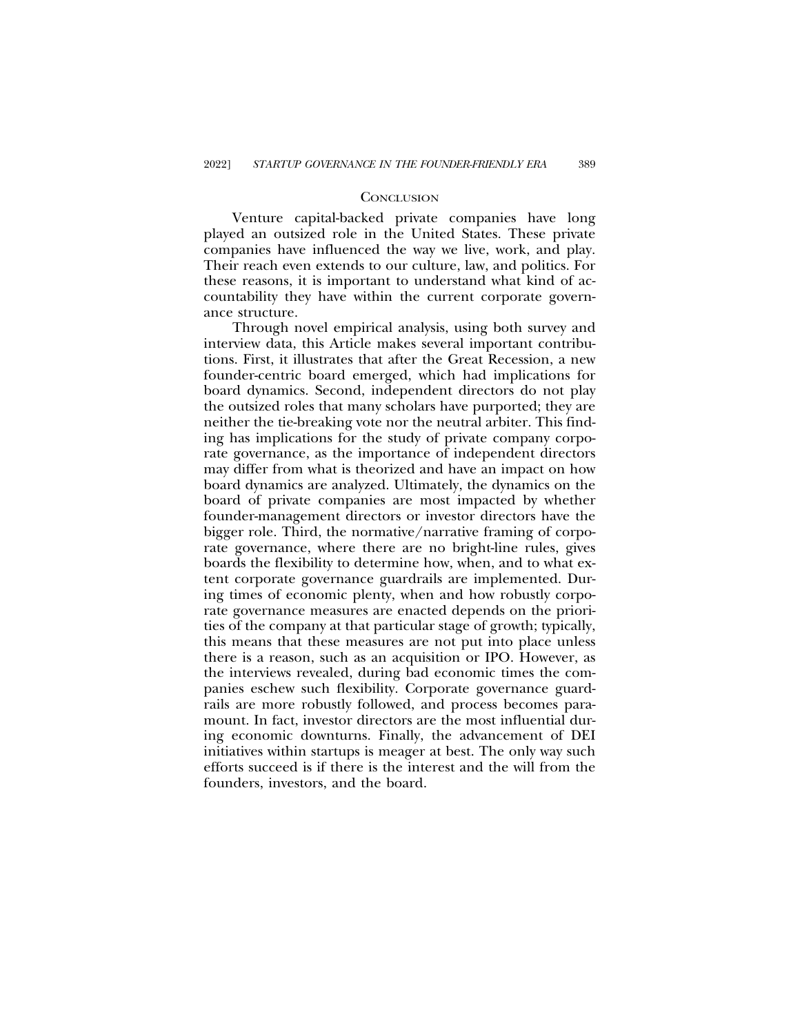## Conclusion

Venture capital-backed private companies have long played an outsized role in the United States. These private companies have influenced the way we live, work, and play. Their reach even extends to our culture, law, and politics. For these reasons, it is important to understand what kind of accountability they have within the current corporate governance structure.

Through novel empirical analysis, using both survey and interview data, this Article makes several important contributions. First, it illustrates that after the Great Recession, a new founder-centric board emerged, which had implications for board dynamics. Second, independent directors do not play the outsized roles that many scholars have purported; they are neither the tie-breaking vote nor the neutral arbiter. This finding has implications for the study of private company corporate governance, as the importance of independent directors may differ from what is theorized and have an impact on how board dynamics are analyzed. Ultimately, the dynamics on the board of private companies are most impacted by whether founder-management directors or investor directors have the bigger role. Third, the normative/narrative framing of corporate governance, where there are no bright-line rules, gives boards the flexibility to determine how, when, and to what extent corporate governance guardrails are implemented. During times of economic plenty, when and how robustly corporate governance measures are enacted depends on the priorities of the company at that particular stage of growth; typically, this means that these measures are not put into place unless there is a reason, such as an acquisition or IPO. However, as the interviews revealed, during bad economic times the companies eschew such flexibility. Corporate governance guardrails are more robustly followed, and process becomes paramount. In fact, investor directors are the most influential during economic downturns. Finally, the advancement of DEI initiatives within startups is meager at best. The only way such efforts succeed is if there is the interest and the will from the founders, investors, and the board.